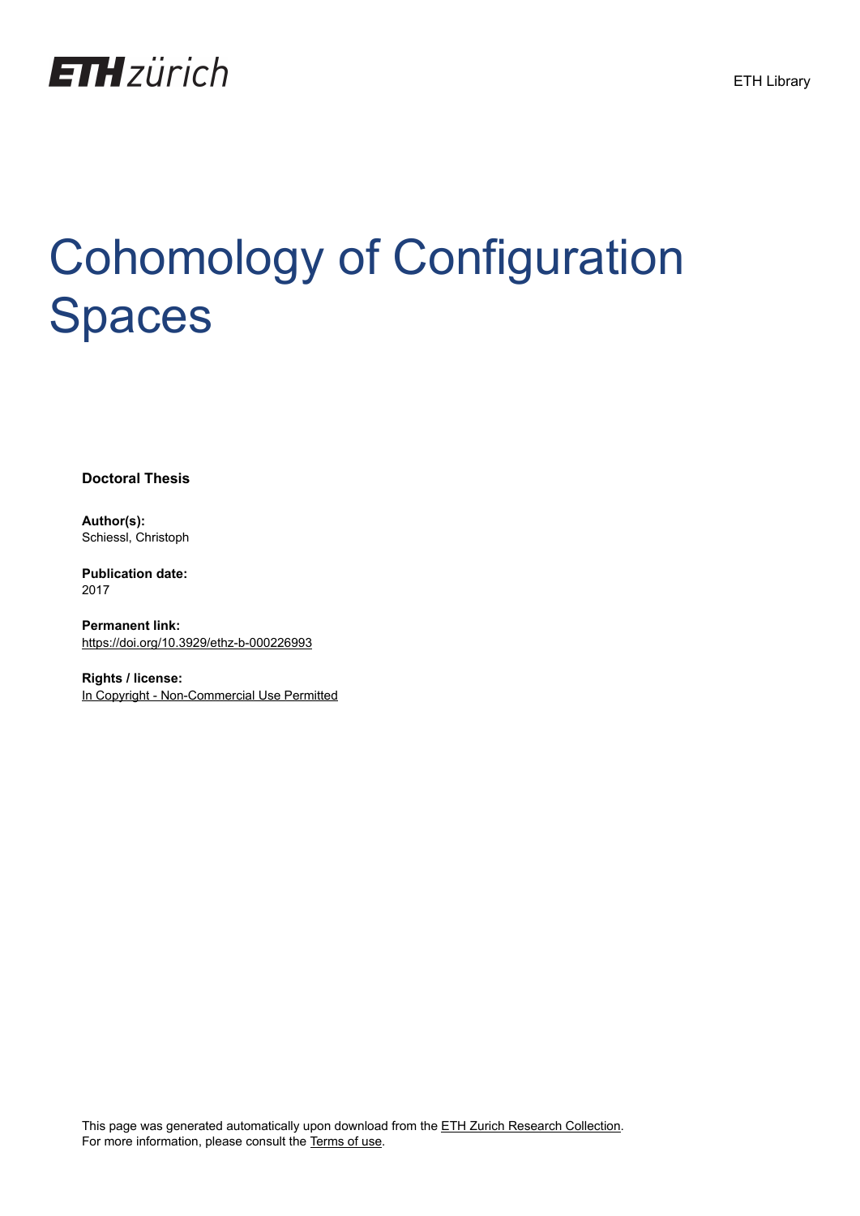ETH zürich

ETH Library

# Cohomology of Configuration Spaces

**Doctoral Thesis**

**Author(s):**
Schiessl, Christoph

**Publication date:**
2017

**Permanent link:**
https://doi.org/10.3929/ethz-b-000226993

**Rights / license:**
In Copyright - Non-Commercial Use Permitted

This page was generated automatically upon download from the ETH Zurich Research Collection.
For more information, please consult the Terms of use.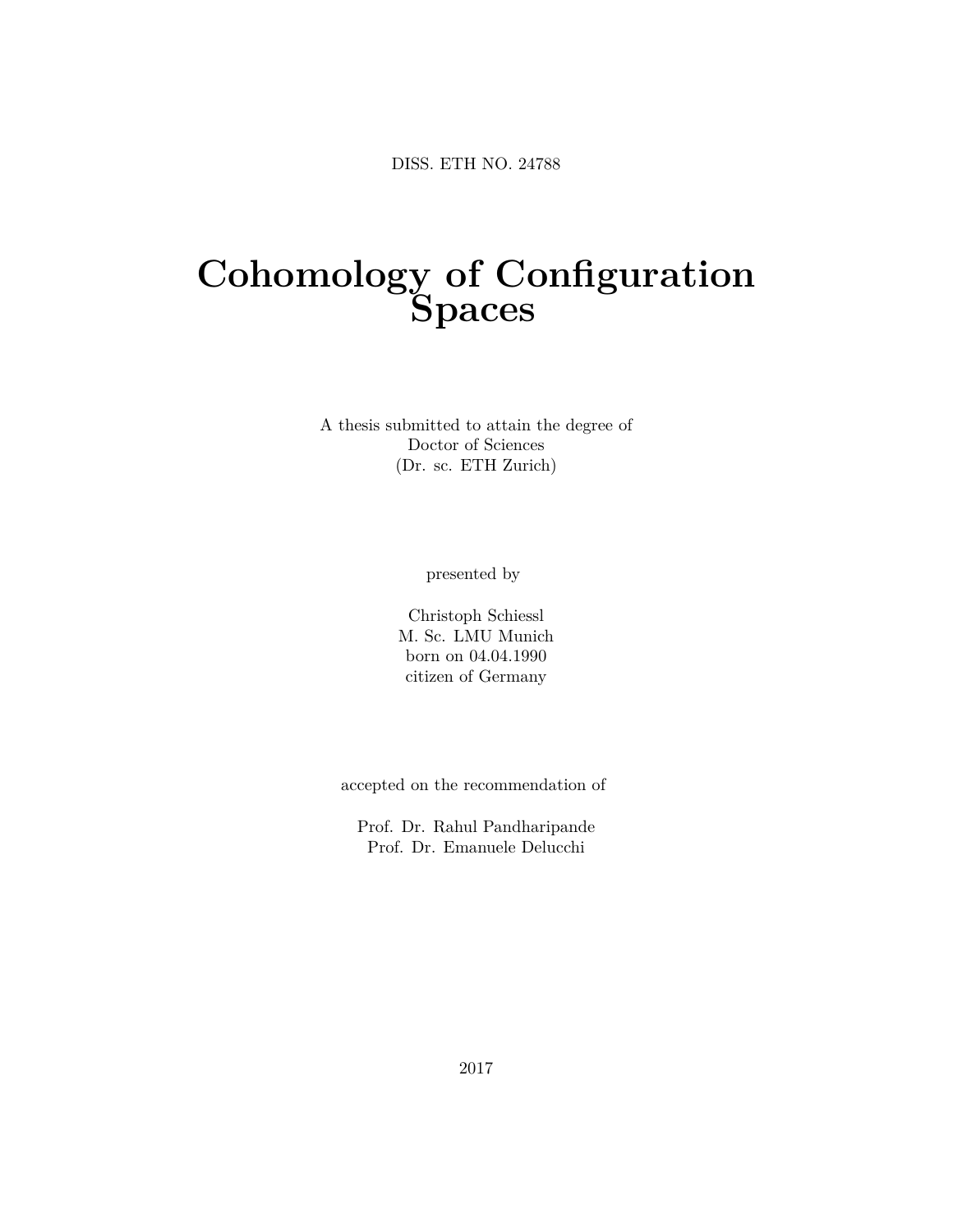DISS. ETH NO. 24788

# Cohomology of Configuration Spaces

A thesis submitted to attain the degree of
Doctor of Sciences
(Dr. sc. ETH Zurich)

presented by

Christoph Schiessl
M. Sc. LMU Munich
born on 04.04.1990
citizen of Germany

accepted on the recommendation of

Prof. Dr. Rahul Pandharipande
Prof. Dr. Emanuele Delucchi

2017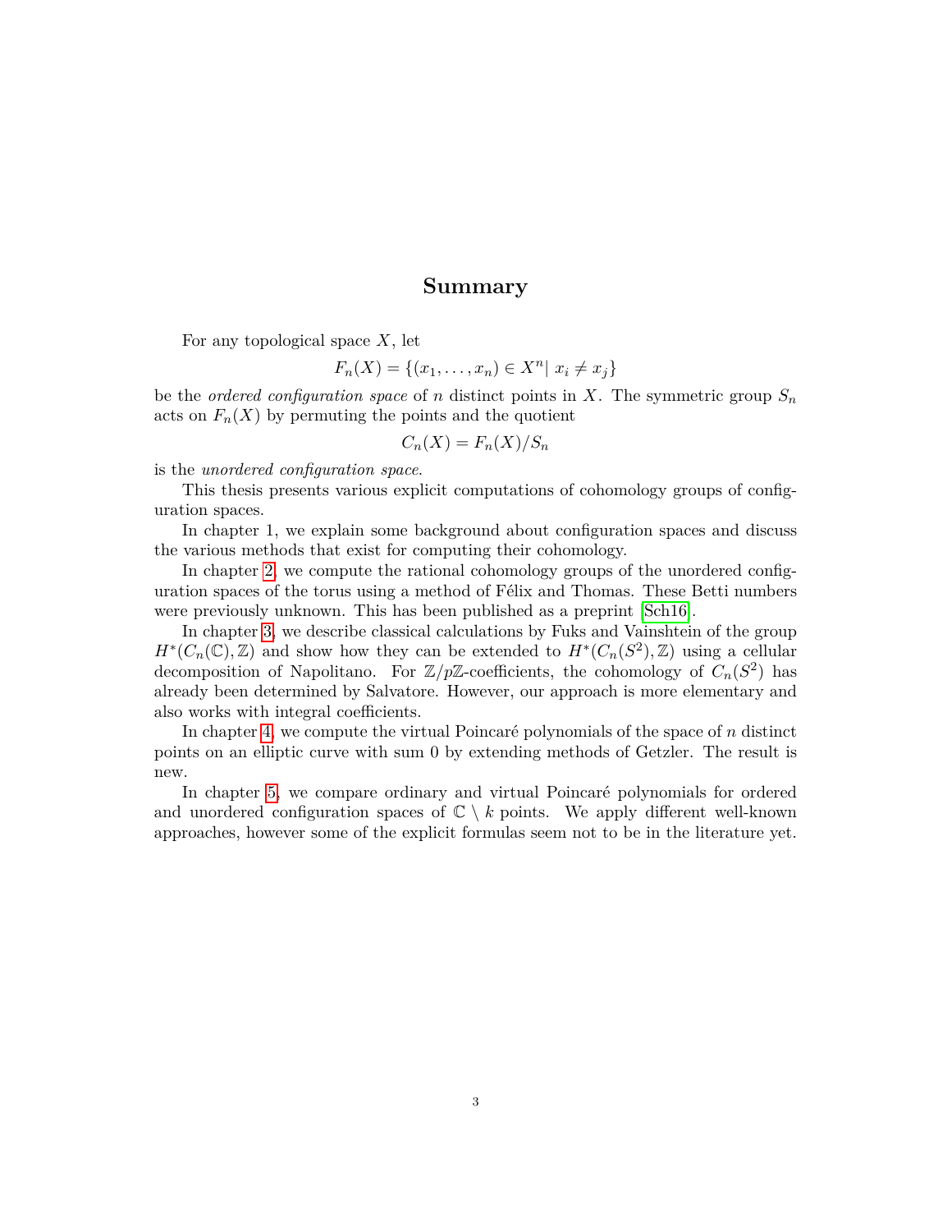# Summary

For any topological space $X$, let

$$F_n(X) = \{(x_1, \dots, x_n) \in X^n | \; x_i \neq x_j\}$$

be the *ordered configuration space* of $n$ distinct points in $X$. The symmetric group $S_n$ acts on $F_n(X)$ by permuting the points and the quotient

$$C_n(X) = F_n(X)/S_n$$

is the *unordered configuration space*.

This thesis presents various explicit computations of cohomology groups of configuration spaces.

In chapter 1, we explain some background about configuration spaces and discuss the various methods that exist for computing their cohomology.

In chapter 2, we compute the rational cohomology groups of the unordered configuration spaces of the torus using a method of Félix and Thomas. These Betti numbers were previously unknown. This has been published as a preprint [Sch16].

In chapter 3, we describe classical calculations by Fuks and Vainshtein of the group $H^*(C_n(\mathbb{C}), \mathbb{Z})$ and show how they can be extended to $H^*(C_n(S^2), \mathbb{Z})$ using a cellular decomposition of Napolitano. For $\mathbb{Z}/p\mathbb{Z}$-coefficients, the cohomology of $C_n(S^2)$ has already been determined by Salvatore. However, our approach is more elementary and also works with integral coefficients.

In chapter 4, we compute the virtual Poincaré polynomials of the space of $n$ distinct points on an elliptic curve with sum 0 by extending methods of Getzler. The result is new.

In chapter 5, we compare ordinary and virtual Poincaré polynomials for ordered and unordered configuration spaces of $\mathbb{C} \setminus k$ points. We apply different well-known approaches, however some of the explicit formulas seem not to be in the literature yet.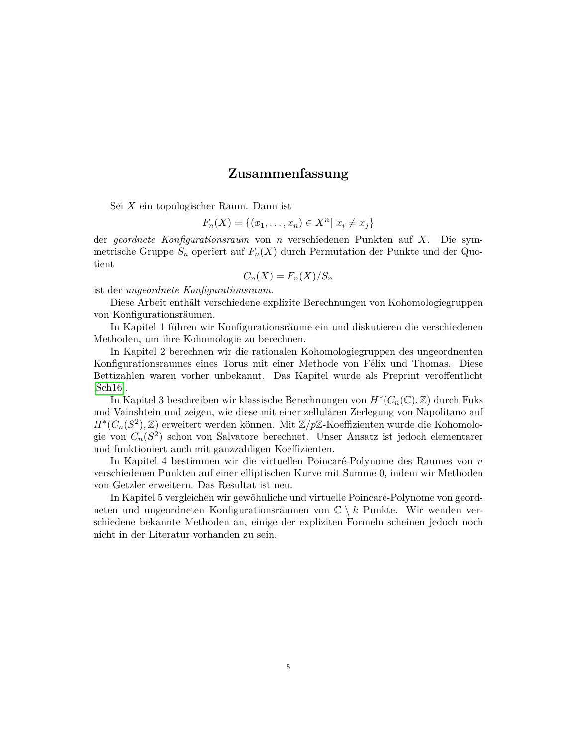## Zusammenfassung

Sei $X$ ein topologischer Raum. Dann ist

$$F_n(X) = \{(x_1, \ldots, x_n) \in X^n |\ x_i \neq x_j\}$$

der *geordnete Konfigurationsraum* von $n$ verschiedenen Punkten auf $X$. Die symmetrische Gruppe $S_n$ operiert auf $F_n(X)$ durch Permutation der Punkte und der Quotient

$$C_n(X) = F_n(X)/S_n$$

ist der *ungeordnete Konfigurationsraum*.

Diese Arbeit enthält verschiedene explizite Berechnungen von Kohomologiegruppen von Konfigurationsräumen.

In Kapitel 1 führen wir Konfigurationsräume ein und diskutieren die verschiedenen Methoden, um ihre Kohomologie zu berechnen.

In Kapitel 2 berechnen wir die rationalen Kohomologiegruppen des ungeordnenten Konfigurationsraumes eines Torus mit einer Methode von Félix und Thomas. Diese Bettizahlen waren vorher unbekannt. Das Kapitel wurde als Preprint veröffentlicht [Sch16].

In Kapitel 3 beschreiben wir klassische Berechnungen von $H^*(C_n(\mathbb{C}), \mathbb{Z})$ durch Fuks und Vainshtein und zeigen, wie diese mit einer zellulären Zerlegung von Napolitano auf $H^*(C_n(S^2), \mathbb{Z})$ erweitert werden können. Mit $\mathbb{Z}/p\mathbb{Z}$-Koeffizienten wurde die Kohomologie von $C_n(S^2)$ schon von Salvatore berechnet. Unser Ansatz ist jedoch elementarer und funktioniert auch mit ganzzahligen Koeffizienten.

In Kapitel 4 bestimmen wir die virtuellen Poincaré-Polynome des Raumes von $n$ verschiedenen Punkten auf einer elliptischen Kurve mit Summe 0, indem wir Methoden von Getzler erweitern. Das Resultat ist neu.

In Kapitel 5 vergleichen wir gewöhnliche und virtuelle Poincaré-Polynome von geordneten und ungeordneten Konfigurationsräumen von $\mathbb{C} \setminus k$ Punkte. Wir wenden verschiedene bekannte Methoden an, einige der expliziten Formeln scheinen jedoch noch nicht in der Literatur vorhanden zu sein.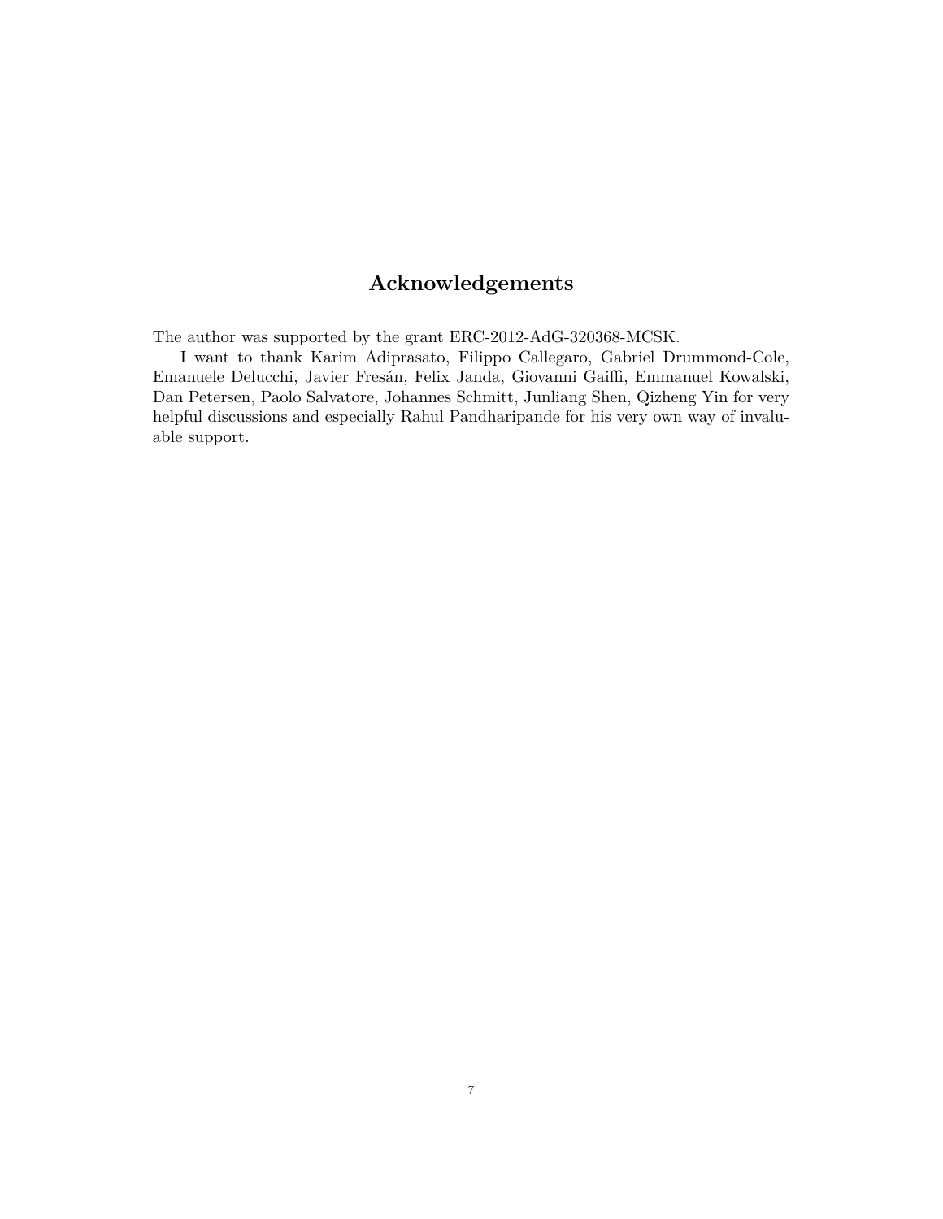## Acknowledgements

The author was supported by the grant ERC-2012-AdG-320368-MCSK.

I want to thank Karim Adiprasato, Filippo Callegaro, Gabriel Drummond-Cole, Emanuele Delucchi, Javier Fresán, Felix Janda, Giovanni Gaiffi, Emmanuel Kowalski, Dan Petersen, Paolo Salvatore, Johannes Schmitt, Junliang Shen, Qizheng Yin for very helpful discussions and especially Rahul Pandharipande for his very own way of invaluable support.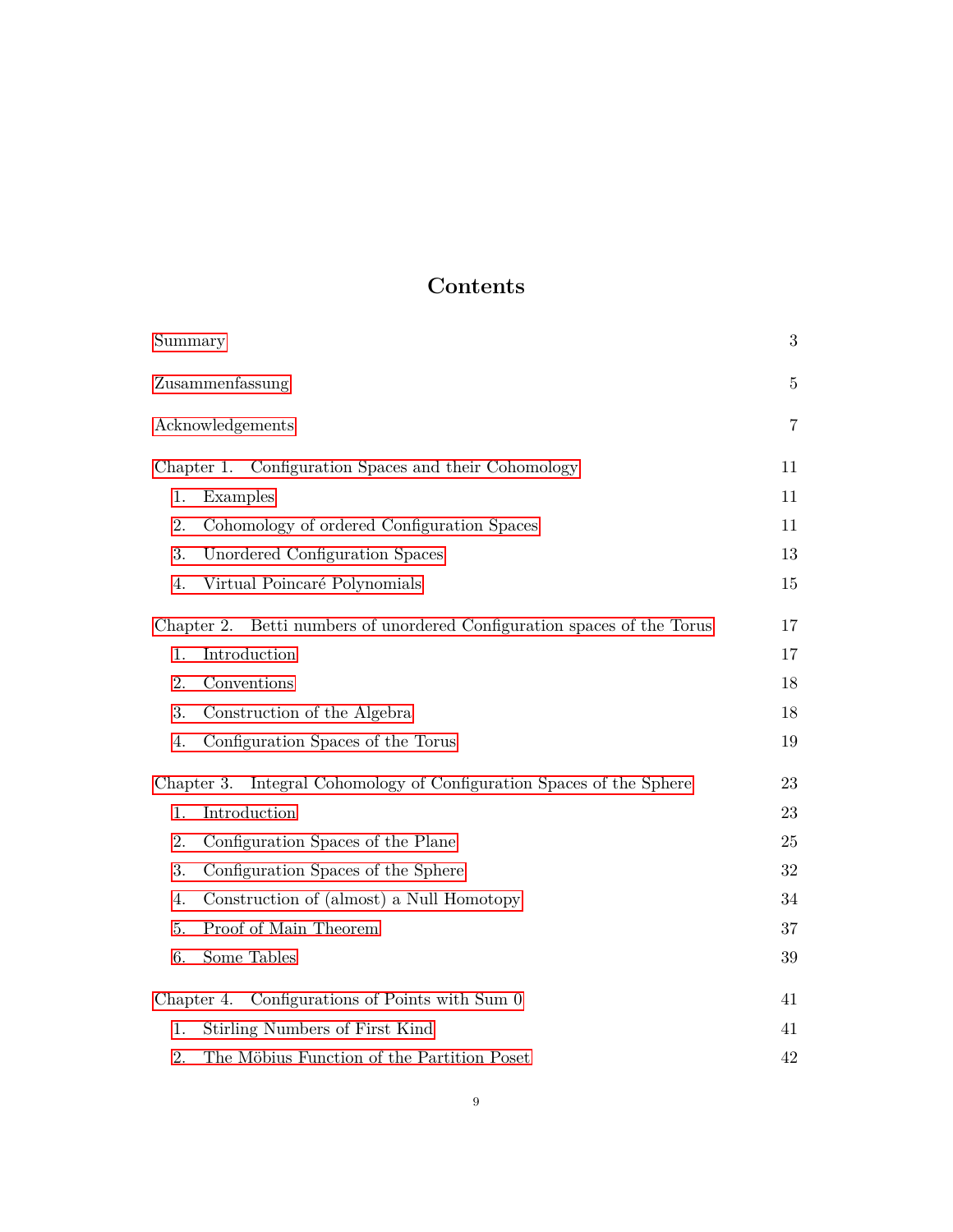# Contents

| | |
|---|---|
| Summary | 3 |
| Zusammenfassung | 5 |
| Acknowledgements | 7 |
| Chapter 1. Configuration Spaces and their Cohomology | 11 |
| 1. Examples | 11 |
| 2. Cohomology of ordered Configuration Spaces | 11 |
| 3. Unordered Configuration Spaces | 13 |
| 4. Virtual Poincaré Polynomials | 15 |
| Chapter 2. Betti numbers of unordered Configuration spaces of the Torus | 17 |
| 1. Introduction | 17 |
| 2. Conventions | 18 |
| 3. Construction of the Algebra | 18 |
| 4. Configuration Spaces of the Torus | 19 |
| Chapter 3. Integral Cohomology of Configuration Spaces of the Sphere | 23 |
| 1. Introduction | 23 |
| 2. Configuration Spaces of the Plane | 25 |
| 3. Configuration Spaces of the Sphere | 32 |
| 4. Construction of (almost) a Null Homotopy | 34 |
| 5. Proof of Main Theorem | 37 |
| 6. Some Tables | 39 |
| Chapter 4. Configurations of Points with Sum 0 | 41 |
| 1. Stirling Numbers of First Kind | 41 |
| 2. The Möbius Function of the Partition Poset | 42 |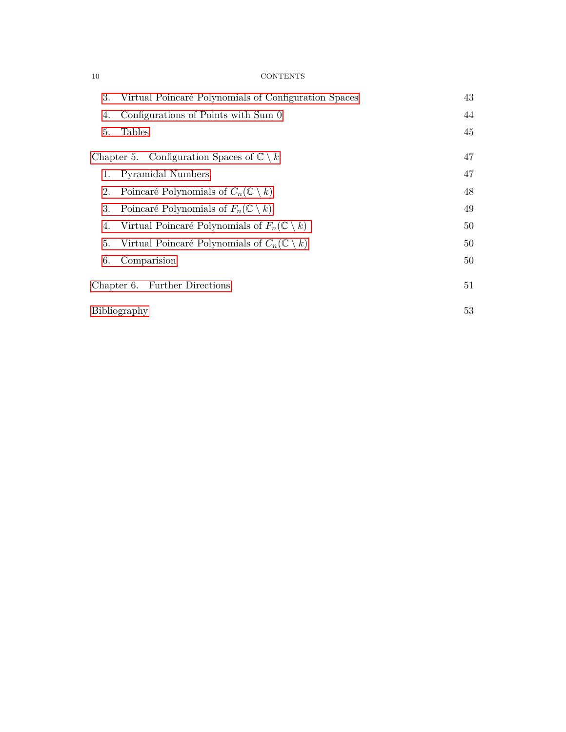3. Virtual Poincaré Polynomials of Configuration Spaces 43
4. Configurations of Points with Sum 0 44
5. Tables 45

Chapter 5. Configuration Spaces of $\mathbb{C} \setminus k$ 47
1. Pyramidal Numbers 47
2. Poincaré Polynomials of $C_n(\mathbb{C} \setminus k)$ 48
3. Poincaré Polynomials of $F_n(\mathbb{C} \setminus k)$ 49
4. Virtual Poincaré Polynomials of $F_n(\mathbb{C} \setminus k)$ 50
5. Virtual Poincaré Polynomials of $C_n(\mathbb{C} \setminus k)$ 50
6. Comparision 50

Chapter 6. Further Directions 51

Bibliography 53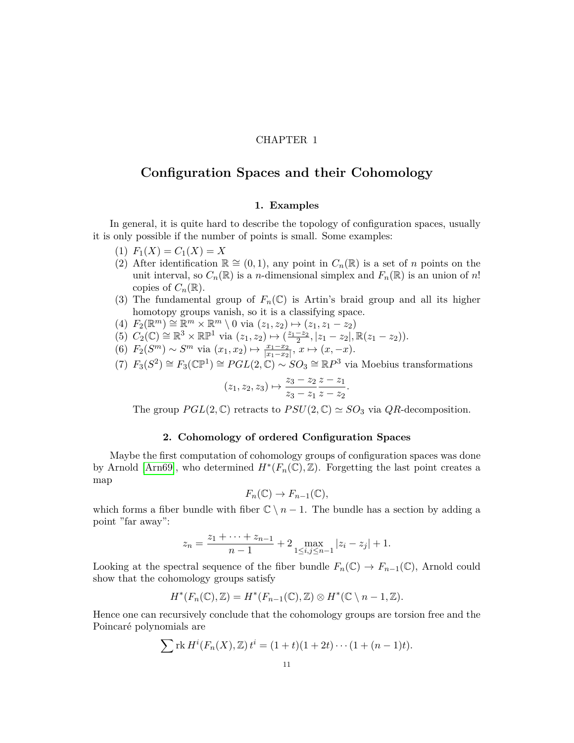CHAPTER 1

# Configuration Spaces and their Cohomology

## 1. Examples

In general, it is quite hard to describe the topology of configuration spaces, usually it is only possible if the number of points is small. Some examples:

1. $F_1(X) = C_1(X) = X$
2. After identification $\mathbb{R} \cong (0,1)$, any point in $C_n(\mathbb{R})$ is a set of $n$ points on the unit interval, so $C_n(\mathbb{R})$ is a $n$-dimensional simplex and $F_n(\mathbb{R})$ is an union of $n!$ copies of $C_n(\mathbb{R})$.
3. The fundamental group of $F_n(\mathbb{C})$ is Artin's braid group and all its higher homotopy groups vanish, so it is a classifying space.
4. $F_2(\mathbb{R}^m) \cong \mathbb{R}^m \times \mathbb{R}^m \setminus 0$ via $(z_1, z_2) \mapsto (z_1, z_1 - z_2)$
5. $C_2(\mathbb{C}) \cong \mathbb{R}^3 \times \mathbb{RP}^1$ via $(z_1, z_2) \mapsto (\frac{z_1 - z_2}{2}, |z_1 - z_2|, \mathbb{R}(z_1 - z_2))$.
6. $F_2(S^m) \sim S^m$ via $(x_1, x_2) \mapsto \frac{x_1 - x_2}{|x_1 - x_2|}$, $x \mapsto (x, -x)$.
7. $F_3(S^2) \cong F_3(\mathbb{CP}^1) \cong PGL(2, \mathbb{C}) \sim SO_3 \cong \mathbb{R}P^3$ via Moebius transformations
$$(z_1, z_2, z_3) \mapsto \frac{z_3 - z_2}{z_3 - z_1} \frac{z - z_1}{z - z_2}.$$
The group $PGL(2, \mathbb{C})$ retracts to $PSU(2, \mathbb{C}) \simeq SO_3$ via $QR$-decomposition.

## 2. Cohomology of ordered Configuration Spaces

Maybe the first computation of cohomology groups of configuration spaces was done by Arnold [Arn69], who determined $H^*(F_n(\mathbb{C}), \mathbb{Z})$. Forgetting the last point creates a map
$$F_n(\mathbb{C}) \to F_{n-1}(\mathbb{C}),$$
which forms a fiber bundle with fiber $\mathbb{C} \setminus n - 1$. The bundle has a section by adding a point "far away":
$$z_n = \frac{z_1 + \cdots + z_{n-1}}{n-1} + 2 \max_{1 \leq i,j \leq n-1} |z_i - z_j| + 1.$$
Looking at the spectral sequence of the fiber bundle $F_n(\mathbb{C}) \to F_{n-1}(\mathbb{C})$, Arnold could show that the cohomology groups satisfy
$$H^*(F_n(\mathbb{C}), \mathbb{Z}) = H^*(F_{n-1}(\mathbb{C}), \mathbb{Z}) \otimes H^*(\mathbb{C} \setminus n - 1, \mathbb{Z}).$$
Hence one can recursively conclude that the cohomology groups are torsion free and the Poincaré polynomials are
$$\sum \operatorname{rk} H^i(F_n(X), \mathbb{Z})\, t^i = (1 + t)(1 + 2t) \cdots (1 + (n-1)t).$$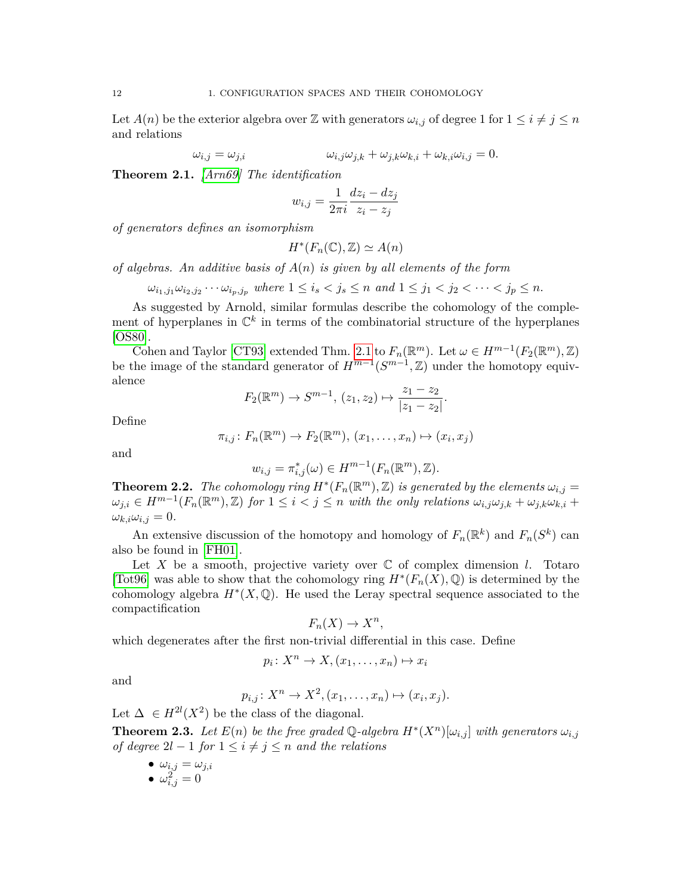Let $A(n)$ be the exterior algebra over $\mathbb{Z}$ with generators $\omega_{i,j}$ of degree 1 for $1 \leq i \neq j \leq n$ and relations

$$\omega_{i,j} = \omega_{j,i} \qquad\qquad \omega_{i,j}\omega_{j,k} + \omega_{j,k}\omega_{k,i} + \omega_{k,i}\omega_{i,j} = 0.$$

**Theorem 2.1.** *[Arn69] The identification*

$$w_{i,j} = \frac{1}{2\pi i}\frac{dz_i - dz_j}{z_i - z_j}$$

*of generators defines an isomorphism*

$$H^*(F_n(\mathbb{C}), \mathbb{Z}) \simeq A(n)$$

*of algebras. An additive basis of $A(n)$ is given by all elements of the form*

$$\omega_{i_1,j_1}\omega_{i_2,j_2}\cdots\omega_{i_p,j_p} \text{ where } 1 \leq i_s < j_s \leq n \text{ and } 1 \leq j_1 < j_2 < \cdots < j_p \leq n.$$

As suggested by Arnold, similar formulas describe the cohomology of the complement of hyperplanes in $\mathbb{C}^k$ in terms of the combinatorial structure of the hyperplanes [OS80].

Cohen and Taylor [CT93] extended Thm. 2.1 to $F_n(\mathbb{R}^m)$. Let $\omega \in H^{m-1}(F_2(\mathbb{R}^m), \mathbb{Z})$ be the image of the standard generator of $H^{m-1}(S^{m-1}, \mathbb{Z})$ under the homotopy equivalence

$$F_2(\mathbb{R}^m) \to S^{m-1},\ (z_1, z_2) \mapsto \frac{z_1 - z_2}{|z_1 - z_2|}.$$

Define

$$\pi_{i,j} \colon F_n(\mathbb{R}^m) \to F_2(\mathbb{R}^m),\ (x_1, \ldots, x_n) \mapsto (x_i, x_j)$$

and

$$w_{i,j} = \pi_{i,j}^*(\omega) \in H^{m-1}(F_n(\mathbb{R}^m), \mathbb{Z}).$$

**Theorem 2.2.** *The cohomology ring $H^*(F_n(\mathbb{R}^m), \mathbb{Z})$ is generated by the elements $\omega_{i,j} = \omega_{j,i} \in H^{m-1}(F_n(\mathbb{R}^m), \mathbb{Z})$ for $1 \leq i < j \leq n$ with the only relations $\omega_{i,j}\omega_{j,k} + \omega_{j,k}\omega_{k,i} + \omega_{k,i}\omega_{i,j} = 0$.*

An extensive discussion of the homotopy and homology of $F_n(\mathbb{R}^k)$ and $F_n(S^k)$ can also be found in [FH01].

Let $X$ be a smooth, projective variety over $\mathbb{C}$ of complex dimension $l$. Totaro [Tot96] was able to show that the cohomology ring $H^*(F_n(X), \mathbb{Q})$ is determined by the cohomology algebra $H^*(X, \mathbb{Q})$. He used the Leray spectral sequence associated to the compactification

$$F_n(X) \to X^n,$$

which degenerates after the first non-trivial differential in this case. Define

$$p_i \colon X^n \to X, (x_1, \ldots, x_n) \mapsto x_i$$

and

$$p_{i,j} \colon X^n \to X^2, (x_1, \ldots, x_n) \mapsto (x_i, x_j).$$

Let $\Delta \in H^{2l}(X^2)$ be the class of the diagonal.

**Theorem 2.3.** *Let $E(n)$ be the free graded $\mathbb{Q}$-algebra $H^*(X^n)[\omega_{i,j}]$ with generators $\omega_{i,j}$ of degree $2l - 1$ for $1 \leq i \neq j \leq n$ and the relations*

- $\omega_{i,j} = \omega_{j,i}$
- $\omega_{i,j}^2 = 0$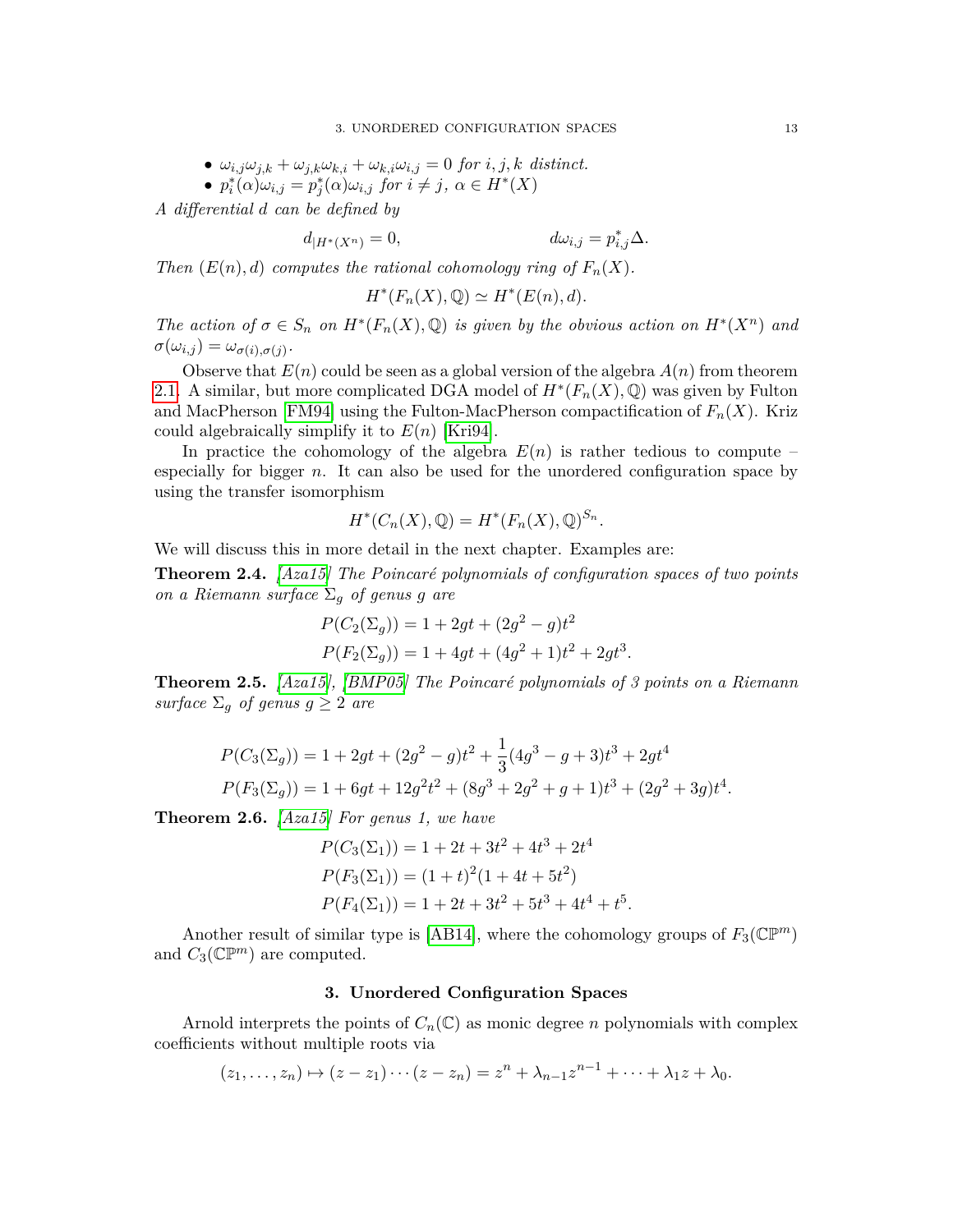- $\omega_{i,j}\omega_{j,k} + \omega_{j,k}\omega_{k,i} + \omega_{k,i}\omega_{i,j} = 0$ *for* $i, j, k$ *distinct.*
- $p_i^*(\alpha)\omega_{i,j} = p_j^*(\alpha)\omega_{i,j}$ *for* $i \neq j$, $\alpha \in H^*(X)$

*A differential* $d$ *can be defined by*

$$d_{|H^*(X^n)} = 0, \qquad\qquad d\omega_{i,j} = p_{i,j}^*\Delta.$$

*Then* $(E(n), d)$ *computes the rational cohomology ring of* $F_n(X)$*.*

$$H^*(F_n(X), \mathbb{Q}) \simeq H^*(E(n), d).$$

*The action of* $\sigma \in S_n$ *on* $H^*(F_n(X), \mathbb{Q})$ *is given by the obvious action on* $H^*(X^n)$ *and* $\sigma(\omega_{i,j}) = \omega_{\sigma(i),\sigma(j)}$*.*

Observe that $E(n)$ could be seen as a global version of the algebra $A(n)$ from theorem 2.1. A similar, but more complicated DGA model of $H^*(F_n(X), \mathbb{Q})$ was given by Fulton and MacPherson [FM94] using the Fulton-MacPherson compactification of $F_n(X)$. Kriz could algebraically simplify it to $E(n)$ [Kri94].

In practice the cohomology of the algebra $E(n)$ is rather tedious to compute – especially for bigger $n$. It can also be used for the unordered configuration space by using the transfer isomorphism

$$H^*(C_n(X), \mathbb{Q}) = H^*(F_n(X), \mathbb{Q})^{S_n}.$$

We will discuss this in more detail in the next chapter. Examples are:

**Theorem 2.4.** *[Aza15] The Poincaré polynomials of configuration spaces of two points on a Riemann surface* $\Sigma_g$ *of genus* $g$ *are*

$$P(C_2(\Sigma_g)) = 1 + 2gt + (2g^2 - g)t^2$$
$$P(F_2(\Sigma_g)) = 1 + 4gt + (4g^2 + 1)t^2 + 2gt^3.$$

**Theorem 2.5.** *[Aza15], [BMP05] The Poincaré polynomials of 3 points on a Riemann surface* $\Sigma_g$ *of genus* $g \geq 2$ *are*

$$P(C_3(\Sigma_g)) = 1 + 2gt + (2g^2 - g)t^2 + \frac{1}{3}(4g^3 - g + 3)t^3 + 2gt^4$$
$$P(F_3(\Sigma_g)) = 1 + 6gt + 12g^2t^2 + (8g^3 + 2g^2 + g + 1)t^3 + (2g^2 + 3g)t^4.$$

**Theorem 2.6.** *[Aza15] For genus 1, we have*

$$P(C_3(\Sigma_1)) = 1 + 2t + 3t^2 + 4t^3 + 2t^4$$
$$P(F_3(\Sigma_1)) = (1 + t)^2(1 + 4t + 5t^2)$$
$$P(F_4(\Sigma_1)) = 1 + 2t + 3t^2 + 5t^3 + 4t^4 + t^5.$$

Another result of similar type is [AB14], where the cohomology groups of $F_3(\mathbb{CP}^m)$ and $C_3(\mathbb{CP}^m)$ are computed.

## 3. Unordered Configuration Spaces

Arnold interprets the points of $C_n(\mathbb{C})$ as monic degree $n$ polynomials with complex coefficients without multiple roots via

$$(z_1, \ldots, z_n) \mapsto (z - z_1) \cdots (z - z_n) = z^n + \lambda_{n-1}z^{n-1} + \cdots + \lambda_1 z + \lambda_0.$$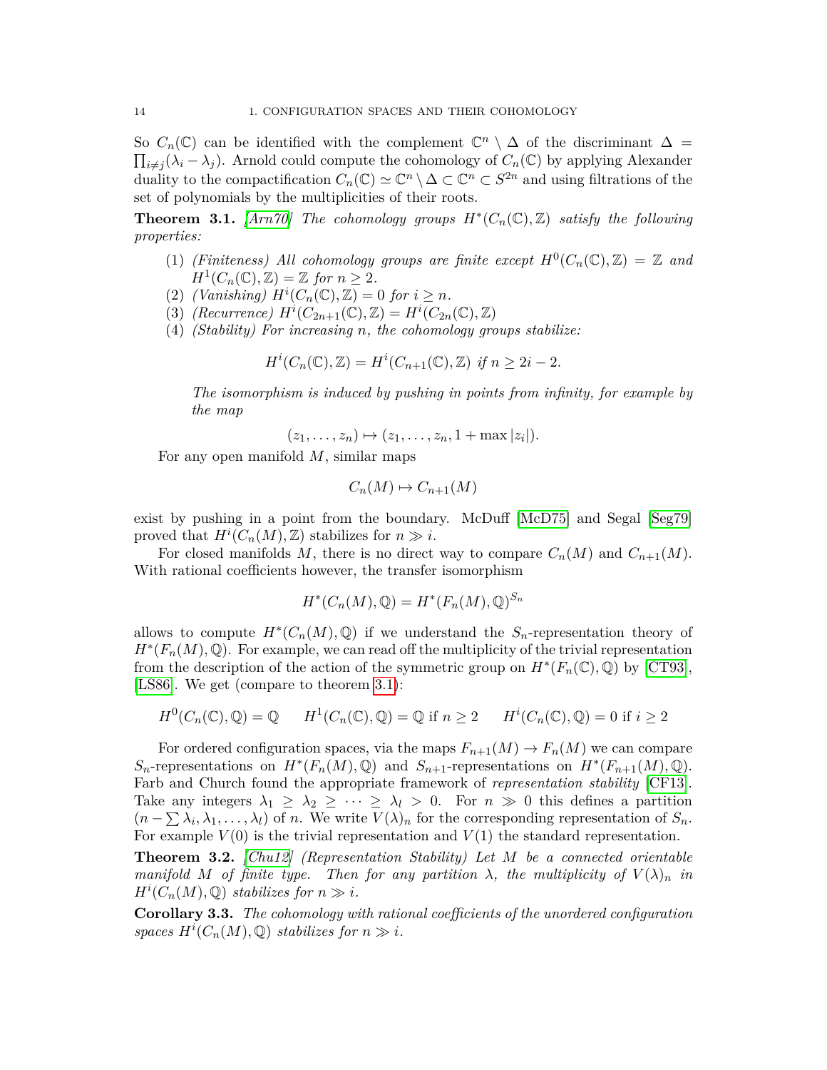So $C_n(\mathbb{C})$ can be identified with the complement $\mathbb{C}^n \setminus \Delta$ of the discriminant $\Delta = \prod_{i \neq j}(\lambda_i - \lambda_j)$. Arnold could compute the cohomology of $C_n(\mathbb{C})$ by applying Alexander duality to the compactification $C_n(\mathbb{C}) \simeq \mathbb{C}^n \setminus \Delta \subset \mathbb{C}^n \subset S^{2n}$ and using filtrations of the set of polynomials by the multiplicities of their roots.

**Theorem 3.1.** *[Arn70] The cohomology groups $H^*(C_n(\mathbb{C}), \mathbb{Z})$ satisfy the following properties:*

1. *(Finiteness) All cohomology groups are finite except $H^0(C_n(\mathbb{C}), \mathbb{Z}) = \mathbb{Z}$ and $H^1(C_n(\mathbb{C}), \mathbb{Z}) = \mathbb{Z}$ for $n \geq 2$.*
2. *(Vanishing) $H^i(C_n(\mathbb{C}), \mathbb{Z}) = 0$ for $i \geq n$.*
3. *(Recurrence) $H^i(C_{2n+1}(\mathbb{C}), \mathbb{Z}) = H^i(C_{2n}(\mathbb{C}), \mathbb{Z})$*
4. *(Stability) For increasing $n$, the cohomology groups stabilize:*

$$H^i(C_n(\mathbb{C}), \mathbb{Z}) = H^i(C_{n+1}(\mathbb{C}), \mathbb{Z}) \text{ if } n \geq 2i - 2.$$

*The isomorphism is induced by pushing in points from infinity, for example by the map*

$$(z_1, \ldots, z_n) \mapsto (z_1, \ldots, z_n, 1 + \max |z_i|).$$

For any open manifold $M$, similar maps

$$C_n(M) \mapsto C_{n+1}(M)$$

exist by pushing in a point from the boundary. McDuff [McD75] and Segal [Seg79] proved that $H^i(C_n(M), \mathbb{Z})$ stabilizes for $n \gg i$.

For closed manifolds $M$, there is no direct way to compare $C_n(M)$ and $C_{n+1}(M)$. With rational coefficients however, the transfer isomorphism

$$H^*(C_n(M), \mathbb{Q}) = H^*(F_n(M), \mathbb{Q})^{S_n}$$

allows to compute $H^*(C_n(M), \mathbb{Q})$ if we understand the $S_n$-representation theory of $H^*(F_n(M), \mathbb{Q})$. For example, we can read off the multiplicity of the trivial representation from the description of the action of the symmetric group on $H^*(F_n(\mathbb{C}), \mathbb{Q})$ by [CT93], [LS86]. We get (compare to theorem 3.1):

$$H^0(C_n(\mathbb{C}), \mathbb{Q}) = \mathbb{Q} \qquad H^1(C_n(\mathbb{C}), \mathbb{Q}) = \mathbb{Q} \text{ if } n \geq 2 \qquad H^i(C_n(\mathbb{C}), \mathbb{Q}) = 0 \text{ if } i \geq 2$$

For ordered configuration spaces, via the maps $F_{n+1}(M) \to F_n(M)$ we can compare $S_n$-representations on $H^*(F_n(M), \mathbb{Q})$ and $S_{n+1}$-representations on $H^*(F_{n+1}(M), \mathbb{Q})$. Farb and Church found the appropriate framework of *representation stability* [CF13]. Take any integers $\lambda_1 \geq \lambda_2 \geq \cdots \geq \lambda_l > 0$. For $n \gg 0$ this defines a partition $(n - \sum \lambda_i, \lambda_1, \ldots, \lambda_l)$ of $n$. We write $V(\lambda)_n$ for the corresponding representation of $S_n$. For example $V(0)$ is the trivial representation and $V(1)$ the standard representation.

**Theorem 3.2.** *[Chu12] (Representation Stability) Let $M$ be a connected orientable manifold $M$ of finite type. Then for any partition $\lambda$, the multiplicity of $V(\lambda)_n$ in $H^i(C_n(M), \mathbb{Q})$ stabilizes for $n \gg i$.*

**Corollary 3.3.** *The cohomology with rational coefficients of the unordered configuration spaces $H^i(C_n(M), \mathbb{Q})$ stabilizes for $n \gg i$.*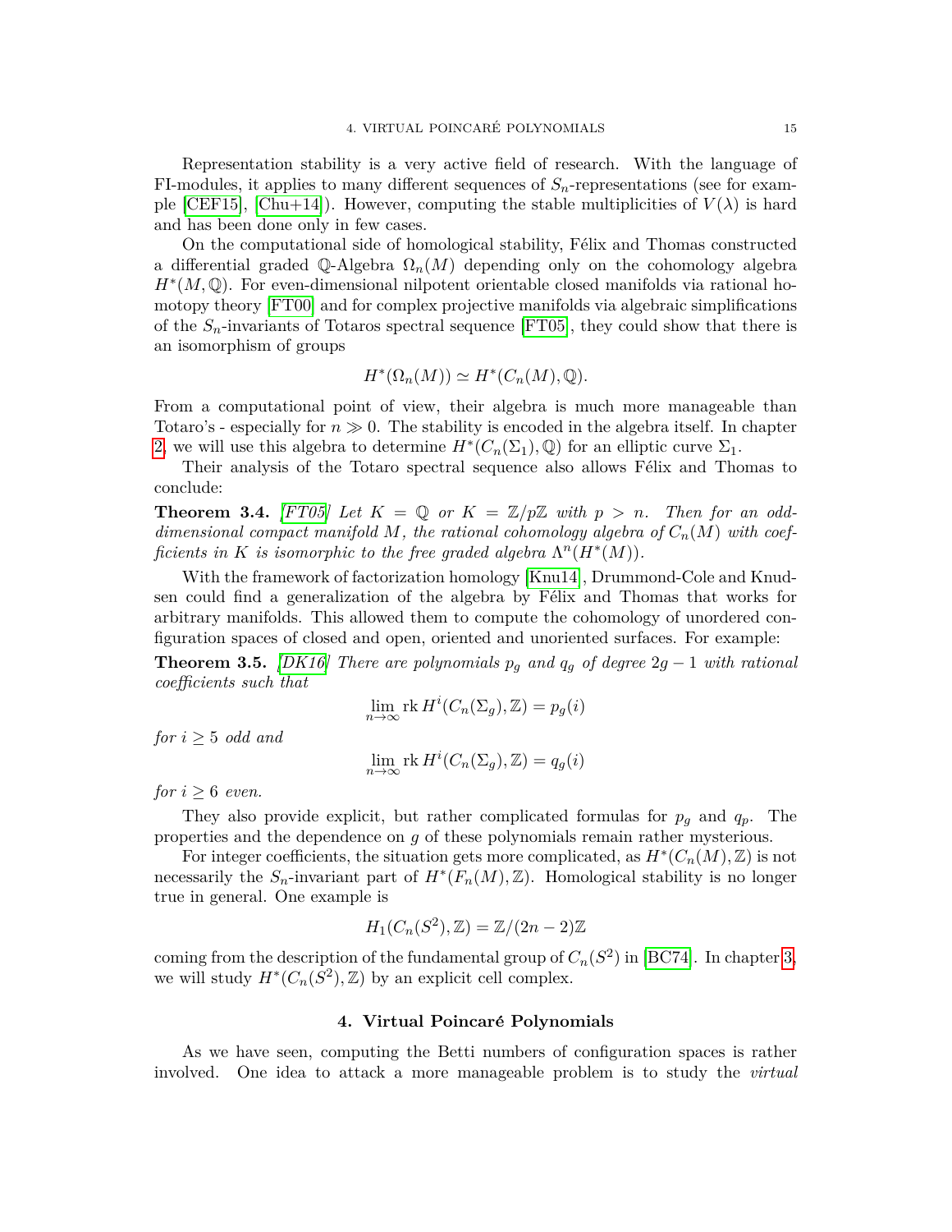Representation stability is a very active field of research. With the language of FI-modules, it applies to many different sequences of $S_n$-representations (see for example [CEF15], [Chu+14]). However, computing the stable multiplicities of $V(\lambda)$ is hard and has been done only in few cases.

On the computational side of homological stability, Félix and Thomas constructed a differential graded $\mathbb{Q}$-Algebra $\Omega_n(M)$ depending only on the cohomology algebra $H^*(M, \mathbb{Q})$. For even-dimensional nilpotent orientable closed manifolds via rational homotopy theory [FT00] and for complex projective manifolds via algebraic simplifications of the $S_n$-invariants of Totaros spectral sequence [FT05], they could show that there is an isomorphism of groups

$$H^*(\Omega_n(M)) \simeq H^*(C_n(M), \mathbb{Q}).$$

From a computational point of view, their algebra is much more manageable than Totaro's - especially for $n \gg 0$. The stability is encoded in the algebra itself. In chapter 2, we will use this algebra to determine $H^*(C_n(\Sigma_1), \mathbb{Q})$ for an elliptic curve $\Sigma_1$.

Their analysis of the Totaro spectral sequence also allows Félix and Thomas to conclude:

**Theorem 3.4.** *[FT05] Let $K = \mathbb{Q}$ or $K = \mathbb{Z}/p\mathbb{Z}$ with $p > n$. Then for an odd-dimensional compact manifold $M$, the rational cohomology algebra of $C_n(M)$ with coefficients in $K$ is isomorphic to the free graded algebra $\Lambda^n(H^*(M))$.*

With the framework of factorization homology [Knu14], Drummond-Cole and Knudsen could find a generalization of the algebra by Félix and Thomas that works for arbitrary manifolds. This allowed them to compute the cohomology of unordered configuration spaces of closed and open, oriented and unoriented surfaces. For example:

**Theorem 3.5.** *[DK16] There are polynomials $p_g$ and $q_g$ of degree $2g-1$ with rational coefficients such that*

$$\lim_{n\to\infty} \operatorname{rk} H^i(C_n(\Sigma_g), \mathbb{Z}) = p_g(i)$$

*for $i \geq 5$ odd and*

$$\lim_{n\to\infty} \operatorname{rk} H^i(C_n(\Sigma_g), \mathbb{Z}) = q_g(i)$$

*for $i \geq 6$ even.*

They also provide explicit, but rather complicated formulas for $p_g$ and $q_p$. The properties and the dependence on $g$ of these polynomials remain rather mysterious.

For integer coefficients, the situation gets more complicated, as $H^*(C_n(M), \mathbb{Z})$ is not necessarily the $S_n$-invariant part of $H^*(F_n(M), \mathbb{Z})$. Homological stability is no longer true in general. One example is

$$H_1(C_n(S^2), \mathbb{Z}) = \mathbb{Z}/(2n-2)\mathbb{Z}$$

coming from the description of the fundamental group of $C_n(S^2)$ in [BC74]. In chapter 3, we will study $H^*(C_n(S^2), \mathbb{Z})$ by an explicit cell complex.

## 4. Virtual Poincaré Polynomials

As we have seen, computing the Betti numbers of configuration spaces is rather involved. One idea to attack a more manageable problem is to study the *virtual*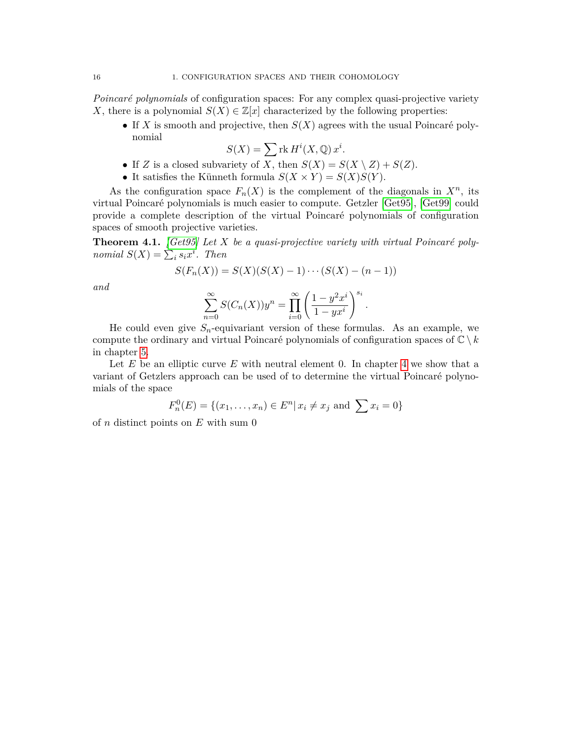*Poincaré polynomials* of configuration spaces: For any complex quasi-projective variety $X$, there is a polynomial $S(X) \in \mathbb{Z}[x]$ characterized by the following properties:

- If $X$ is smooth and projective, then $S(X)$ agrees with the usual Poincaré polynomial
$$S(X) = \sum \operatorname{rk} H^i(X, \mathbb{Q})\, x^i.$$
- If $Z$ is a closed subvariety of $X$, then $S(X) = S(X \setminus Z) + S(Z)$.
- It satisfies the Künneth formula $S(X \times Y) = S(X)S(Y)$.

As the configuration space $F_n(X)$ is the complement of the diagonals in $X^n$, its virtual Poincaré polynomials is much easier to compute. Getzler [Get95], [Get99] could provide a complete description of the virtual Poincaré polynomials of configuration spaces of smooth projective varieties.

**Theorem 4.1.** *[Get95] Let $X$ be a quasi-projective variety with virtual Poincaré polynomial $S(X) = \sum_i s_i x^i$. Then*

$$S(F_n(X)) = S(X)(S(X) - 1) \cdots (S(X) - (n-1))$$

*and*

$$\sum_{n=0}^{\infty} S(C_n(X)) y^n = \prod_{i=0}^{\infty} \left( \frac{1 - y^2 x^i}{1 - y x^i} \right)^{s_i}.$$

He could even give $S_n$-equivariant version of these formulas. As an example, we compute the ordinary and virtual Poincaré polynomials of configuration spaces of $\mathbb{C} \setminus k$ in chapter 5.

Let $E$ be an elliptic curve $E$ with neutral element 0. In chapter 4 we show that a variant of Getzlers approach can be used of to determine the virtual Poincaré polynomials of the space

$$F_n^0(E) = \{(x_1, \ldots, x_n) \in E^n |\, x_i \neq x_j \text{ and } \sum x_i = 0\}$$

of $n$ distinct points on $E$ with sum 0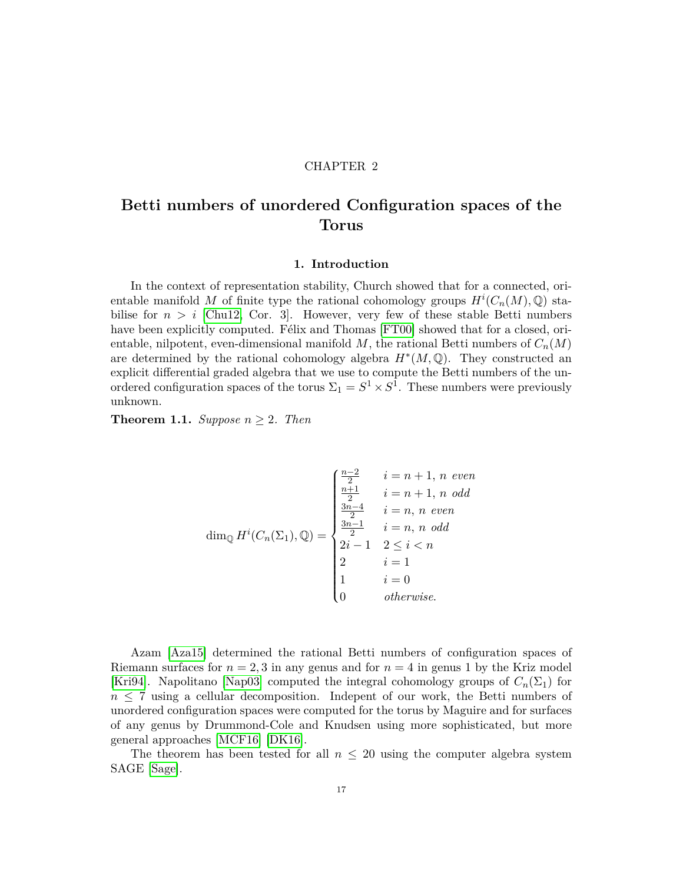CHAPTER 2

# Betti numbers of unordered Configuration spaces of the Torus

## 1. Introduction

In the context of representation stability, Church showed that for a connected, orientable manifold $M$ of finite type the rational cohomology groups $H^i(C_n(M), \mathbb{Q})$ stabilise for $n > i$ [Chu12, Cor. 3]. However, very few of these stable Betti numbers have been explicitly computed. Félix and Thomas [FT00] showed that for a closed, orientable, nilpotent, even-dimensional manifold $M$, the rational Betti numbers of $C_n(M)$ are determined by the rational cohomology algebra $H^*(M, \mathbb{Q})$. They constructed an explicit differential graded algebra that we use to compute the Betti numbers of the unordered configuration spaces of the torus $\Sigma_1 = S^1 \times S^1$. These numbers were previously unknown.

**Theorem 1.1.** *Suppose $n \geq 2$. Then*

$$\dim_{\mathbb{Q}} H^i(C_n(\Sigma_1), \mathbb{Q}) = \begin{cases} \frac{n-2}{2} & i = n+1,\ n \text{ even} \\ \frac{n+1}{2} & i = n+1,\ n \text{ odd} \\ \frac{3n-4}{2} & i = n,\ n \text{ even} \\ \frac{3n-1}{2} & i = n,\ n \text{ odd} \\ 2i-1 & 2 \leq i < n \\ 2 & i = 1 \\ 1 & i = 0 \\ 0 & \text{otherwise.} \end{cases}$$

Azam [Aza15] determined the rational Betti numbers of configuration spaces of Riemann surfaces for $n = 2, 3$ in any genus and for $n = 4$ in genus 1 by the Kriz model [Kri94]. Napolitano [Nap03] computed the integral cohomology groups of $C_n(\Sigma_1)$ for $n \leq 7$ using a cellular decomposition. Indepent of our work, the Betti numbers of unordered configuration spaces were computed for the torus by Maguire and for surfaces of any genus by Drummond-Cole and Knudsen using more sophisticated, but more general approaches [MCF16] [DK16].

The theorem has been tested for all $n \leq 20$ using the computer algebra system SAGE [Sage].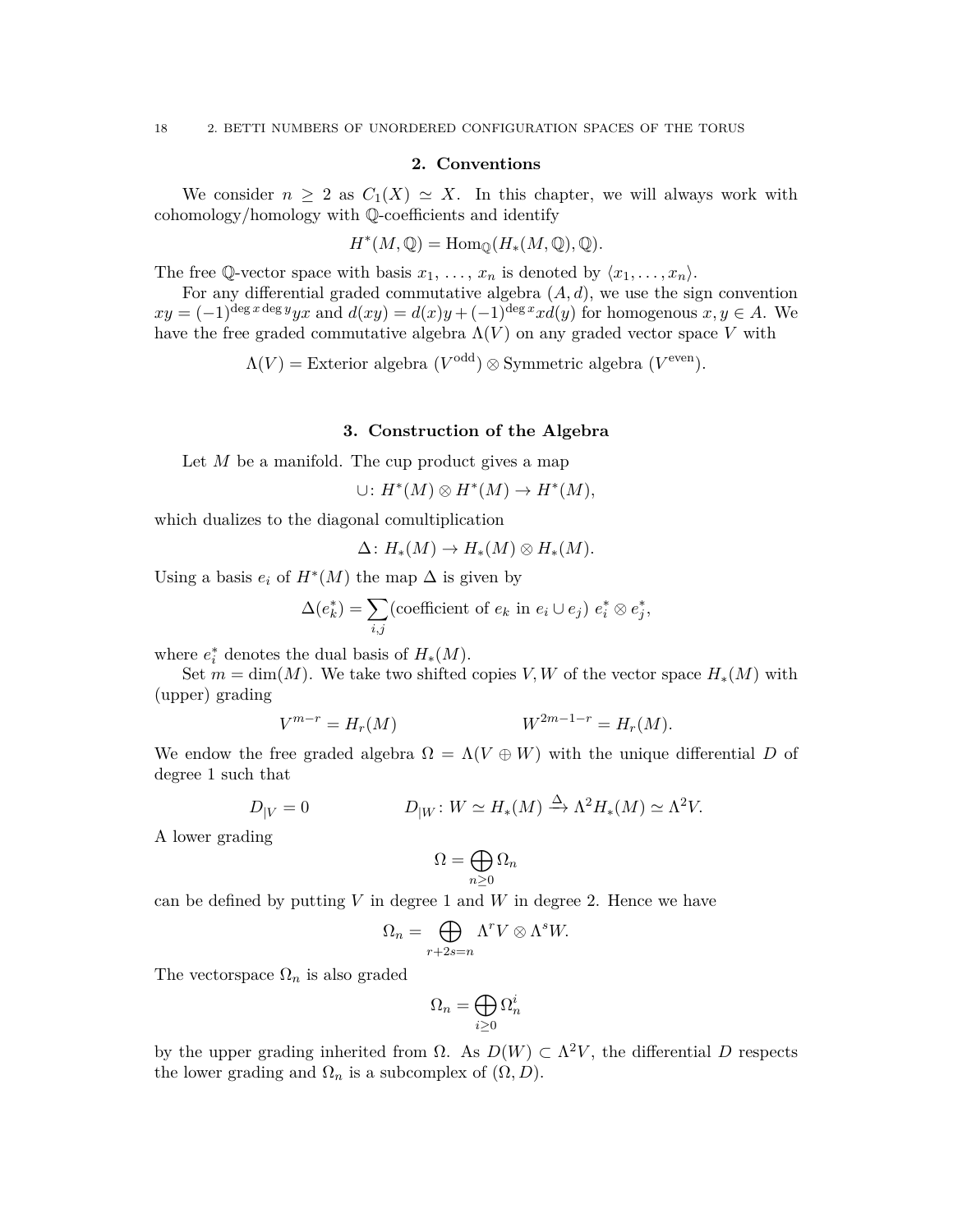## 2. Conventions

We consider $n \geq 2$ as $C_1(X) \simeq X$. In this chapter, we will always work with cohomology/homology with $\mathbb{Q}$-coefficients and identify

$$H^*(M, \mathbb{Q}) = \mathrm{Hom}_{\mathbb{Q}}(H_*(M, \mathbb{Q}), \mathbb{Q}).$$

The free $\mathbb{Q}$-vector space with basis $x_1, \ldots, x_n$ is denoted by $\langle x_1, \ldots, x_n \rangle$.

For any differential graded commutative algebra $(A, d)$, we use the sign convention $xy = (-1)^{\deg x \deg y} yx$ and $d(xy) = d(x)y + (-1)^{\deg x} x d(y)$ for homogenous $x, y \in A$. We have the free graded commutative algebra $\Lambda(V)$ on any graded vector space $V$ with

$$\Lambda(V) = \text{Exterior algebra } (V^{\text{odd}}) \otimes \text{Symmetric algebra } (V^{\text{even}}).$$

## 3. Construction of the Algebra

Let $M$ be a manifold. The cup product gives a map

$$\cup \colon H^*(M) \otimes H^*(M) \to H^*(M),$$

which dualizes to the diagonal comultiplication

$$\Delta \colon H_*(M) \to H_*(M) \otimes H_*(M).$$

Using a basis $e_i$ of $H^*(M)$ the map $\Delta$ is given by

$$\Delta(e_k^*) = \sum_{i,j} (\text{coefficient of } e_k \text{ in } e_i \cup e_j) \; e_i^* \otimes e_j^*,$$

where $e_i^*$ denotes the dual basis of $H_*(M)$.

Set $m = \dim(M)$. We take two shifted copies $V, W$ of the vector space $H_*(M)$ with (upper) grading

$$V^{m-r} = H_r(M) \qquad\qquad W^{2m-1-r} = H_r(M).$$

We endow the free graded algebra $\Omega = \Lambda(V \oplus W)$ with the unique differential $D$ of degree 1 such that

$$D_{|V} = 0 \qquad\qquad D_{|W} \colon W \simeq H_*(M) \xrightarrow{\Delta} \Lambda^2 H_*(M) \simeq \Lambda^2 V.$$

A lower grading

$$\Omega = \bigoplus_{n \geq 0} \Omega_n$$

can be defined by putting $V$ in degree 1 and $W$ in degree 2. Hence we have

$$\Omega_n = \bigoplus_{r+2s=n} \Lambda^r V \otimes \Lambda^s W.$$

The vectorspace $\Omega_n$ is also graded

$$\Omega_n = \bigoplus_{i \geq 0} \Omega_n^i$$

by the upper grading inherited from $\Omega$. As $D(W) \subset \Lambda^2 V$, the differential $D$ respects the lower grading and $\Omega_n$ is a subcomplex of $(\Omega, D)$.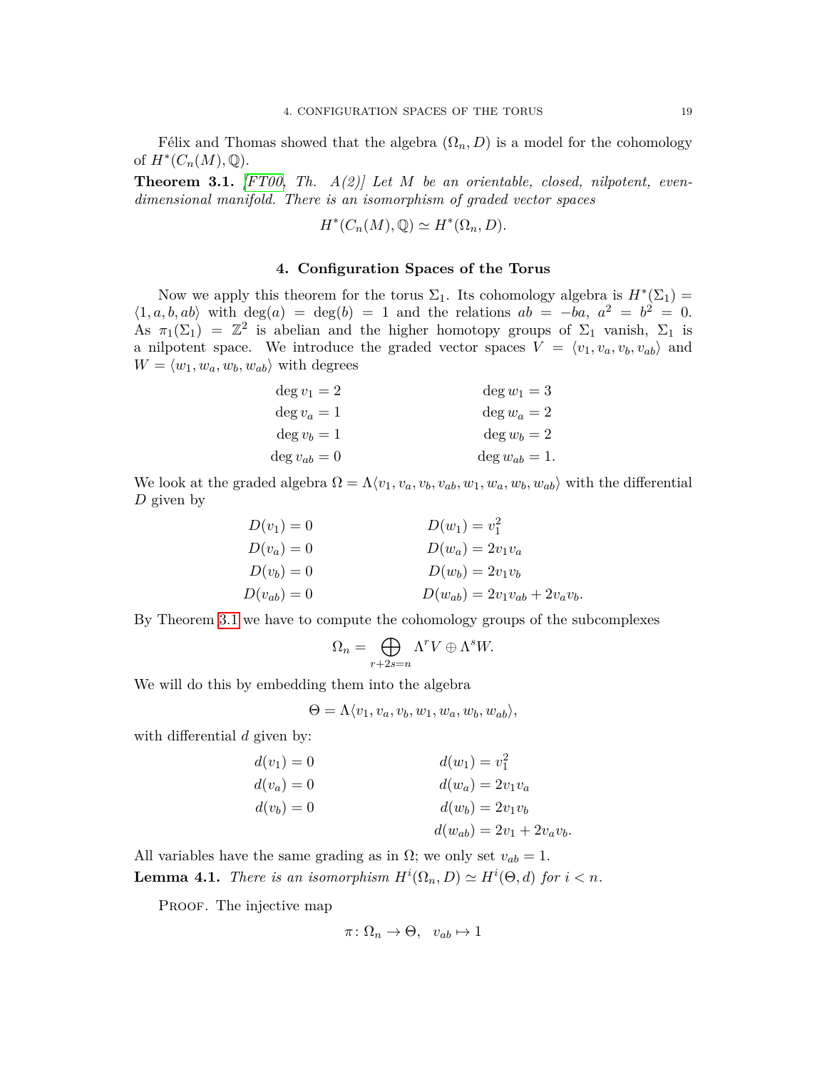Félix and Thomas showed that the algebra $(\Omega_n, D)$ is a model for the cohomology of $H^*(C_n(M), \mathbb{Q})$.

**Theorem 3.1.** *[FT00, Th. A(2)] Let $M$ be an orientable, closed, nilpotent, even-dimensional manifold. There is an isomorphism of graded vector spaces*

$$H^*(C_n(M), \mathbb{Q}) \simeq H^*(\Omega_n, D).$$

## 4. Configuration Spaces of the Torus

Now we apply this theorem for the torus $\Sigma_1$. Its cohomology algebra is $H^*(\Sigma_1) = \langle 1, a, b, ab \rangle$ with $\deg(a) = \deg(b) = 1$ and the relations $ab = -ba$, $a^2 = b^2 = 0$. As $\pi_1(\Sigma_1) = \mathbb{Z}^2$ is abelian and the higher homotopy groups of $\Sigma_1$ vanish, $\Sigma_1$ is a nilpotent space. We introduce the graded vector spaces $V = \langle v_1, v_a, v_b, v_{ab} \rangle$ and $W = \langle w_1, w_a, w_b, w_{ab} \rangle$ with degrees

$$\begin{aligned} \deg v_1 &= 2 & \qquad \deg w_1 &= 3 \\ \deg v_a &= 1 & \qquad \deg w_a &= 2 \\ \deg v_b &= 1 & \qquad \deg w_b &= 2 \\ \deg v_{ab} &= 0 & \qquad \deg w_{ab} &= 1. \end{aligned}$$

We look at the graded algebra $\Omega = \Lambda\langle v_1, v_a, v_b, v_{ab}, w_1, w_a, w_b, w_{ab} \rangle$ with the differential $D$ given by

$$\begin{aligned} D(v_1) &= 0 & \qquad D(w_1) &= v_1^2 \\ D(v_a) &= 0 & \qquad D(w_a) &= 2v_1 v_a \\ D(v_b) &= 0 & \qquad D(w_b) &= 2v_1 v_b \\ D(v_{ab}) &= 0 & \qquad D(w_{ab}) &= 2v_1 v_{ab} + 2v_a v_b. \end{aligned}$$

By Theorem 3.1 we have to compute the cohomology groups of the subcomplexes

$$\Omega_n = \bigoplus_{r+2s=n} \Lambda^r V \oplus \Lambda^s W.$$

We will do this by embedding them into the algebra

$$\Theta = \Lambda\langle v_1, v_a, v_b, w_1, w_a, w_b, w_{ab} \rangle,$$

with differential $d$ given by:

$$\begin{aligned} d(v_1) &= 0 & \qquad d(w_1) &= v_1^2 \\ d(v_a) &= 0 & \qquad d(w_a) &= 2v_1 v_a \\ d(v_b) &= 0 & \qquad d(w_b) &= 2v_1 v_b \\ & & \qquad d(w_{ab}) &= 2v_1 + 2v_a v_b. \end{aligned}$$

All variables have the same grading as in $\Omega$; we only set $v_{ab} = 1$.

**Lemma 4.1.** *There is an isomorphism $H^i(\Omega_n, D) \simeq H^i(\Theta, d)$ for $i < n$.*

Proof. The injective map

$$\pi \colon \Omega_n \to \Theta, \quad v_{ab} \mapsto 1$$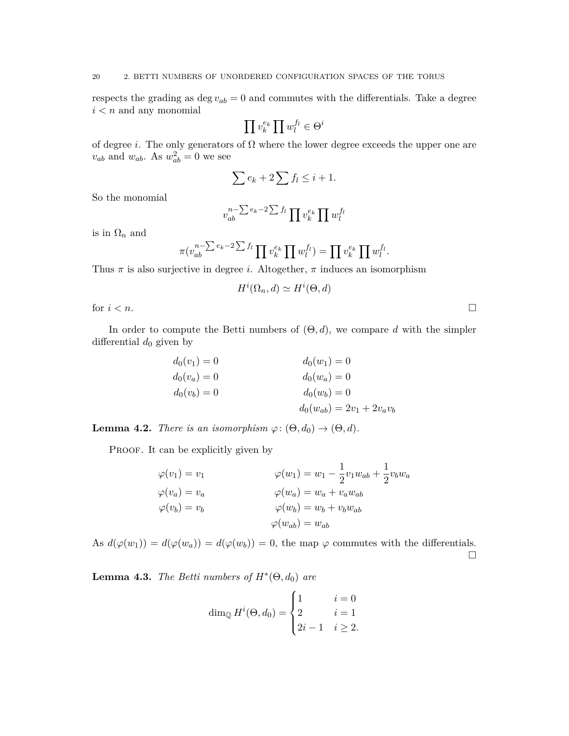respects the grading as $\deg v_{ab} = 0$ and commutes with the differentials. Take a degree $i < n$ and any monomial

$$\prod v_k^{e_k} \prod w_l^{f_l} \in \Theta^i$$

of degree $i$. The only generators of $\Omega$ where the lower degree exceeds the upper one are $v_{ab}$ and $w_{ab}$. As $w_{ab}^2 = 0$ we see

$$\sum e_k + 2 \sum f_l \leq i + 1.$$

So the monomial

$$v_{ab}^{n - \sum e_k - 2 \sum f_l} \prod v_k^{e_k} \prod w_l^{f_l}$$

is in $\Omega_n$ and

$$\pi(v_{ab}^{n - \sum e_k - 2 \sum f_l} \prod v_k^{e_k} \prod w_l^{f_l}) = \prod v_k^{e_k} \prod w_l^{f_l}.$$

Thus $\pi$ is also surjective in degree $i$. Altogether, $\pi$ induces an isomorphism

$$H^i(\Omega_n, d) \simeq H^i(\Theta, d)$$

for $i < n$. $\square$

In order to compute the Betti numbers of $(\Theta, d)$, we compare $d$ with the simpler differential $d_0$ given by

$$\begin{aligned}
d_0(v_1) &= 0 & \qquad d_0(w_1) &= 0 \\
d_0(v_a) &= 0 & d_0(w_a) &= 0 \\
d_0(v_b) &= 0 & d_0(w_b) &= 0 \\
& & d_0(w_{ab}) &= 2v_1 + 2v_a v_b
\end{aligned}$$

**Lemma 4.2.** *There is an isomorphism* $\varphi\colon (\Theta, d_0) \to (\Theta, d)$.

Proof. It can be explicitly given by

$$\begin{aligned}
\varphi(v_1) &= v_1 & \qquad \varphi(w_1) &= w_1 - \frac{1}{2} v_1 w_{ab} + \frac{1}{2} v_b w_a \\
\varphi(v_a) &= v_a & \varphi(w_a) &= w_a + v_a w_{ab} \\
\varphi(v_b) &= v_b & \varphi(w_b) &= w_b + v_b w_{ab} \\
& & \varphi(w_{ab}) &= w_{ab}
\end{aligned}$$

As $d(\varphi(w_1)) = d(\varphi(w_a)) = d(\varphi(w_b)) = 0$, the map $\varphi$ commutes with the differentials. $\square$

**Lemma 4.3.** *The Betti numbers of* $H^*(\Theta, d_0)$ *are*

$$\dim_{\mathbb{Q}} H^i(\Theta, d_0) = \begin{cases} 1 & i = 0 \\ 2 & i = 1 \\ 2i - 1 & i \geq 2. \end{cases}$$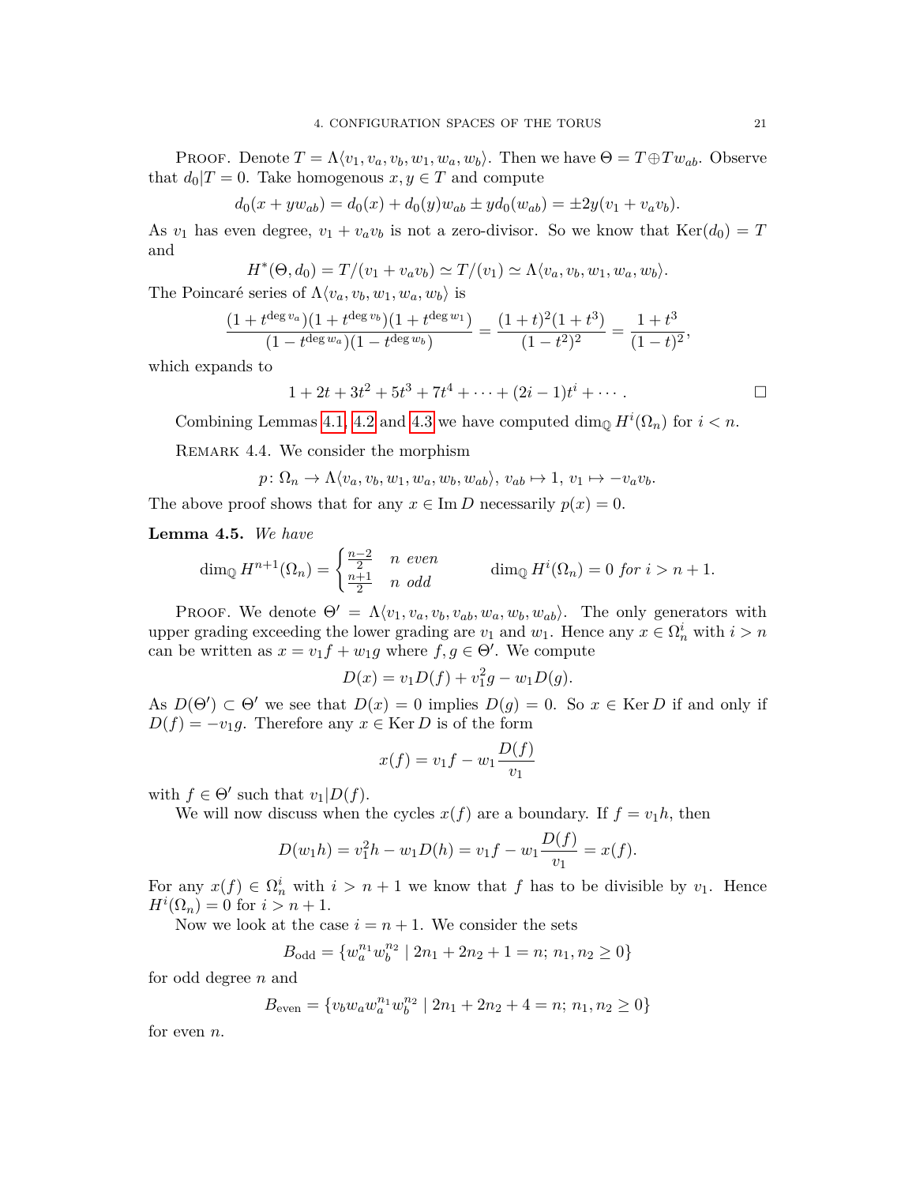PROOF. Denote $T = \Lambda\langle v_1, v_a, v_b, w_1, w_a, w_b\rangle$. Then we have $\Theta = T \oplus T w_{ab}$. Observe that $d_0 | T = 0$. Take homogenous $x, y \in T$ and compute

$$d_0(x + y w_{ab}) = d_0(x) + d_0(y) w_{ab} \pm y d_0(w_{ab}) = \pm 2y(v_1 + v_a v_b).$$

As $v_1$ has even degree, $v_1 + v_a v_b$ is not a zero-divisor. So we know that $\operatorname{Ker}(d_0) = T$ and

$$H^*(\Theta, d_0) = T/(v_1 + v_a v_b) \simeq T/(v_1) \simeq \Lambda\langle v_a, v_b, w_1, w_a, w_b\rangle.$$

The Poincaré series of $\Lambda\langle v_a, v_b, w_1, w_a, w_b\rangle$ is

$$\frac{(1+t^{\deg v_a})(1+t^{\deg v_b})(1+t^{\deg w_1})}{(1-t^{\deg w_a})(1-t^{\deg w_b})} = \frac{(1+t)^2(1+t^3)}{(1-t^2)^2} = \frac{1+t^3}{(1-t)^2},$$

which expands to

$$1 + 2t + 3t^2 + 5t^3 + 7t^4 + \cdots + (2i-1)t^i + \cdots . \qquad \square$$

Combining Lemmas 4.1, 4.2 and 4.3 we have computed $\dim_{\mathbb{Q}} H^i(\Omega_n)$ for $i < n$.

REMARK 4.4. We consider the morphism

$$p \colon \Omega_n \to \Lambda\langle v_a, v_b, w_1, w_a, w_b, w_{ab}\rangle,\ v_{ab} \mapsto 1,\ v_1 \mapsto -v_a v_b.$$

The above proof shows that for any $x \in \operatorname{Im} D$ necessarily $p(x) = 0$.

**Lemma 4.5.** *We have*

$$\dim_{\mathbb{Q}} H^{n+1}(\Omega_n) = \begin{cases} \frac{n-2}{2} & n \text{ even} \\ \frac{n+1}{2} & n \text{ odd} \end{cases} \qquad \dim_{\mathbb{Q}} H^i(\Omega_n) = 0 \text{ for } i > n+1.$$

PROOF. We denote $\Theta' = \Lambda\langle v_1, v_a, v_b, v_{ab}, w_a, w_b, w_{ab}\rangle$. The only generators with upper grading exceeding the lower grading are $v_1$ and $w_1$. Hence any $x \in \Omega_n^i$ with $i > n$ can be written as $x = v_1 f + w_1 g$ where $f, g \in \Theta'$. We compute

$$D(x) = v_1 D(f) + v_1^2 g - w_1 D(g).$$

As $D(\Theta') \subset \Theta'$ we see that $D(x) = 0$ implies $D(g) = 0$. So $x \in \operatorname{Ker} D$ if and only if $D(f) = -v_1 g$. Therefore any $x \in \operatorname{Ker} D$ is of the form

$$x(f) = v_1 f - w_1 \frac{D(f)}{v_1}$$

with $f \in \Theta'$ such that $v_1 | D(f)$.

We will now discuss when the cycles $x(f)$ are a boundary. If $f = v_1 h$, then

$$D(w_1 h) = v_1^2 h - w_1 D(h) = v_1 f - w_1 \frac{D(f)}{v_1} = x(f).$$

For any $x(f) \in \Omega_n^i$ with $i > n+1$ we know that $f$ has to be divisible by $v_1$. Hence $H^i(\Omega_n) = 0$ for $i > n+1$.

Now we look at the case $i = n+1$. We consider the sets

$$B_{\text{odd}} = \{w_a^{n_1} w_b^{n_2} \mid 2n_1 + 2n_2 + 1 = n;\ n_1, n_2 \geq 0\}$$

for odd degree $n$ and

$$B_{\text{even}} = \{v_b w_a w_a^{n_1} w_b^{n_2} \mid 2n_1 + 2n_2 + 4 = n;\ n_1, n_2 \geq 0\}$$

for even $n$.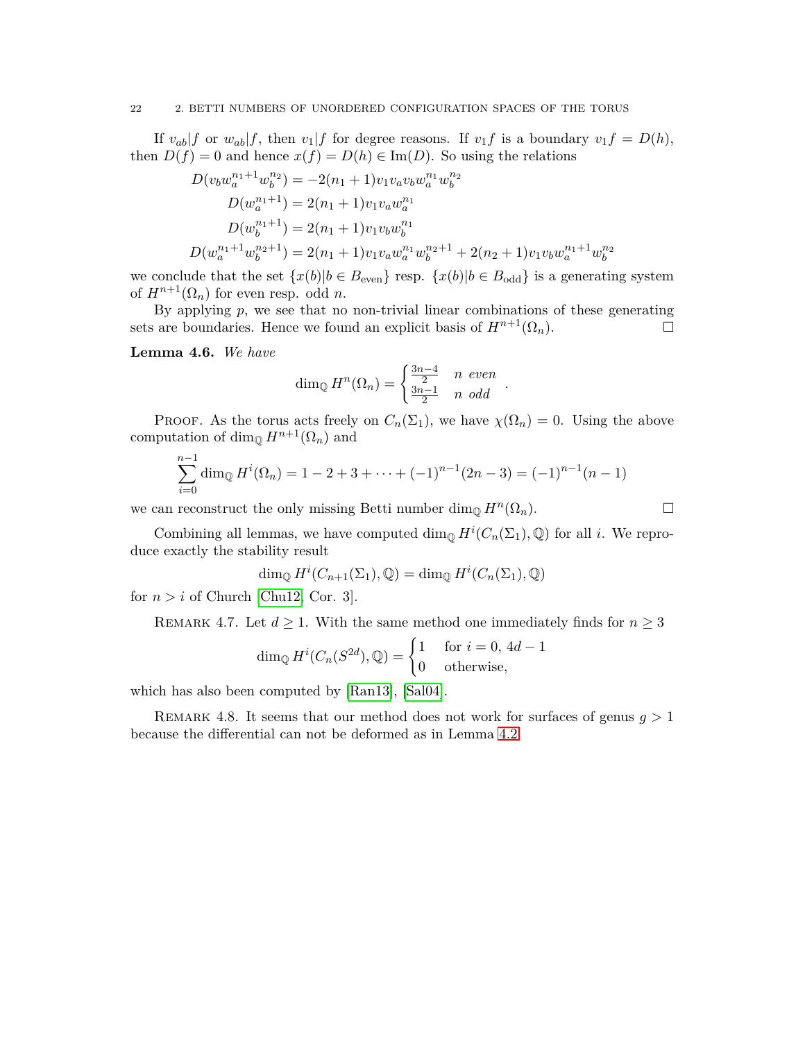If $v_{ab}|f$ or $w_{ab}|f$, then $v_1|f$ for degree reasons. If $v_1 f$ is a boundary $v_1 f = D(h)$, then $D(f) = 0$ and hence $x(f) = D(h) \in \mathrm{Im}(D)$. So using the relations

$$
\begin{aligned}
D(v_b w_a^{n_1+1} w_b^{n_2}) &= -2(n_1+1) v_1 v_a v_b w_a^{n_1} w_b^{n_2} \\
D(w_a^{n_1+1}) &= 2(n_1+1) v_1 v_a w_a^{n_1} \\
D(w_b^{n_1+1}) &= 2(n_1+1) v_1 v_b w_b^{n_1} \\
D(w_a^{n_1+1} w_b^{n_2+1}) &= 2(n_1+1) v_1 v_a w_a^{n_1} w_b^{n_2+1} + 2(n_2+1) v_1 v_b w_a^{n_1+1} w_b^{n_2}
\end{aligned}
$$

we conclude that the set $\{x(b) | b \in B_{\mathrm{even}}\}$ resp. $\{x(b) | b \in B_{\mathrm{odd}}\}$ is a generating system of $H^{n+1}(\Omega_n)$ for even resp. odd $n$.

By applying $p$, we see that no non-trivial linear combinations of these generating sets are boundaries. Hence we found an explicit basis of $H^{n+1}(\Omega_n)$. □

**Lemma 4.6.** *We have*

$$
\dim_{\mathbb{Q}} H^n(\Omega_n) = \begin{cases} \frac{3n-4}{2} & n \text{ even} \\ \frac{3n-1}{2} & n \text{ odd} \end{cases}.
$$

Proof. As the torus acts freely on $C_n(\Sigma_1)$, we have $\chi(\Omega_n) = 0$. Using the above computation of $\dim_{\mathbb{Q}} H^{n+1}(\Omega_n)$ and

$$
\sum_{i=0}^{n-1} \dim_{\mathbb{Q}} H^i(\Omega_n) = 1 - 2 + 3 + \cdots + (-1)^{n-1}(2n-3) = (-1)^{n-1}(n-1)
$$

we can reconstruct the only missing Betti number $\dim_{\mathbb{Q}} H^n(\Omega_n)$. □

Combining all lemmas, we have computed $\dim_{\mathbb{Q}} H^i(C_n(\Sigma_1), \mathbb{Q})$ for all $i$. We reproduce exactly the stability result

$$
\dim_{\mathbb{Q}} H^i(C_{n+1}(\Sigma_1), \mathbb{Q}) = \dim_{\mathbb{Q}} H^i(C_n(\Sigma_1), \mathbb{Q})
$$

for $n > i$ of Church [Chu12, Cor. 3].

Remark 4.7. Let $d \geq 1$. With the same method one immediately finds for $n \geq 3$

$$
\dim_{\mathbb{Q}} H^i(C_n(S^{2d}), \mathbb{Q}) = \begin{cases} 1 & \text{for } i = 0,\, 4d-1 \\ 0 & \text{otherwise,} \end{cases}
$$

which has also been computed by [Ran13], [Sal04].

Remark 4.8. It seems that our method does not work for surfaces of genus $g > 1$ because the differential can not be deformed as in Lemma 4.2.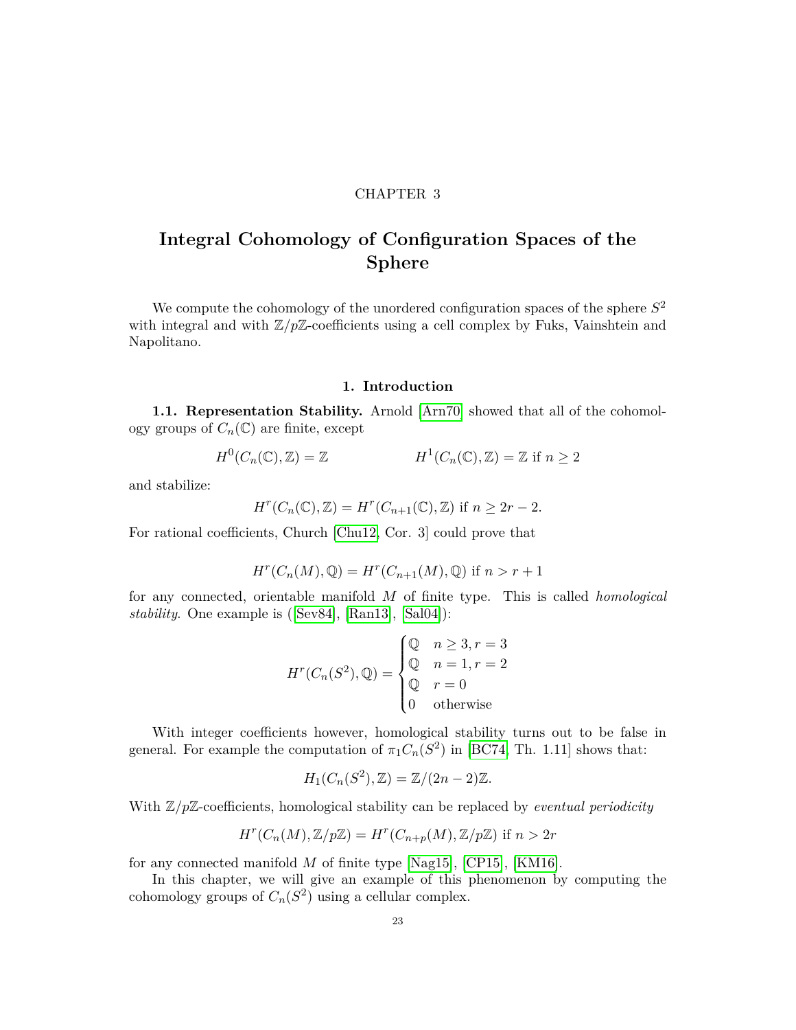CHAPTER 3

# Integral Cohomology of Configuration Spaces of the Sphere

We compute the cohomology of the unordered configuration spaces of the sphere $S^2$ with integral and with $\mathbb{Z}/p\mathbb{Z}$-coefficients using a cell complex by Fuks, Vainshtein and Napolitano.

## 1. Introduction

**1.1. Representation Stability.** Arnold [Arn70] showed that all of the cohomology groups of $C_n(\mathbb{C})$ are finite, except

$$H^0(C_n(\mathbb{C}), \mathbb{Z}) = \mathbb{Z} \qquad\qquad H^1(C_n(\mathbb{C}), \mathbb{Z}) = \mathbb{Z} \text{ if } n \geq 2$$

and stabilize:

$$H^r(C_n(\mathbb{C}), \mathbb{Z}) = H^r(C_{n+1}(\mathbb{C}), \mathbb{Z}) \text{ if } n \geq 2r - 2.$$

For rational coefficients, Church [Chu12, Cor. 3] could prove that

$$H^r(C_n(M), \mathbb{Q}) = H^r(C_{n+1}(M), \mathbb{Q}) \text{ if } n > r + 1$$

for any connected, orientable manifold $M$ of finite type. This is called *homological stability*. One example is ([Sev84], [Ran13], [Sal04]):

$$H^r(C_n(S^2), \mathbb{Q}) = \begin{cases} \mathbb{Q} & n \geq 3, r = 3 \\ \mathbb{Q} & n = 1, r = 2 \\ \mathbb{Q} & r = 0 \\ 0 & \text{otherwise} \end{cases}$$

With integer coefficients however, homological stability turns out to be false in general. For example the computation of $\pi_1 C_n(S^2)$ in [BC74, Th. 1.11] shows that:

$$H_1(C_n(S^2), \mathbb{Z}) = \mathbb{Z}/(2n-2)\mathbb{Z}.$$

With $\mathbb{Z}/p\mathbb{Z}$-coefficients, homological stability can be replaced by *eventual periodicity*

$$H^r(C_n(M), \mathbb{Z}/p\mathbb{Z}) = H^r(C_{n+p}(M), \mathbb{Z}/p\mathbb{Z}) \text{ if } n > 2r$$

for any connected manifold $M$ of finite type [Nag15], [CP15], [KM16].

In this chapter, we will give an example of this phenomenon by computing the cohomology groups of $C_n(S^2)$ using a cellular complex.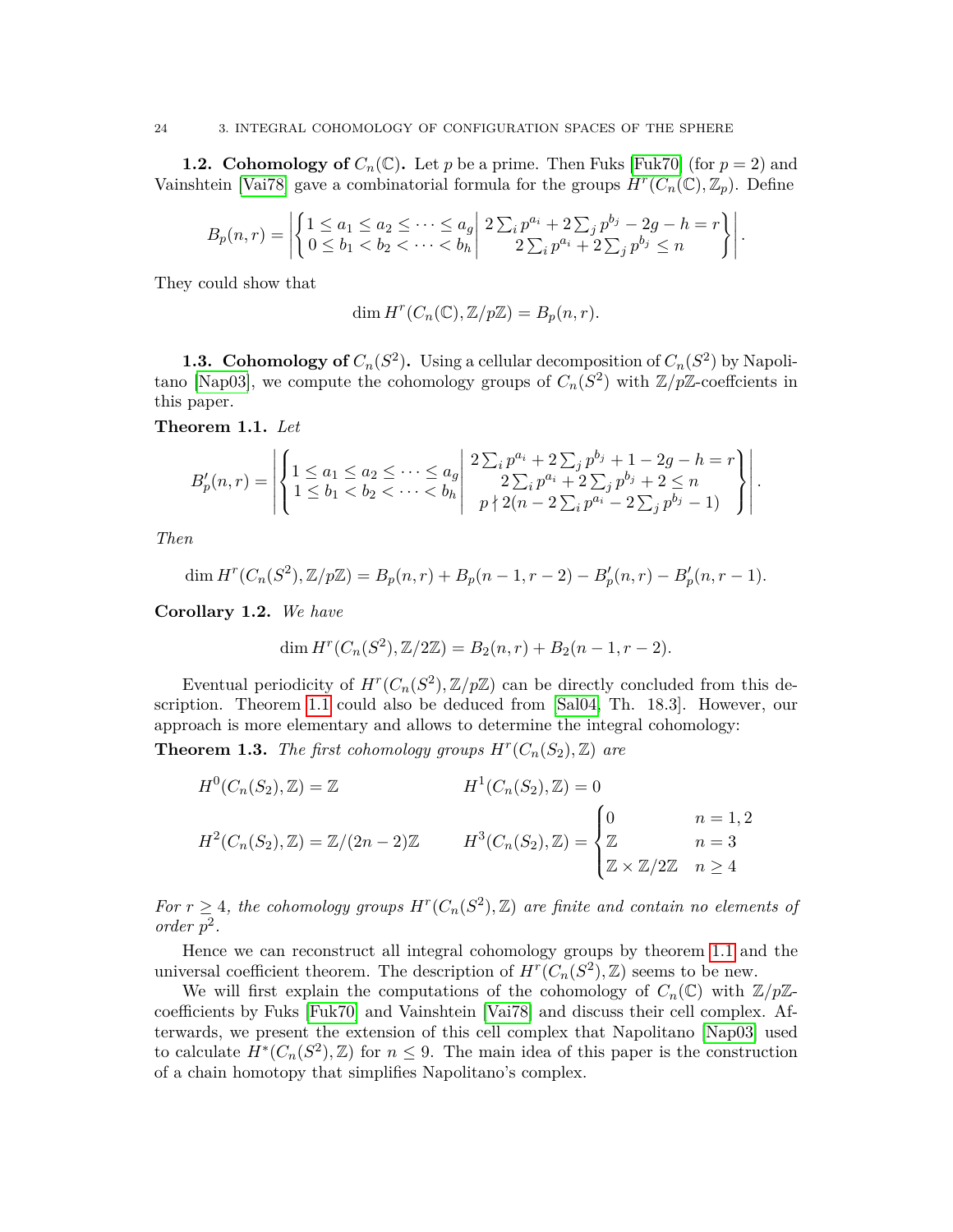**1.2. Cohomology of $C_n(\mathbb{C})$.** Let $p$ be a prime. Then Fuks [Fuk70] (for $p = 2$) and Vainshtein [Vai78] gave a combinatorial formula for the groups $H^r(C_n(\mathbb{C}), \mathbb{Z}_p)$. Define

$$B_p(n,r) = \left| \left\{ \begin{matrix} 1 \leq a_1 \leq a_2 \leq \cdots \leq a_g \\ 0 \leq b_1 < b_2 < \cdots < b_h \end{matrix} \middle| \begin{matrix} 2\sum_i p^{a_i} + 2\sum_j p^{b_j} - 2g - h = r \\ 2\sum_i p^{a_i} + 2\sum_j p^{b_j} \leq n \end{matrix} \right\} \right|.$$

They could show that

$$\dim H^r(C_n(\mathbb{C}), \mathbb{Z}/p\mathbb{Z}) = B_p(n,r).$$

**1.3. Cohomology of $C_n(S^2)$.** Using a cellular decomposition of $C_n(S^2)$ by Napolitano [Nap03], we compute the cohomology groups of $C_n(S^2)$ with $\mathbb{Z}/p\mathbb{Z}$-coeffcients in this paper.

**Theorem 1.1.** *Let*

$$B'_p(n,r) = \left| \left\{ \begin{matrix} 1 \leq a_1 \leq a_2 \leq \cdots \leq a_g \\ 1 \leq b_1 < b_2 < \cdots < b_h \end{matrix} \middle| \begin{matrix} 2\sum_i p^{a_i} + 2\sum_j p^{b_j} + 1 - 2g - h = r \\ 2\sum_i p^{a_i} + 2\sum_j p^{b_j} + 2 \leq n \\ p \nmid 2(n - 2\sum_i p^{a_i} - 2\sum_j p^{b_j} - 1) \end{matrix} \right\} \right|.$$

*Then*

$$\dim H^r(C_n(S^2), \mathbb{Z}/p\mathbb{Z}) = B_p(n,r) + B_p(n-1, r-2) - B'_p(n,r) - B'_p(n, r-1).$$

**Corollary 1.2.** *We have*

$$\dim H^r(C_n(S^2), \mathbb{Z}/2\mathbb{Z}) = B_2(n,r) + B_2(n-1, r-2).$$

Eventual periodicity of $H^r(C_n(S^2), \mathbb{Z}/p\mathbb{Z})$ can be directly concluded from this description. Theorem 1.1 could also be deduced from [Sal04, Th. 18.3]. However, our approach is more elementary and allows to determine the integral cohomology:

**Theorem 1.3.** *The first cohomology groups $H^r(C_n(S_2), \mathbb{Z})$ are*

$$H^0(C_n(S_2), \mathbb{Z}) = \mathbb{Z} \qquad\qquad H^1(C_n(S_2), \mathbb{Z}) = 0$$

$$H^2(C_n(S_2), \mathbb{Z}) = \mathbb{Z}/(2n-2)\mathbb{Z} \qquad\qquad H^3(C_n(S_2), \mathbb{Z}) = \begin{cases} 0 & n = 1, 2 \\ \mathbb{Z} & n = 3 \\ \mathbb{Z} \times \mathbb{Z}/2\mathbb{Z} & n \geq 4 \end{cases}$$

*For $r \geq 4$, the cohomology groups $H^r(C_n(S^2), \mathbb{Z})$ are finite and contain no elements of order $p^2$.*

Hence we can reconstruct all integral cohomology groups by theorem 1.1 and the universal coefficient theorem. The description of $H^r(C_n(S^2), \mathbb{Z})$ seems to be new.

We will first explain the computations of the cohomology of $C_n(\mathbb{C})$ with $\mathbb{Z}/p\mathbb{Z}$-coefficients by Fuks [Fuk70] and Vainshtein [Vai78] and discuss their cell complex. Afterwards, we present the extension of this cell complex that Napolitano [Nap03] used to calculate $H^*(C_n(S^2), \mathbb{Z})$ for $n \leq 9$. The main idea of this paper is the construction of a chain homotopy that simplifies Napolitano's complex.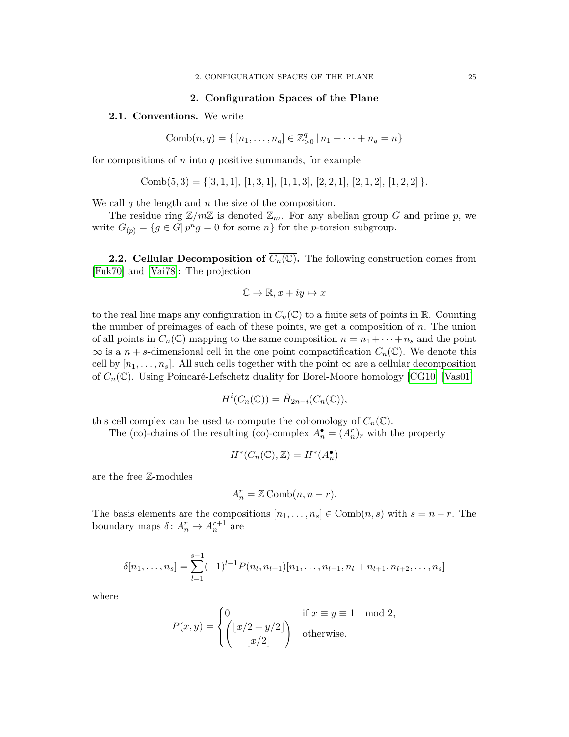## 2. Configuration Spaces of the Plane

**2.1. Conventions.** We write

$$\mathrm{Comb}(n,q) = \{\, [n_1, \ldots, n_q] \in \mathbb{Z}^q_{>0} \,|\, n_1 + \cdots + n_q = n\}$$

for compositions of $n$ into $q$ positive summands, for example

$$\mathrm{Comb}(5,3) = \{[3,1,1],\ [1,3,1],\ [1,1,3],\ [2,2,1],\ [2,1,2],\ [1,2,2]\,\}.$$

We call $q$ the length and $n$ the size of the composition.

The residue ring $\mathbb{Z}/m\mathbb{Z}$ is denoted $\mathbb{Z}_m$. For any abelian group $G$ and prime $p$, we write $G_{(p)} = \{g \in G |\, p^n g = 0 \text{ for some } n\}$ for the $p$-torsion subgroup.

**2.2. Cellular Decomposition of $\overline{C_n(\mathbb{C})}$.** The following construction comes from [Fuk70] and [Vai78]: The projection

$$\mathbb{C} \to \mathbb{R}, x + iy \mapsto x$$

to the real line maps any configuration in $C_n(\mathbb{C})$ to a finite sets of points in $\mathbb{R}$. Counting the number of preimages of each of these points, we get a composition of $n$. The union of all points in $C_n(\mathbb{C})$ mapping to the same composition $n = n_1 + \cdots + n_s$ and the point $\infty$ is a $n+s$-dimensional cell in the one point compactification $\overline{C_n(\mathbb{C})}$. We denote this cell by $[n_1, \ldots, n_s]$. All such cells together with the point $\infty$ are a cellular decomposition of $\overline{C_n(\mathbb{C})}$. Using Poincaré-Lefschetz duality for Borel-Moore homology [CG10] [Vas01]

$$H^i(C_n(\mathbb{C})) = \tilde{H}_{2n-i}(\overline{C_n(\mathbb{C})}),$$

this cell complex can be used to compute the cohomology of $C_n(\mathbb{C})$.

The (co)-chains of the resulting (co)-complex $A_n^\bullet = (A_n^r)_r$ with the property

$$H^*(C_n(\mathbb{C}), \mathbb{Z}) = H^*(A_n^\bullet)$$

are the free $\mathbb{Z}$-modules

$$A_n^r = \mathbb{Z}\,\mathrm{Comb}(n, n-r).$$

The basis elements are the compositions $[n_1, \ldots, n_s] \in \mathrm{Comb}(n,s)$ with $s = n - r$. The boundary maps $\delta \colon A_n^r \to A_n^{r+1}$ are

$$\delta[n_1, \ldots, n_s] = \sum_{l=1}^{s-1} (-1)^{l-1} P(n_l, n_{l+1}) [n_1, \ldots, n_{l-1}, n_l + n_{l+1}, n_{l+2}, \ldots, n_s]$$

where

$$P(x,y) = \begin{cases} 0 & \text{if } x \equiv y \equiv 1 \mod 2, \\ \dbinom{\lfloor x/2 + y/2 \rfloor}{\lfloor x/2 \rfloor} & \text{otherwise.} \end{cases}$$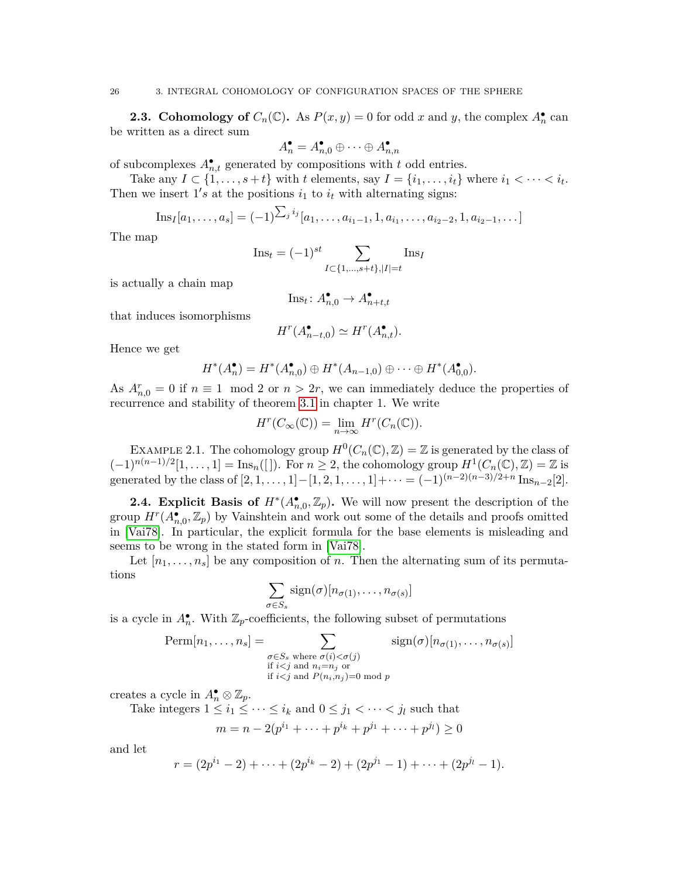**2.3. Cohomology of $C_n(\mathbb{C})$.** As $P(x,y) = 0$ for odd $x$ and $y$, the complex $A_n^\bullet$ can be written as a direct sum

$$A_n^\bullet = A_{n,0}^\bullet \oplus \cdots \oplus A_{n,n}^\bullet$$

of subcomplexes $A_{n,t}^\bullet$ generated by compositions with $t$ odd entries.

Take any $I \subset \{1, \ldots, s+t\}$ with $t$ elements, say $I = \{i_1, \ldots, i_t\}$ where $i_1 < \cdots < i_t$. Then we insert $1's$ at the positions $i_1$ to $i_t$ with alternating signs:

$$\mathrm{Ins}_I[a_1, \ldots, a_s] = (-1)^{\sum_j i_j}[a_1, \ldots, a_{i_1-1}, 1, a_{i_1}, \ldots, a_{i_2-2}, 1, a_{i_2-1}, \ldots]$$

The map

$$\mathrm{Ins}_t = (-1)^{st} \sum_{I \subset \{1,\ldots,s+t\}, |I|=t} \mathrm{Ins}_I$$

is actually a chain map

$$\mathrm{Ins}_t \colon A_{n,0}^\bullet \to A_{n+t,t}^\bullet$$

that induces isomorphisms

$$H^r(A_{n-t,0}^\bullet) \simeq H^r(A_{n,t}^\bullet).$$

Hence we get

$$H^*(A_n^\bullet) = H^*(A_{n,0}^\bullet) \oplus H^*(A_{n-1,0}) \oplus \cdots \oplus H^*(A_{0,0}^\bullet).$$

As $A_{n,0}^r = 0$ if $n \equiv 1 \mod 2$ or $n > 2r$, we can immediately deduce the properties of recurrence and stability of theorem 3.1 in chapter 1. We write

$$H^r(C_\infty(\mathbb{C})) = \lim_{n\to\infty} H^r(C_n(\mathbb{C})).$$

EXAMPLE 2.1. The cohomology group $H^0(C_n(\mathbb{C}), \mathbb{Z}) = \mathbb{Z}$ is generated by the class of $(-1)^{n(n-1)/2}[1, \ldots, 1] = \mathrm{Ins}_n([\,])$. For $n \geq 2$, the cohomology group $H^1(C_n(\mathbb{C}), \mathbb{Z}) = \mathbb{Z}$ is generated by the class of $[2, 1, \ldots, 1] - [1, 2, 1, \ldots, 1] + \cdots = (-1)^{(n-2)(n-3)/2+n} \mathrm{Ins}_{n-2}[2]$.

**2.4. Explicit Basis of $H^*(A_{n,0}^\bullet, \mathbb{Z}_p)$.** We will now present the description of the group $H^r(A_{n,0}^\bullet, \mathbb{Z}_p)$ by Vainshtein and work out some of the details and proofs omitted in [Vai78]. In particular, the explicit formula for the base elements is misleading and seems to be wrong in the stated form in [Vai78].

Let $[n_1, \ldots, n_s]$ be any composition of $n$. Then the alternating sum of its permutations

$$\sum_{\sigma \in S_s} \mathrm{sign}(\sigma)[n_{\sigma(1)}, \ldots, n_{\sigma(s)}]$$

is a cycle in $A_n^\bullet$. With $\mathbb{Z}_p$-coefficients, the following subset of permutations

$$\mathrm{Perm}[n_1, \ldots, n_s] = \sum_{\substack{\sigma \in S_s \text{ where } \sigma(i) < \sigma(j) \\ \text{if } i<j \text{ and } n_i = n_j \text{ or} \\ \text{if } i<j \text{ and } P(n_i,n_j)=0 \text{ mod } p}} \mathrm{sign}(\sigma)[n_{\sigma(1)}, \ldots, n_{\sigma(s)}]$$

creates a cycle in $A_n^\bullet \otimes \mathbb{Z}_p$.

Take integers $1 \leq i_1 \leq \cdots \leq i_k$ and $0 \leq j_1 < \cdots < j_l$ such that

$$m = n - 2(p^{i_1} + \cdots + p^{i_k} + p^{j_1} + \cdots + p^{j_l}) \geq 0$$

and let

$$r = (2p^{i_1} - 2) + \cdots + (2p^{i_k} - 2) + (2p^{j_1} - 1) + \cdots + (2p^{j_l} - 1).$$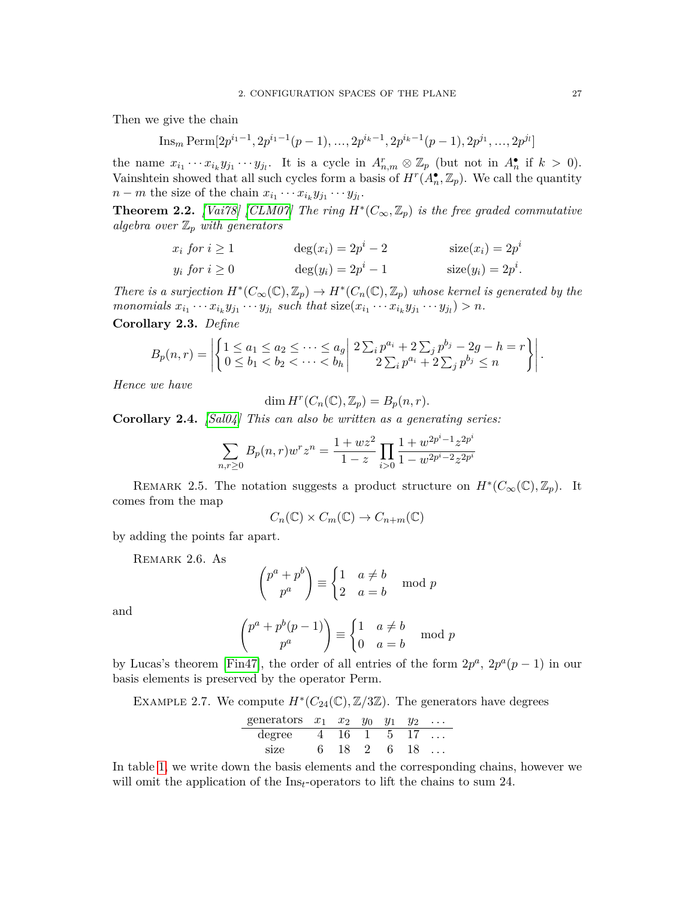Then we give the chain

$$\mathrm{Ins}_m \, \mathrm{Perm}[2p^{i_1-1}, 2p^{i_1-1}(p-1), ..., 2p^{i_k-1}, 2p^{i_k-1}(p-1), 2p^{j_1}, ..., 2p^{j_l}]$$

the name $x_{i_1} \cdots x_{i_k} y_{j_1} \cdots y_{j_l}$. It is a cycle in $A^r_{n,m} \otimes \mathbb{Z}_p$ (but not in $A^\bullet_n$ if $k > 0$). Vainshtein showed that all such cycles form a basis of $H^r(A^\bullet_n, \mathbb{Z}_p)$. We call the quantity $n - m$ the size of the chain $x_{i_1} \cdots x_{i_k} y_{j_1} \cdots y_{j_l}$.

**Theorem 2.2.** *[Vai78] [CLM07] The ring $H^*(C_\infty, \mathbb{Z}_p)$ is the free graded commutative algebra over $\mathbb{Z}_p$ with generators*

$$\begin{array}{lll} x_i \text{ for } i \geq 1 & \deg(x_i) = 2p^i - 2 & \mathrm{size}(x_i) = 2p^i \\ y_i \text{ for } i \geq 0 & \deg(y_i) = 2p^i - 1 & \mathrm{size}(y_i) = 2p^i. \end{array}$$

*There is a surjection $H^*(C_\infty(\mathbb{C}), \mathbb{Z}_p) \to H^*(C_n(\mathbb{C}), \mathbb{Z}_p)$ whose kernel is generated by the monomials $x_{i_1} \cdots x_{i_k} y_{j_1} \cdots y_{j_l}$ such that $\mathrm{size}(x_{i_1} \cdots x_{i_k} y_{j_1} \cdots y_{j_l}) > n$.*

**Corollary 2.3.** *Define*

$$B_p(n, r) = \left| \left\{ \begin{matrix} 1 \leq a_1 \leq a_2 \leq \cdots \leq a_g \\ 0 \leq b_1 < b_2 < \cdots < b_h \end{matrix} \middle| \begin{matrix} 2\sum_i p^{a_i} + 2\sum_j p^{b_j} - 2g - h = r \\ 2\sum_i p^{a_i} + 2\sum_j p^{b_j} \leq n \end{matrix} \right\} \right|.$$

*Hence we have*

$$\dim H^r(C_n(\mathbb{C}), \mathbb{Z}_p) = B_p(n, r).$$

**Corollary 2.4.** *[Sal04] This can also be written as a generating series:*

$$\sum_{n,r \geq 0} B_p(n, r) w^r z^n = \frac{1 + wz^2}{1 - z} \prod_{i>0} \frac{1 + w^{2p^i-1} z^{2p^i}}{1 - w^{2p^i-2} z^{2p^i}}$$

Remark 2.5. The notation suggests a product structure on $H^*(C_\infty(\mathbb{C}), \mathbb{Z}_p)$. It comes from the map

$$C_n(\mathbb{C}) \times C_m(\mathbb{C}) \to C_{n+m}(\mathbb{C})$$

by adding the points far apart.

Remark 2.6. As

$$\binom{p^a + p^b}{p^a} \equiv \begin{cases} 1 & a \neq b \\ 2 & a = b \end{cases} \mod p$$

and

$$\binom{p^a + p^b(p-1)}{p^a} \equiv \begin{cases} 1 & a \neq b \\ 0 & a = b \end{cases} \mod p$$

by Lucas's theorem [Fin47], the order of all entries of the form $2p^a$, $2p^a(p-1)$ in our basis elements is preserved by the operator Perm.

Example 2.7. We compute $H^*(C_{24}(\mathbb{C}), \mathbb{Z}/3\mathbb{Z})$. The generators have degrees

| generators | $x_1$ | $x_2$ | $y_0$ | $y_1$ | $y_2$ | $\ldots$ |
|---|---|---|---|---|---|---|
| degree | 4 | 16 | 1 | 5 | 17 | $\ldots$ |
| size | 6 | 18 | 2 | 6 | 18 | $\ldots$ |

In table 1, we write down the basis elements and the corresponding chains, however we will omit the application of the $\mathrm{Ins}_t$-operators to lift the chains to sum 24.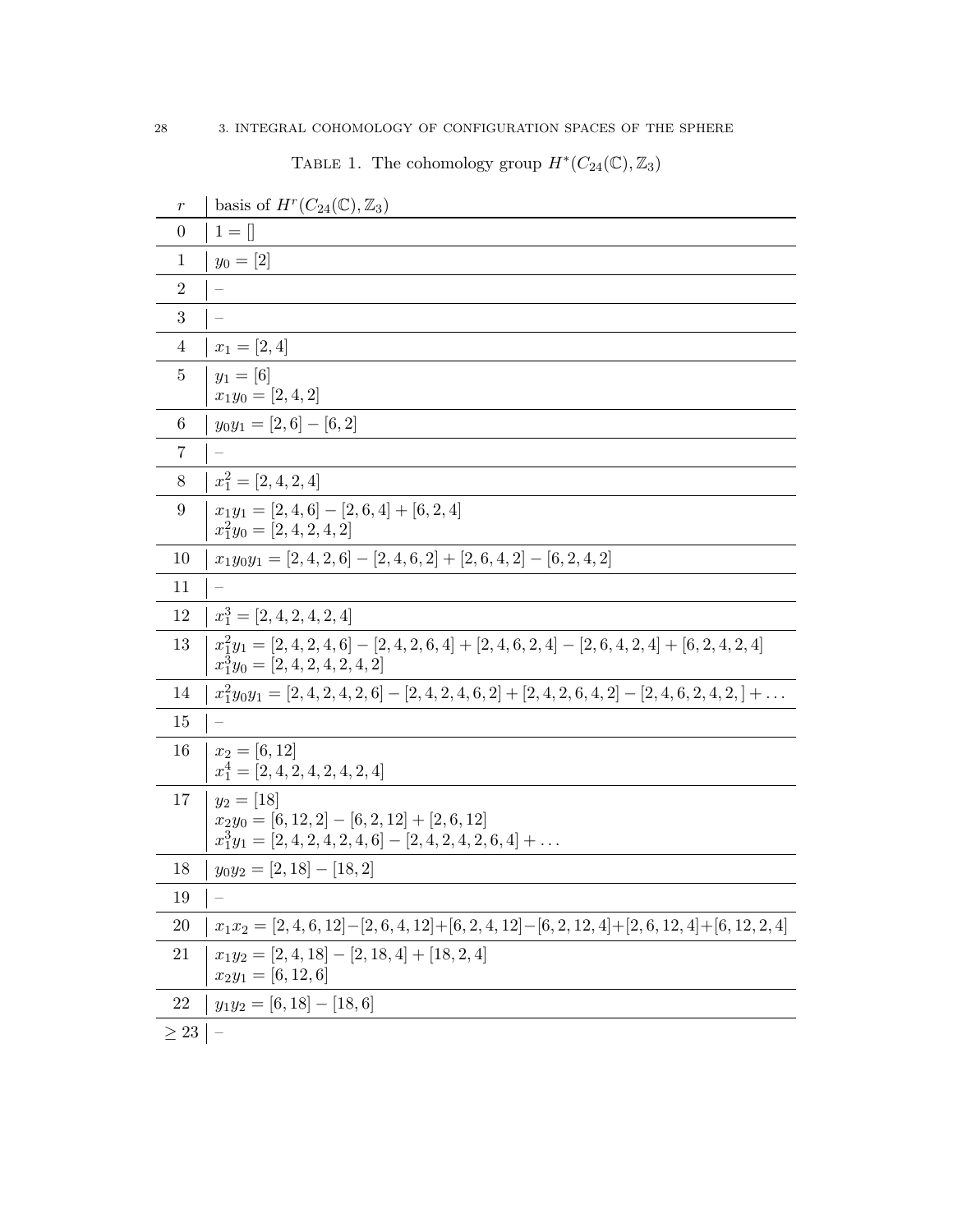TABLE 1. The cohomology group $H^*(C_{24}(\mathbb{C}), \mathbb{Z}_3)$

| $r$ | basis of $H^r(C_{24}(\mathbb{C}), \mathbb{Z}_3)$ |
|---|---|
| 0 | $1 = []$ |
| 1 | $y_0 = [2]$ |
| 2 | – |
| 3 | – |
| 4 | $x_1 = [2, 4]$ |
| 5 | $y_1 = [6]$ <br> $x_1 y_0 = [2, 4, 2]$ |
| 6 | $y_0 y_1 = [2, 6] - [6, 2]$ |
| 7 | – |
| 8 | $x_1^2 = [2, 4, 2, 4]$ |
| 9 | $x_1 y_1 = [2, 4, 6] - [2, 6, 4] + [6, 2, 4]$ <br> $x_1^2 y_0 = [2, 4, 2, 4, 2]$ |
| 10 | $x_1 y_0 y_1 = [2, 4, 2, 6] - [2, 4, 6, 2] + [2, 6, 4, 2] - [6, 2, 4, 2]$ |
| 11 | – |
| 12 | $x_1^3 = [2, 4, 2, 4, 2, 4]$ |
| 13 | $x_1^2 y_1 = [2, 4, 2, 4, 6] - [2, 4, 2, 6, 4] + [2, 4, 6, 2, 4] - [2, 6, 4, 2, 4] + [6, 2, 4, 2, 4]$ <br> $x_1^3 y_0 = [2, 4, 2, 4, 2, 4, 2]$ |
| 14 | $x_1^2 y_0 y_1 = [2, 4, 2, 4, 2, 6] - [2, 4, 2, 4, 6, 2] + [2, 4, 2, 6, 4, 2] - [2, 4, 6, 2, 4, 2, ] + \ldots$ |
| 15 | – |
| 16 | $x_2 = [6, 12]$ <br> $x_1^4 = [2, 4, 2, 4, 2, 4, 2, 4]$ |
| 17 | $y_2 = [18]$ <br> $x_2 y_0 = [6, 12, 2] - [6, 2, 12] + [2, 6, 12]$ <br> $x_1^3 y_1 = [2, 4, 2, 4, 2, 4, 6] - [2, 4, 2, 4, 2, 6, 4] + \ldots$ |
| 18 | $y_0 y_2 = [2, 18] - [18, 2]$ |
| 19 | – |
| 20 | $x_1 x_2 = [2, 4, 6, 12] - [2, 6, 4, 12] + [6, 2, 4, 12] - [6, 2, 12, 4] + [2, 6, 12, 4] + [6, 12, 2, 4]$ |
| 21 | $x_1 y_2 = [2, 4, 18] - [2, 18, 4] + [18, 2, 4]$ <br> $x_2 y_1 = [6, 12, 6]$ |
| 22 | $y_1 y_2 = [6, 18] - [18, 6]$ |
| $\geq 23$ | – |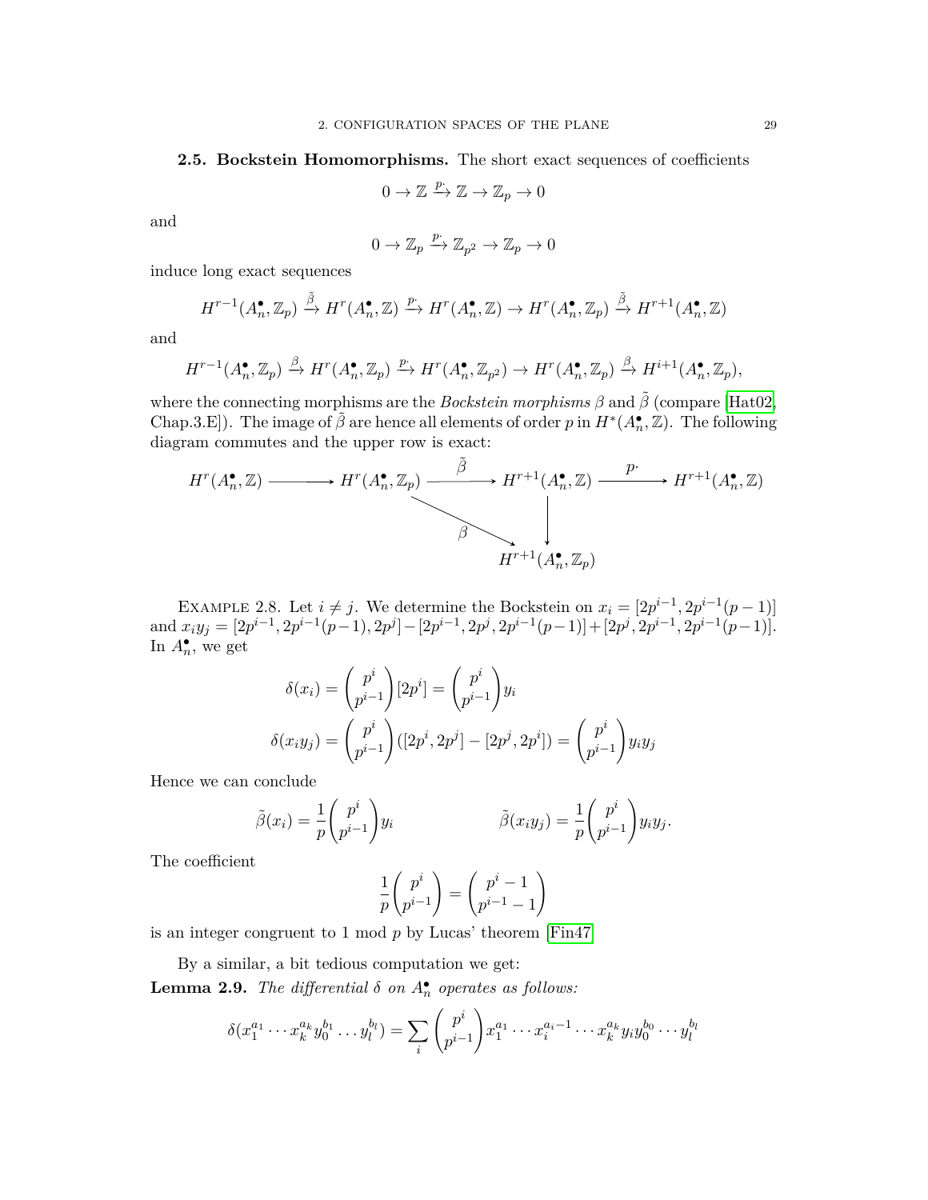**2.5. Bockstein Homomorphisms.** The short exact sequences of coefficients

$$0 \to \mathbb{Z} \xrightarrow{p\cdot} \mathbb{Z} \to \mathbb{Z}_p \to 0$$

and

$$0 \to \mathbb{Z}_p \xrightarrow{p\cdot} \mathbb{Z}_{p^2} \to \mathbb{Z}_p \to 0$$

induce long exact sequences

$$H^{r-1}(A_n^\bullet, \mathbb{Z}_p) \xrightarrow{\tilde{\beta}} H^r(A_n^\bullet, \mathbb{Z}) \xrightarrow{p\cdot} H^r(A_n^\bullet, \mathbb{Z}) \to H^r(A_n^\bullet, \mathbb{Z}_p) \xrightarrow{\tilde{\beta}} H^{r+1}(A_n^\bullet, \mathbb{Z})$$

and

$$H^{r-1}(A_n^\bullet, \mathbb{Z}_p) \xrightarrow{\beta} H^r(A_n^\bullet, \mathbb{Z}_p) \xrightarrow{p\cdot} H^r(A_n^\bullet, \mathbb{Z}_{p^2}) \to H^r(A_n^\bullet, \mathbb{Z}_p) \xrightarrow{\beta} H^{i+1}(A_n^\bullet, \mathbb{Z}_p),$$

where the connecting morphisms are the *Bockstein morphisms* $\beta$ and $\tilde{\beta}$ (compare [Hat02, Chap.3.E]). The image of $\tilde{\beta}$ are hence all elements of order $p$ in $H^*(A_n^\bullet, \mathbb{Z})$. The following diagram commutes and the upper row is exact:

$$\begin{array}{ccccccc}
H^r(A_n^\bullet, \mathbb{Z}) & \longrightarrow & H^r(A_n^\bullet, \mathbb{Z}_p) & \xrightarrow{\tilde{\beta}} & H^{r+1}(A_n^\bullet, \mathbb{Z}) & \xrightarrow{p\cdot} & H^{r+1}(A_n^\bullet, \mathbb{Z}) \\
 & & & \searrow^{\beta} & \downarrow & & \\
 & & & & H^{r+1}(A_n^\bullet, \mathbb{Z}_p) & &
\end{array}$$

EXAMPLE 2.8. Let $i \neq j$. We determine the Bockstein on $x_i = [2p^{i-1}, 2p^{i-1}(p-1)]$ and $x_i y_j = [2p^{i-1}, 2p^{i-1}(p-1), 2p^j] - [2p^{i-1}, 2p^j, 2p^{i-1}(p-1)] + [2p^j, 2p^{i-1}, 2p^{i-1}(p-1)]$. In $A_n^\bullet$, we get

$$\delta(x_i) = \binom{p^i}{p^{i-1}}[2p^i] = \binom{p^i}{p^{i-1}} y_i$$

$$\delta(x_i y_j) = \binom{p^i}{p^{i-1}}([2p^i, 2p^j] - [2p^j, 2p^i]) = \binom{p^i}{p^{i-1}} y_i y_j$$

Hence we can conclude

$$\tilde{\beta}(x_i) = \frac{1}{p}\binom{p^i}{p^{i-1}} y_i \qquad\qquad \tilde{\beta}(x_i y_j) = \frac{1}{p}\binom{p^i}{p^{i-1}} y_i y_j.$$

The coefficient

$$\frac{1}{p}\binom{p^i}{p^{i-1}} = \binom{p^i - 1}{p^{i-1} - 1}$$

is an integer congruent to 1 mod $p$ by Lucas' theorem [Fin47]

By a similar, a bit tedious computation we get:

**Lemma 2.9.** *The differential $\delta$ on $A_n^\bullet$ operates as follows:*

$$\delta(x_1^{a_1} \cdots x_k^{a_k} y_0^{b_1} \ldots y_l^{b_l}) = \sum_i \binom{p^i}{p^{i-1}} x_1^{a_1} \cdots x_i^{a_i - 1} \cdots x_k^{a_k} y_i y_0^{b_0} \cdots y_l^{b_l}$$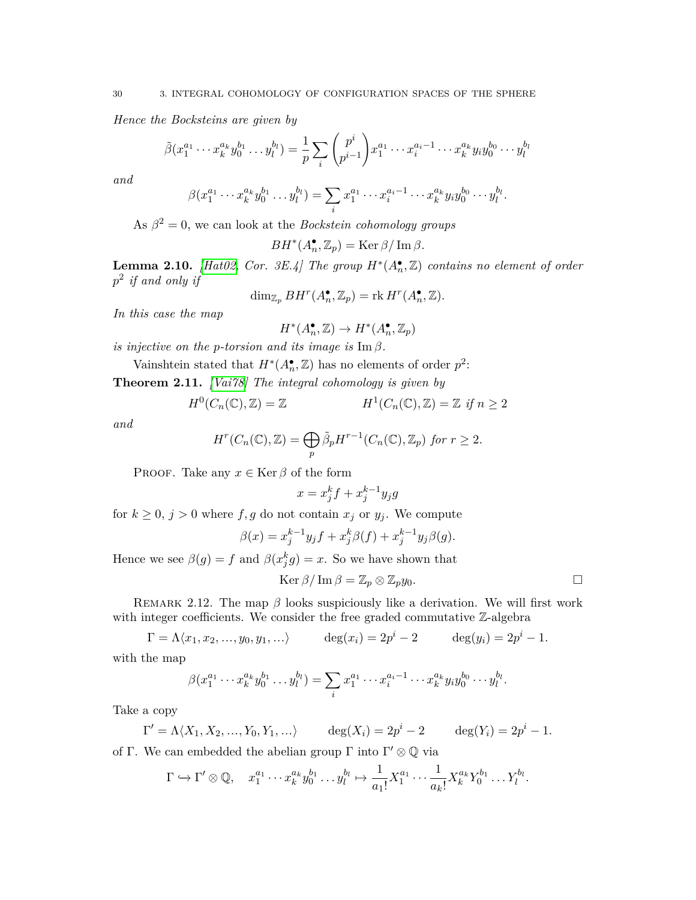*Hence the Bocksteins are given by*

$$\tilde{\beta}(x_1^{a_1} \cdots x_k^{a_k} y_0^{b_1} \dots y_l^{b_l}) = \frac{1}{p} \sum_i \binom{p^i}{p^{i-1}} x_1^{a_1} \cdots x_i^{a_i - 1} \cdots x_k^{a_k} y_i y_0^{b_0} \cdots y_l^{b_l}$$

*and*

$$\beta(x_1^{a_1} \cdots x_k^{a_k} y_0^{b_1} \dots y_l^{b_l}) = \sum_i x_1^{a_1} \cdots x_i^{a_i - 1} \cdots x_k^{a_k} y_i y_0^{b_0} \cdots y_l^{b_l}.$$

As $\beta^2 = 0$, we can look at the *Bockstein cohomology groups*

$$BH^*(A_n^\bullet, \mathbb{Z}_p) = \operatorname{Ker} \beta / \operatorname{Im} \beta.$$

**Lemma 2.10.** *[Hat02, Cor. 3E.4] The group $H^*(A_n^\bullet, \mathbb{Z})$ contains no element of order $p^2$ if and only if*

$$\dim_{\mathbb{Z}_p} BH^r(A_n^\bullet, \mathbb{Z}_p) = \operatorname{rk} H^r(A_n^\bullet, \mathbb{Z}).$$

*In this case the map*

$$H^*(A_n^\bullet, \mathbb{Z}) \to H^*(A_n^\bullet, \mathbb{Z}_p)$$

*is injective on the p-torsion and its image is* $\operatorname{Im} \beta$*.*

Vainshtein stated that $H^*(A_n^\bullet, \mathbb{Z})$ has no elements of order $p^2$:

**Theorem 2.11.** *[Vai78] The integral cohomology is given by*

$$H^0(C_n(\mathbb{C}), \mathbb{Z}) = \mathbb{Z} \qquad\qquad H^1(C_n(\mathbb{C}), \mathbb{Z}) = \mathbb{Z} \text{ if } n \geq 2$$

*and*

$$H^r(C_n(\mathbb{C}), \mathbb{Z}) = \bigoplus_p \tilde{\beta}_p H^{r-1}(C_n(\mathbb{C}), \mathbb{Z}_p) \text{ for } r \geq 2.$$

Proof. Take any $x \in \operatorname{Ker} \beta$ of the form

$$x = x_j^k f + x_j^{k-1} y_j g$$

for $k \geq 0$, $j > 0$ where $f, g$ do not contain $x_j$ or $y_j$. We compute

$$\beta(x) = x_j^{k-1} y_j f + x_j^k \beta(f) + x_j^{k-1} y_j \beta(g).$$

Hence we see $\beta(g) = f$ and $\beta(x_j^k g) = x$. So we have shown that

$$\operatorname{Ker} \beta / \operatorname{Im} \beta = \mathbb{Z}_p \otimes \mathbb{Z}_p y_0. \qquad \square$$

Remark 2.12. The map $\beta$ looks suspiciously like a derivation. We will first work with integer coefficients. We consider the free graded commutative $\mathbb{Z}$-algebra

$$\Gamma = \Lambda\langle x_1, x_2, \dots, y_0, y_1, \dots\rangle \qquad \deg(x_i) = 2p^i - 2 \qquad \deg(y_i) = 2p^i - 1.$$

with the map

$$\beta(x_1^{a_1} \cdots x_k^{a_k} y_0^{b_1} \dots y_l^{b_l}) = \sum_i x_1^{a_1} \cdots x_i^{a_i - 1} \cdots x_k^{a_k} y_i y_0^{b_0} \cdots y_l^{b_l}.$$

Take a copy

$$\Gamma' = \Lambda\langle X_1, X_2, \dots, Y_0, Y_1, \dots\rangle \qquad \deg(X_i) = 2p^i - 2 \qquad \deg(Y_i) = 2p^i - 1.$$

of $\Gamma$. We can embedded the abelian group $\Gamma$ into $\Gamma' \otimes \mathbb{Q}$ via

$$\Gamma \hookrightarrow \Gamma' \otimes \mathbb{Q}, \quad x_1^{a_1} \cdots x_k^{a_k} y_0^{b_1} \dots y_l^{b_l} \mapsto \frac{1}{a_1!} X_1^{a_1} \cdots \frac{1}{a_k!} X_k^{a_k} Y_0^{b_1} \dots Y_l^{b_l}.$$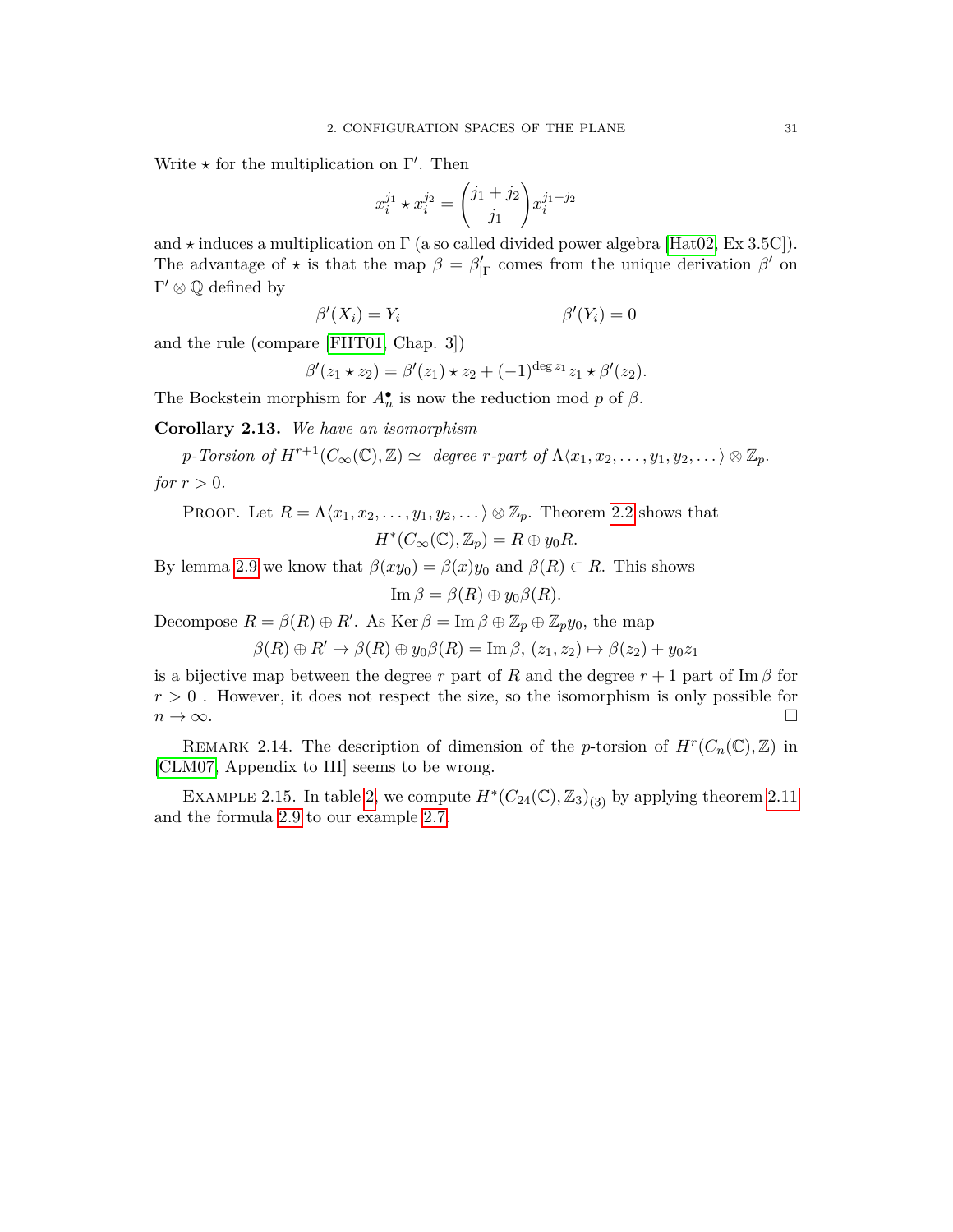Write $\star$ for the multiplication on $\Gamma'$. Then

$$x_i^{j_1} \star x_i^{j_2} = \binom{j_1 + j_2}{j_1} x_i^{j_1+j_2}$$

and $\star$ induces a multiplication on $\Gamma$ (a so called divided power algebra [Hat02, Ex 3.5C]). The advantage of $\star$ is that the map $\beta = \beta'_{|\Gamma}$ comes from the unique derivation $\beta'$ on $\Gamma' \otimes \mathbb{Q}$ defined by

$$\beta'(X_i) = Y_i \qquad\qquad \beta'(Y_i) = 0$$

and the rule (compare [FHT01, Chap. 3])

$$\beta'(z_1 \star z_2) = \beta'(z_1) \star z_2 + (-1)^{\deg z_1} z_1 \star \beta'(z_2).$$

The Bockstein morphism for $A_n^\bullet$ is now the reduction mod $p$ of $\beta$.

**Corollary 2.13.** *We have an isomorphism*

$$p\text{-}Torsion\ of\ H^{r+1}(C_\infty(\mathbb{C}), \mathbb{Z}) \simeq\ degree\ r\text{-}part\ of\ \Lambda\langle x_1, x_2, \ldots, y_1, y_2, \ldots\rangle \otimes \mathbb{Z}_p.$$

*for* $r > 0$.

Proof. Let $R = \Lambda\langle x_1, x_2, \ldots, y_1, y_2, \ldots\rangle \otimes \mathbb{Z}_p$. Theorem 2.2 shows that

$$H^*(C_\infty(\mathbb{C}), \mathbb{Z}_p) = R \oplus y_0 R.$$

By lemma 2.9 we know that $\beta(xy_0) = \beta(x)y_0$ and $\beta(R) \subset R$. This shows

$$\operatorname{Im} \beta = \beta(R) \oplus y_0\beta(R).$$

Decompose $R = \beta(R) \oplus R'$. As $\operatorname{Ker} \beta = \operatorname{Im} \beta \oplus \mathbb{Z}_p \oplus \mathbb{Z}_p y_0$, the map

$$\beta(R) \oplus R' \to \beta(R) \oplus y_0\beta(R) = \operatorname{Im} \beta,\ (z_1, z_2) \mapsto \beta(z_2) + y_0 z_1$$

is a bijective map between the degree $r$ part of $R$ and the degree $r+1$ part of $\operatorname{Im} \beta$ for $r > 0$ . However, it does not respect the size, so the isomorphism is only possible for $n \to \infty$. $\square$

Remark 2.14. The description of dimension of the $p$-torsion of $H^r(C_n(\mathbb{C}), \mathbb{Z})$ in [CLM07, Appendix to III] seems to be wrong.

Example 2.15. In table 2, we compute $H^*(C_{24}(\mathbb{C}), \mathbb{Z}_3)_{(3)}$ by applying theorem 2.11 and the formula 2.9 to our example 2.7.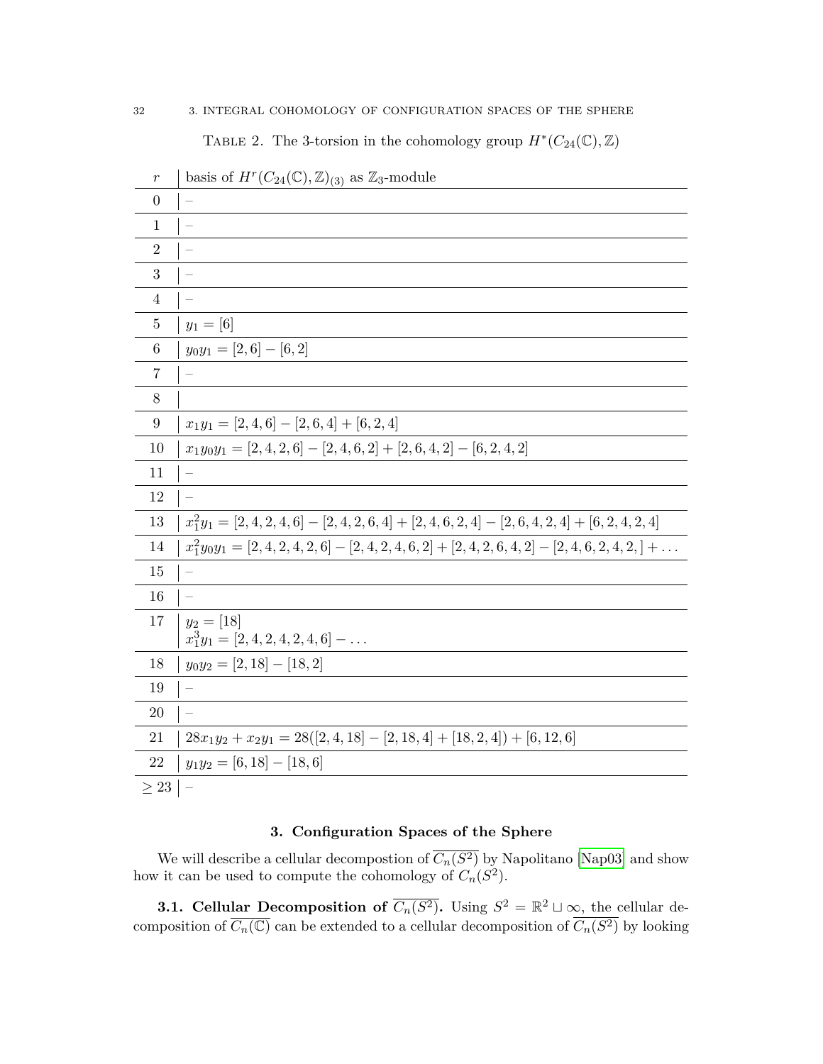TABLE 2. The 3-torsion in the cohomology group $H^*(C_{24}(\mathbb{C}), \mathbb{Z})$

| $r$ | basis of $H^r(C_{24}(\mathbb{C}), \mathbb{Z})_{(3)}$ as $\mathbb{Z}_3$-module |
|---|---|
| 0 | – |
| 1 | – |
| 2 | – |
| 3 | – |
| 4 | – |
| 5 | $y_1 = [6]$ |
| 6 | $y_0 y_1 = [2, 6] - [6, 2]$ |
| 7 | – |
| 8 | |
| 9 | $x_1 y_1 = [2, 4, 6] - [2, 6, 4] + [6, 2, 4]$ |
| 10 | $x_1 y_0 y_1 = [2, 4, 2, 6] - [2, 4, 6, 2] + [2, 6, 4, 2] - [6, 2, 4, 2]$ |
| 11 | – |
| 12 | – |
| 13 | $x_1^2 y_1 = [2, 4, 2, 4, 6] - [2, 4, 2, 6, 4] + [2, 4, 6, 2, 4] - [2, 6, 4, 2, 4] + [6, 2, 4, 2, 4]$ |
| 14 | $x_1^2 y_0 y_1 = [2, 4, 2, 4, 2, 6] - [2, 4, 2, 4, 6, 2] + [2, 4, 2, 6, 4, 2] - [2, 4, 6, 2, 4, 2,] + \dots$ |
| 15 | – |
| 16 | – |
| 17 | $y_2 = [18]$ <br> $x_1^3 y_1 = [2, 4, 2, 4, 2, 4, 6] - \dots$ |
| 18 | $y_0 y_2 = [2, 18] - [18, 2]$ |
| 19 | – |
| 20 | – |
| 21 | $28 x_1 y_2 + x_2 y_1 = 28([2, 4, 18] - [2, 18, 4] + [18, 2, 4]) + [6, 12, 6]$ |
| 22 | $y_1 y_2 = [6, 18] - [18, 6]$ |
| $\geq 23$ | – |

## 3. Configuration Spaces of the Sphere

We will describe a cellular decompostion of $\overline{C_n(S^2)}$ by Napolitano [Nap03] and show how it can be used to compute the cohomology of $C_n(S^2)$.

**3.1. Cellular Decomposition of $\overline{C_n(S^2)}$.** Using $S^2 = \mathbb{R}^2 \sqcup \infty$, the cellular decomposition of $\overline{C_n(\mathbb{C})}$ can be extended to a cellular decomposition of $\overline{C_n(S^2)}$ by looking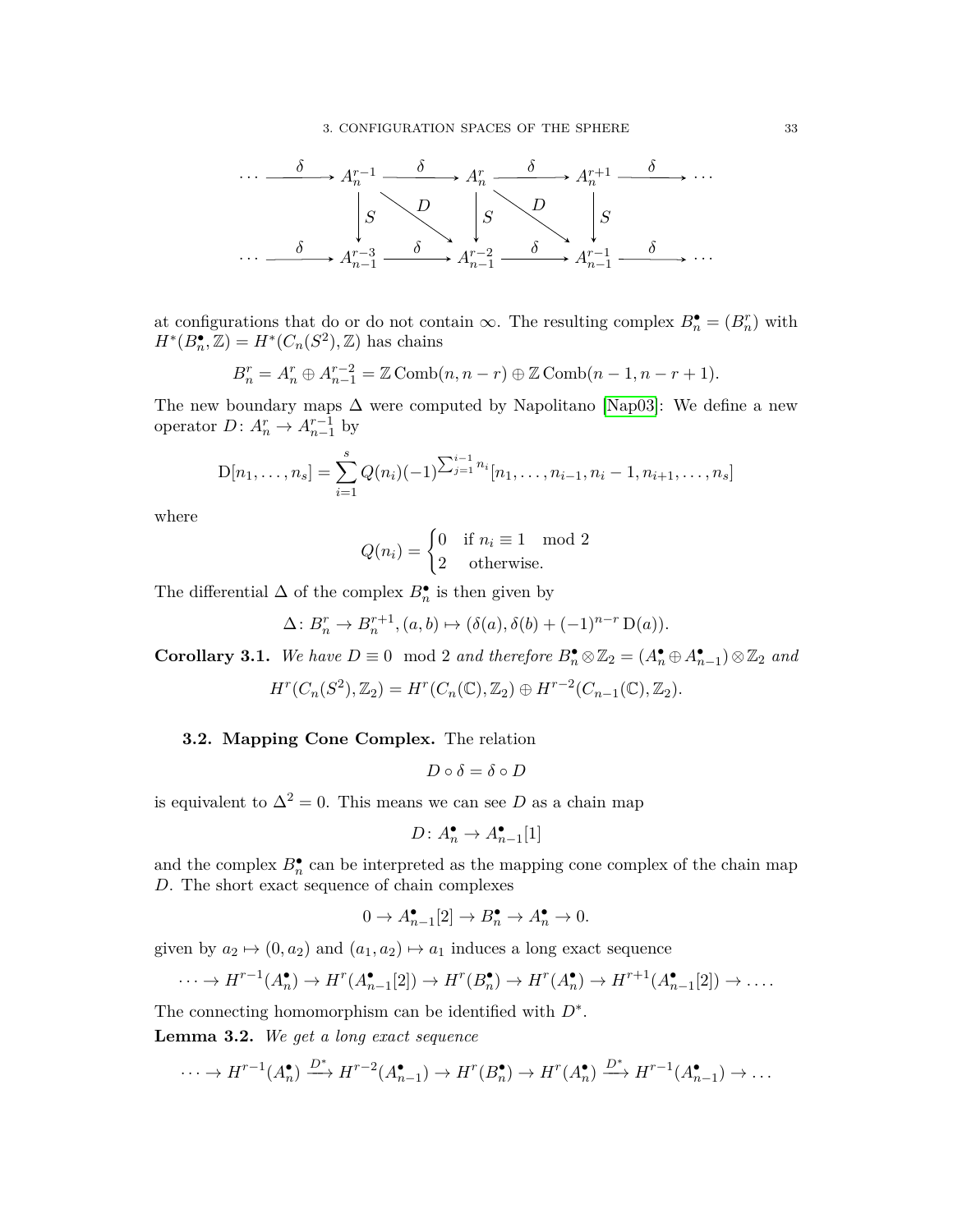$$
\begin{array}{ccccccccc}
\cdots & \xrightarrow{\delta} & A_n^{r-1} & \xrightarrow{\delta} & A_n^r & \xrightarrow{\delta} & A_n^{r+1} & \xrightarrow{\delta} & \cdots \\
 & & \downarrow S & \searrow D & \downarrow S & \searrow D & \downarrow S & & \\
\cdots & \xrightarrow{\delta} & A_{n-1}^{r-3} & \xrightarrow{\delta} & A_{n-1}^{r-2} & \xrightarrow{\delta} & A_{n-1}^{r-1} & \xrightarrow{\delta} & \cdots
\end{array}
$$

at configurations that do or do not contain $\infty$. The resulting complex $B_n^\bullet = (B_n^r)$ with $H^*(B_n^\bullet, \mathbb{Z}) = H^*(C_n(S^2), \mathbb{Z})$ has chains

$$B_n^r = A_n^r \oplus A_{n-1}^{r-2} = \mathbb{Z}\operatorname{Comb}(n, n-r) \oplus \mathbb{Z}\operatorname{Comb}(n-1, n-r+1).$$

The new boundary maps $\Delta$ were computed by Napolitano [Nap03]: We define a new operator $D\colon A_n^r \to A_{n-1}^{r-1}$ by

$$\mathrm{D}[n_1, \dots, n_s] = \sum_{i=1}^{s} Q(n_i)(-1)^{\sum_{j=1}^{i-1} n_i}[n_1, \dots, n_{i-1}, n_i - 1, n_{i+1}, \dots, n_s]$$

where

$$Q(n_i) = \begin{cases} 0 & \text{if } n_i \equiv 1 \mod 2 \\ 2 & \text{otherwise.} \end{cases}$$

The differential $\Delta$ of the complex $B_n^\bullet$ is then given by

$$\Delta\colon B_n^r \to B_n^{r+1}, (a, b) \mapsto (\delta(a), \delta(b) + (-1)^{n-r}\,\mathrm{D}(a)).$$

**Corollary 3.1.** *We have $D \equiv 0 \mod 2$ and therefore $B_n^\bullet \otimes \mathbb{Z}_2 = (A_n^\bullet \oplus A_{n-1}^\bullet) \otimes \mathbb{Z}_2$ and*

$$H^r(C_n(S^2), \mathbb{Z}_2) = H^r(C_n(\mathbb{C}), \mathbb{Z}_2) \oplus H^{r-2}(C_{n-1}(\mathbb{C}), \mathbb{Z}_2).$$

**3.2. Mapping Cone Complex.** The relation

$$D \circ \delta = \delta \circ D$$

is equivalent to $\Delta^2 = 0$. This means we can see $D$ as a chain map

$$D\colon A_n^\bullet \to A_{n-1}^\bullet[1]$$

and the complex $B_n^\bullet$ can be interpreted as the mapping cone complex of the chain map $D$. The short exact sequence of chain complexes

$$0 \to A_{n-1}^\bullet[2] \to B_n^\bullet \to A_n^\bullet \to 0.$$

given by $a_2 \mapsto (0, a_2)$ and $(a_1, a_2) \mapsto a_1$ induces a long exact sequence

$$\cdots \to H^{r-1}(A_n^\bullet) \to H^r(A_{n-1}^\bullet[2]) \to H^r(B_n^\bullet) \to H^r(A_n^\bullet) \to H^{r+1}(A_{n-1}^\bullet[2]) \to \dots.$$

The connecting homomorphism can be identified with $D^*$.

**Lemma 3.2.** *We get a long exact sequence*

$$\cdots \to H^{r-1}(A_n^\bullet) \xrightarrow{D^*} H^{r-2}(A_{n-1}^\bullet) \to H^r(B_n^\bullet) \to H^r(A_n^\bullet) \xrightarrow{D^*} H^{r-1}(A_{n-1}^\bullet) \to \dots$$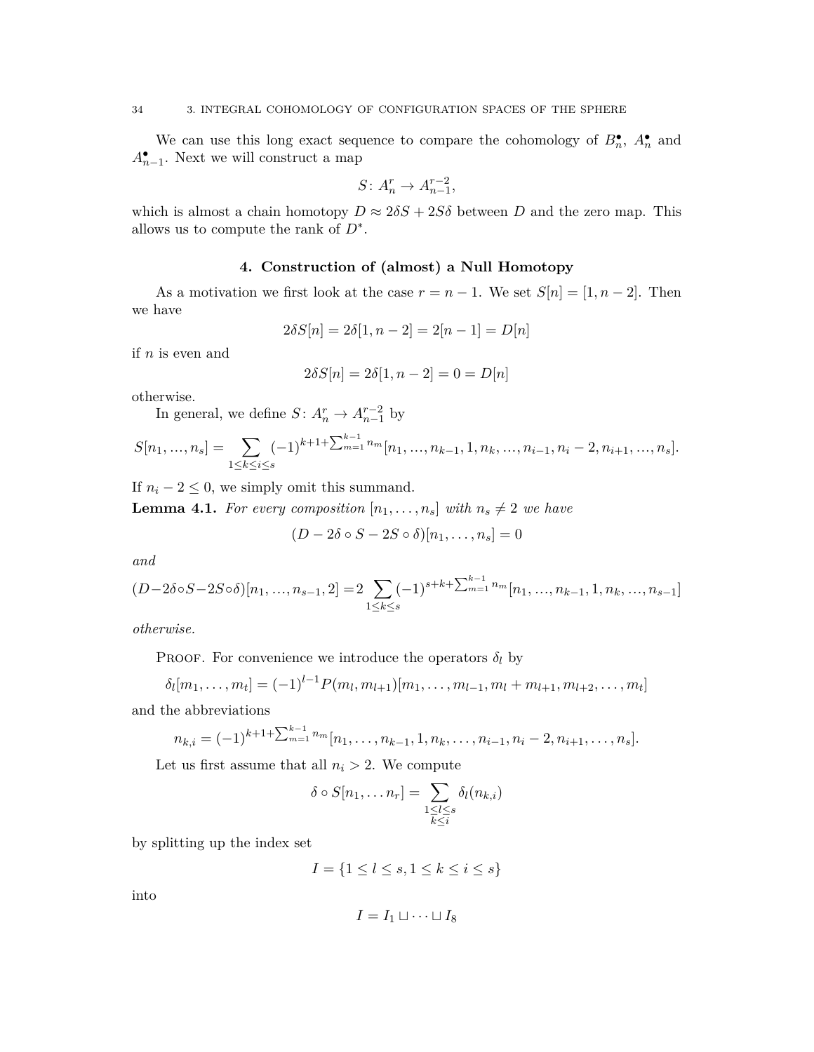We can use this long exact sequence to compare the cohomology of $B_n^\bullet$, $A_n^\bullet$ and $A_{n-1}^\bullet$. Next we will construct a map

$$S\colon A_n^r \to A_{n-1}^{r-2},$$

which is almost a chain homotopy $D \approx 2\delta S + 2S\delta$ between $D$ and the zero map. This allows us to compute the rank of $D^*$.

## 4. Construction of (almost) a Null Homotopy

As a motivation we first look at the case $r = n-1$. We set $S[n] = [1, n-2]$. Then we have

$$2\delta S[n] = 2\delta[1, n-2] = 2[n-1] = D[n]$$

if $n$ is even and

$$2\delta S[n] = 2\delta[1, n-2] = 0 = D[n]$$

otherwise.

In general, we define $S\colon A_n^r \to A_{n-1}^{r-2}$ by

$$S[n_1, \dots, n_s] = \sum_{1 \le k \le i \le s} (-1)^{k+1+\sum_{m=1}^{k-1} n_m} [n_1, \dots, n_{k-1}, 1, n_k, \dots, n_{i-1}, n_i - 2, n_{i+1}, \dots, n_s].$$

If $n_i - 2 \le 0$, we simply omit this summand.

**Lemma 4.1.** *For every composition $[n_1, \dots, n_s]$ with $n_s \neq 2$ we have*

$$(D - 2\delta \circ S - 2S \circ \delta)[n_1, \dots, n_s] = 0$$

*and*

$$(D - 2\delta \circ S - 2S \circ \delta)[n_1, \dots, n_{s-1}, 2] = 2 \sum_{1 \le k \le s} (-1)^{s+k+\sum_{m=1}^{k-1} n_m} [n_1, \dots, n_{k-1}, 1, n_k, \dots, n_{s-1}]$$

*otherwise.*

Proof. For convenience we introduce the operators $\delta_l$ by

$$\delta_l[m_1, \dots, m_t] = (-1)^{l-1} P(m_l, m_{l+1})[m_1, \dots, m_{l-1}, m_l + m_{l+1}, m_{l+2}, \dots, m_t]$$

and the abbreviations

$$n_{k,i} = (-1)^{k+1+\sum_{m=1}^{k-1} n_m} [n_1, \dots, n_{k-1}, 1, n_k, \dots, n_{i-1}, n_i - 2, n_{i+1}, \dots, n_s].$$

Let us first assume that all $n_i > 2$. We compute

$$\delta \circ S[n_1, \dots n_r] = \sum_{\substack{1 \le l \le s \\ k \le i}} \delta_l(n_{k,i})$$

by splitting up the index set

$$I = \{1 \le l \le s, 1 \le k \le i \le s\}$$

into

$$I = I_1 \sqcup \dots \sqcup I_8$$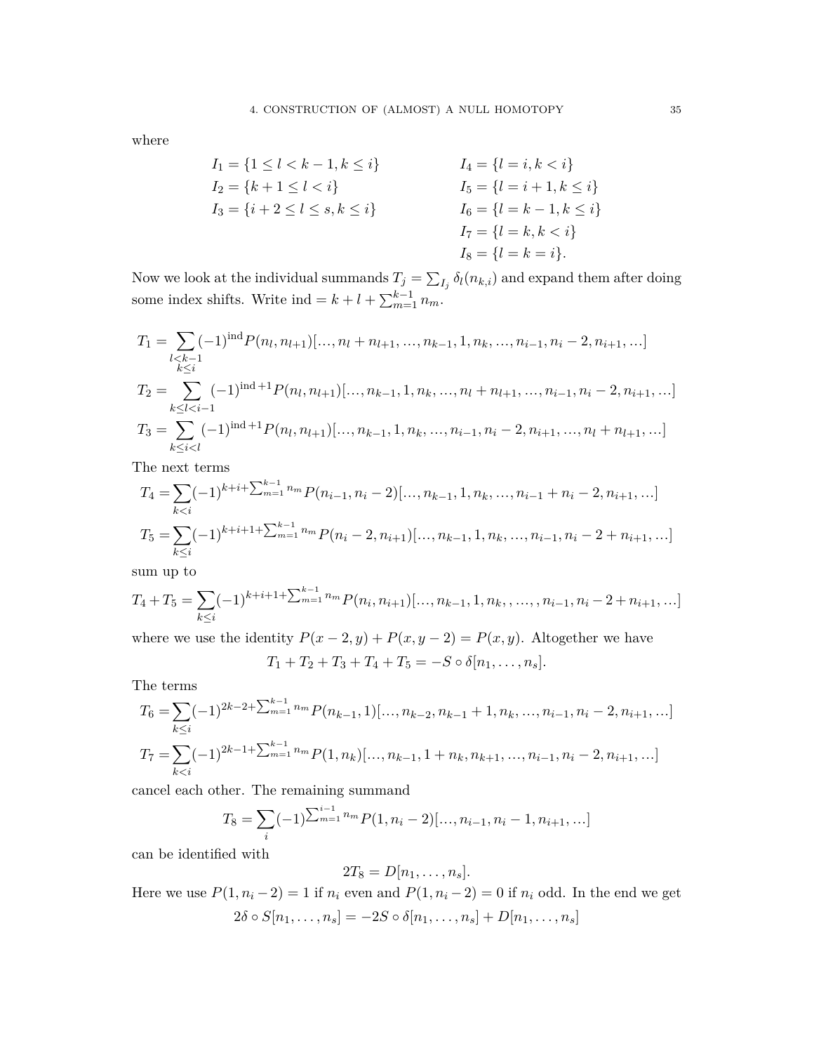where

$$
\begin{aligned}
I_1 &= \{1 \le l < k-1, k \le i\} & I_4 &= \{l = i, k < i\}\\
I_2 &= \{k+1 \le l < i\} & I_5 &= \{l = i+1, k \le i\}\\
I_3 &= \{i+2 \le l \le s, k \le i\} & I_6 &= \{l = k-1, k \le i\}\\
& & I_7 &= \{l = k, k < i\}\\
& & I_8 &= \{l = k = i\}.
\end{aligned}
$$

Now we look at the individual summands $T_j = \sum_{I_j} \delta_l(n_{k,i})$ and expand them after doing some index shifts. Write $\mathrm{ind} = k + l + \sum_{m=1}^{k-1} n_m$.

$$
T_1 = \sum_{\substack{l<k-1\\ k \le i}} (-1)^{\mathrm{ind}} P(n_l, n_{l+1})[\ldots, n_l + n_{l+1}, \ldots, n_{k-1}, 1, n_k, \ldots, n_{i-1}, n_i - 2, n_{i+1}, \ldots]
$$

$$
T_2 = \sum_{k \le l < i-1} (-1)^{\mathrm{ind}+1} P(n_l, n_{l+1})[\ldots, n_{k-1}, 1, n_k, \ldots, n_l + n_{l+1}, \ldots, n_{i-1}, n_i - 2, n_{i+1}, \ldots]
$$

$$
T_3 = \sum_{k \le i < l} (-1)^{\mathrm{ind}+1} P(n_l, n_{l+1})[\ldots, n_{k-1}, 1, n_k, \ldots, n_{i-1}, n_i - 2, n_{i+1}, \ldots, n_l + n_{l+1}, \ldots]
$$

The next terms

$$
T_4 = \sum_{k<i} (-1)^{k+i+\sum_{m=1}^{k-1} n_m} P(n_{i-1}, n_i - 2)[\ldots, n_{k-1}, 1, n_k, \ldots, n_{i-1} + n_i - 2, n_{i+1}, \ldots]
$$

$$
T_5 = \sum_{k \le i} (-1)^{k+i+1+\sum_{m=1}^{k-1} n_m} P(n_i - 2, n_{i+1})[\ldots, n_{k-1}, 1, n_k, \ldots, n_{i-1}, n_i - 2 + n_{i+1}, \ldots]
$$

sum up to

$$
T_4 + T_5 = \sum_{k \le i} (-1)^{k+i+1+\sum_{m=1}^{k-1} n_m} P(n_i, n_{i+1})[\ldots, n_{k-1}, 1, n_k, , \ldots, , n_{i-1}, n_i - 2 + n_{i+1}, \ldots]
$$

where we use the identity $P(x-2, y) + P(x, y-2) = P(x, y)$. Altogether we have

$$
T_1 + T_2 + T_3 + T_4 + T_5 = -S \circ \delta[n_1, \ldots, n_s].
$$

The terms

$$
T_6 = \sum_{k \le i} (-1)^{2k-2+\sum_{m=1}^{k-1} n_m} P(n_{k-1}, 1)[\ldots, n_{k-2}, n_{k-1} + 1, n_k, \ldots, n_{i-1}, n_i - 2, n_{i+1}, \ldots]
$$

$$
T_7 = \sum_{k<i} (-1)^{2k-1+\sum_{m=1}^{k-1} n_m} P(1, n_k)[\ldots, n_{k-1}, 1 + n_k, n_{k+1}, \ldots, n_{i-1}, n_i - 2, n_{i+1}, \ldots]
$$

cancel each other. The remaining summand

$$
T_8 = \sum_i (-1)^{\sum_{m=1}^{i-1} n_m} P(1, n_i - 2)[\ldots, n_{i-1}, n_i - 1, n_{i+1}, \ldots]
$$

can be identified with

$$
2T_8 = D[n_1, \ldots, n_s].
$$

Here we use $P(1, n_i - 2) = 1$ if $n_i$ even and $P(1, n_i - 2) = 0$ if $n_i$ odd. In the end we get

$$
2\delta \circ S[n_1, \ldots, n_s] = -2S \circ \delta[n_1, \ldots, n_s] + D[n_1, \ldots, n_s]
$$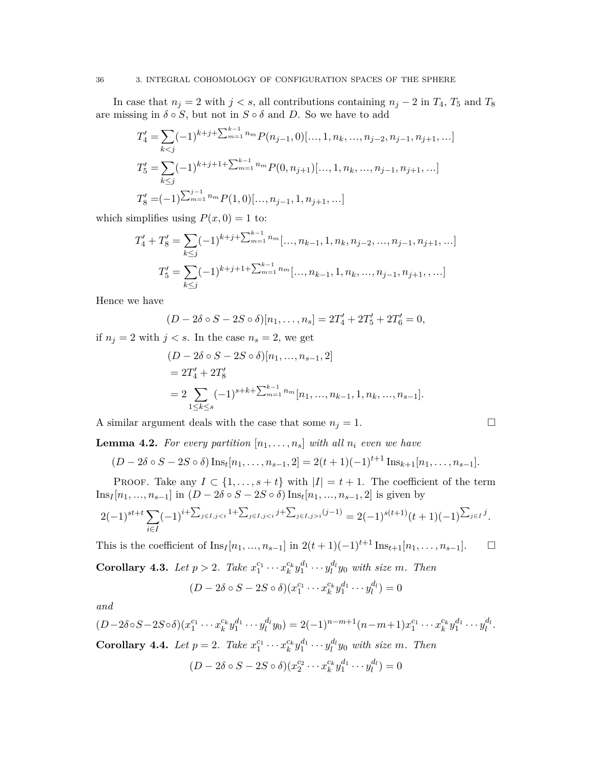In case that $n_j = 2$ with $j < s$, all contributions containing $n_j - 2$ in $T_4$, $T_5$ and $T_8$ are missing in $\delta \circ S$, but not in $S \circ \delta$ and $D$. So we have to add

$$
\begin{aligned}
T_4' =& \sum_{k<j} (-1)^{k+j+\sum_{m=1}^{k-1} n_m} P(n_{j-1}, 0)[..., 1, n_k, ..., n_{j-2}, n_{j-1}, n_{j+1}, ...] \\
T_5' =& \sum_{k\leq j} (-1)^{k+j+1+\sum_{m=1}^{k-1} n_m} P(0, n_{j+1})[..., 1, n_k, ..., n_{j-1}, n_{j+1}, ...] \\
T_8' =& (-1)^{\sum_{m=1}^{j-1} n_m} P(1, 0)[..., n_{j-1}, 1, n_{j+1}, ...]
\end{aligned}
$$

which simplifies using $P(x, 0) = 1$ to:

$$
\begin{aligned}
T_4' + T_8' =& \sum_{k\leq j} (-1)^{k+j+\sum_{m=1}^{k-1} n_m} [..., n_{k-1}, 1, n_k, n_{j-2}, ..., n_{j-1}, n_{j+1}, ...] \\
T_5' =& \sum_{k\leq j} (-1)^{k+j+1+\sum_{m=1}^{k-1} n_m} [..., n_{k-1}, 1, n_k, ..., n_{j-1}, n_{j+1}, , ...]
\end{aligned}
$$

Hence we have

$$
(D - 2\delta \circ S - 2S \circ \delta)[n_1, \ldots, n_s] = 2T_4' + 2T_5' + 2T_6' = 0,
$$

if $n_j = 2$ with $j < s$. In the case $n_s = 2$, we get

$$
\begin{aligned}
&(D - 2\delta \circ S - 2S \circ \delta)[n_1, ..., n_{s-1}, 2] \\
&= 2T_4' + 2T_8' \\
&= 2 \sum_{1\leq k\leq s} (-1)^{s+k+\sum_{m=1}^{k-1} n_m} [n_1, ..., n_{k-1}, 1, n_k, ..., n_{s-1}].
\end{aligned}
$$

A similar argument deals with the case that some $n_j = 1$. $\square$

**Lemma 4.2.** *For every partition $[n_1, \ldots, n_s]$ with all $n_i$ even we have*

$$
(D - 2\delta \circ S - 2S \circ \delta)\,\mathrm{Ins}_t[n_1, \ldots, n_{s-1}, 2] = 2(t + 1)(-1)^{t+1}\,\mathrm{Ins}_{k+1}[n_1, \ldots, n_{s-1}].
$$

Proof. Take any $I \subset \{1, \ldots, s + t\}$ with $|I| = t + 1$. The coefficient of the term $\mathrm{Ins}_I[n_1, ..., n_{s-1}]$ in $(D - 2\delta \circ S - 2S \circ \delta)\,\mathrm{Ins}_t[n_1, ..., n_{s-1}, 2]$ is given by

$$
2(-1)^{st+t} \sum_{i\in I} (-1)^{i+\sum_{j\in I, j<i} 1 + \sum_{j\in I, j<i} j + \sum_{j\in I, j>i}(j-1)} = 2(-1)^{s(t+1)}(t + 1)(-1)^{\sum_{j\in I} j}.
$$

This is the coefficient of $\mathrm{Ins}_I[n_1, ..., n_{s-1}]$ in $2(t + 1)(-1)^{t+1}\,\mathrm{Ins}_{t+1}[n_1, \ldots, n_{s-1}]$. $\square$

**Corollary 4.3.** *Let $p > 2$. Take $x_1^{c_1} \cdots x_k^{c_k} y_1^{d_1} \cdots y_l^{d_l} y_0$ with size $m$. Then*

$$
(D - 2\delta \circ S - 2S \circ \delta)(x_1^{c_1} \cdots x_k^{c_k} y_1^{d_1} \cdots y_l^{d_l}) = 0
$$

*and*

$$
(D - 2\delta \circ S - 2S \circ \delta)(x_1^{c_1} \cdots x_k^{c_k} y_1^{d_1} \cdots y_l^{d_l} y_0) = 2(-1)^{n-m+1}(n - m + 1) x_1^{c_1} \cdots x_k^{c_k} y_1^{d_1} \cdots y_l^{d_l}.
$$

**Corollary 4.4.** *Let $p = 2$. Take $x_1^{c_1} \cdots x_k^{c_k} y_1^{d_1} \cdots y_l^{d_l} y_0$ with size $m$. Then*

$$
(D - 2\delta \circ S - 2S \circ \delta)(x_2^{c_2} \cdots x_k^{c_k} y_1^{d_1} \cdots y_l^{d_l}) = 0
$$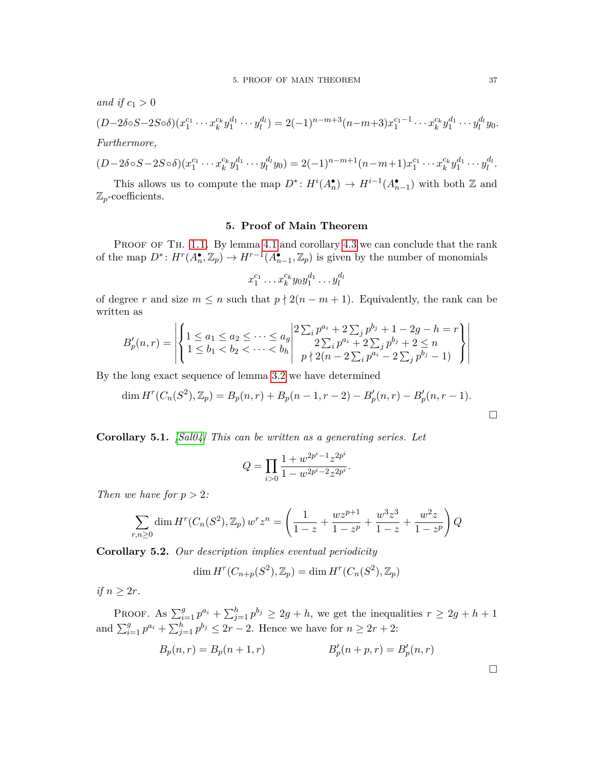*and if* $c_1 > 0$

$$(D-2\delta\circ S-2S\circ\delta)(x_1^{c_1}\cdots x_k^{c_k}y_1^{d_1}\cdots y_l^{d_l}) = 2(-1)^{n-m+3}(n-m+3)x_1^{c_1-1}\cdots x_k^{c_k}y_1^{d_1}\cdots y_l^{d_l}y_0.$$

*Furthermore,*

$$(D-2\delta\circ S-2S\circ\delta)(x_1^{c_1}\cdots x_k^{c_k}y_1^{d_1}\cdots y_l^{d_l}y_0) = 2(-1)^{n-m+1}(n-m+1)x_1^{c_1}\cdots x_k^{c_k}y_1^{d_1}\cdots y_l^{d_l}.$$

This allows us to compute the map $D^*\colon H^i(A_n^\bullet) \to H^{i-1}(A_{n-1}^\bullet)$ with both $\mathbb{Z}$ and $\mathbb{Z}_p$-coefficients.

## 5. Proof of Main Theorem

Proof of Th. 1.1. By lemma 4.1 and corollary 4.3 we can conclude that the rank of the map $D^*\colon H^r(A_n^\bullet, \mathbb{Z}_p) \to H^{r-1}(A_{n-1}^\bullet, \mathbb{Z}_p)$ is given by the number of monomials

$$x_1^{c_1}\dots x_k^{c_k}y_0y_1^{d_1}\dots y_l^{d_l}$$

of degree $r$ and size $m \le n$ such that $p \nmid 2(n-m+1)$. Equivalently, the rank can be written as

$$B_p'(n,r) = \left|\left\{\begin{matrix}1 \le a_1 \le a_2 \le \dots \le a_g \\ 1 \le b_1 < b_2 < \dots < b_h\end{matrix}\middle| \begin{matrix} 2\sum_i p^{a_i} + 2\sum_j p^{b_j} + 1 - 2g - h = r \\ 2\sum_i p^{a_i} + 2\sum_j p^{b_j} + 2 \le n \\ p \nmid 2(n - 2\sum_i p^{a_i} - 2\sum_j p^{b_j} - 1)\end{matrix}\right\}\right|$$

By the long exact sequence of lemma 3.2 we have determined

$$\dim H^r(C_n(S^2), \mathbb{Z}_p) = B_p(n,r) + B_p(n-1, r-2) - B_p'(n,r) - B_p'(n, r-1).$$

□

**Corollary 5.1.** [Sal04] *This can be written as a generating series. Let*

$$Q = \prod_{i>0} \frac{1 + w^{2p^i-1}z^{2p^i}}{1 - w^{2p^i-2}z^{2p^i}}.$$

*Then we have for* $p > 2$*:*

$$\sum_{r,n\ge 0} \dim H^r(C_n(S^2), \mathbb{Z}_p)\, w^r z^n = \left(\frac{1}{1-z} + \frac{wz^{p+1}}{1-z^p} + \frac{w^3z^3}{1-z} + \frac{w^2z}{1-z^p}\right) Q$$

**Corollary 5.2.** *Our description implies eventual periodicity*

$$\dim H^r(C_{n+p}(S^2), \mathbb{Z}_p) = \dim H^r(C_n(S^2), \mathbb{Z}_p)$$

*if* $n \ge 2r$*.*

Proof. As $\sum_{i=1}^g p^{a_i} + \sum_{j=1}^h p^{b_j} \ge 2g + h$, we get the inequalities $r \ge 2g + h + 1$ and $\sum_{i=1}^g p^{a_i} + \sum_{j=1}^h p^{b_j} \le 2r - 2$. Hence we have for $n \ge 2r + 2$:

$$B_p(n,r) = B_p(n+1, r) \qquad\qquad B_p'(n+p, r) = B_p'(n,r)$$

□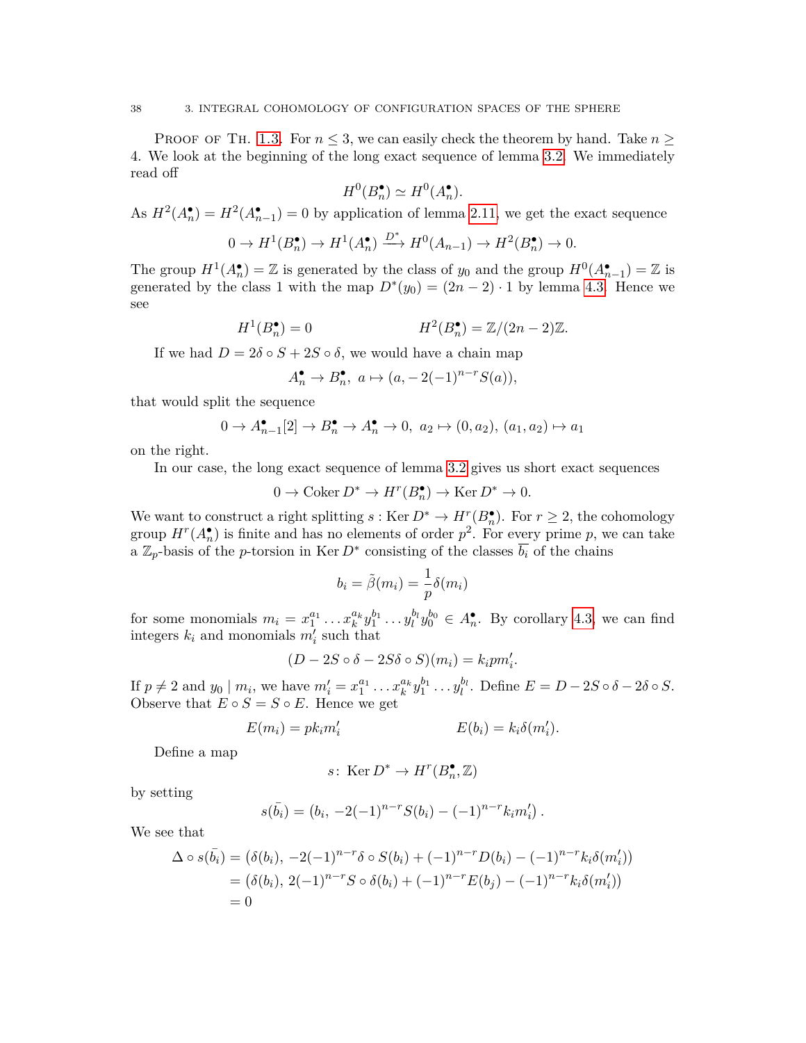Proof of Th. 1.3. For $n \leq 3$, we can easily check the theorem by hand. Take $n \geq 4$. We look at the beginning of the long exact sequence of lemma 3.2. We immediately read off

$$H^0(B_n^\bullet) \simeq H^0(A_n^\bullet).$$

As $H^2(A_n^\bullet) = H^2(A_{n-1}^\bullet) = 0$ by application of lemma 2.11, we get the exact sequence

$$0 \to H^1(B_n^\bullet) \to H^1(A_n^\bullet) \xrightarrow{D^*} H^0(A_{n-1}) \to H^2(B_n^\bullet) \to 0.$$

The group $H^1(A_n^\bullet) = \mathbb{Z}$ is generated by the class of $y_0$ and the group $H^0(A_{n-1}^\bullet) = \mathbb{Z}$ is generated by the class 1 with the map $D^*(y_0) = (2n-2) \cdot 1$ by lemma 4.3. Hence we see

$$H^1(B_n^\bullet) = 0 \qquad\qquad H^2(B_n^\bullet) = \mathbb{Z}/(2n-2)\mathbb{Z}.$$

If we had $D = 2\delta \circ S + 2S \circ \delta$, we would have a chain map

$$A_n^\bullet \to B_n^\bullet, \ a \mapsto (a, -2(-1)^{n-r} S(a)),$$

that would split the sequence

$$0 \to A_{n-1}^\bullet[2] \to B_n^\bullet \to A_n^\bullet \to 0, \ a_2 \mapsto (0, a_2), \ (a_1, a_2) \mapsto a_1$$

on the right.

In our case, the long exact sequence of lemma 3.2 gives us short exact sequences

$$0 \to \operatorname{Coker} D^* \to H^r(B_n^\bullet) \to \operatorname{Ker} D^* \to 0.$$

We want to construct a right splitting $s : \operatorname{Ker} D^* \to H^r(B_n^\bullet)$. For $r \geq 2$, the cohomology group $H^r(A_n^\bullet)$ is finite and has no elements of order $p^2$. For every prime $p$, we can take a $\mathbb{Z}_p$-basis of the $p$-torsion in $\operatorname{Ker} D^*$ consisting of the classes $\overline{b_i}$ of the chains

$$b_i = \tilde{\beta}(m_i) = \frac{1}{p}\delta(m_i)$$

for some monomials $m_i = x_1^{a_1} \dots x_k^{a_k} y_1^{b_1} \dots y_l^{b_l} y_0^{b_0} \in A_n^\bullet$. By corollary 4.3, we can find integers $k_i$ and monomials $m_i'$ such that

$$(D - 2S \circ \delta - 2S\delta \circ S)(m_i) = k_i p m_i'.$$

If $p \neq 2$ and $y_0 \mid m_i$, we have $m_i' = x_1^{a_1} \dots x_k^{a_k} y_1^{b_1} \dots y_l^{b_l}$. Define $E = D - 2S \circ \delta - 2\delta \circ S$. Observe that $E \circ S = S \circ E$. Hence we get

$$E(m_i) = pk_i m_i' \qquad\qquad E(b_i) = k_i \delta(m_i').$$

Define a map

$$s\colon \operatorname{Ker} D^* \to H^r(B_n^\bullet, \mathbb{Z})$$

by setting

$$s(\bar{b_i}) = \left(b_i, \ -2(-1)^{n-r} S(b_i) - (-1)^{n-r} k_i m_i'\right).$$

We see that

$$\begin{aligned}
\Delta \circ s(\bar{b_i}) &= \left(\delta(b_i), \ -2(-1)^{n-r}\delta \circ S(b_i) + (-1)^{n-r} D(b_i) - (-1)^{n-r} k_i \delta(m_i')\right) \\
&= \left(\delta(b_i), \ 2(-1)^{n-r} S \circ \delta(b_i) + (-1)^{n-r} E(b_j) - (-1)^{n-r} k_i \delta(m_i')\right) \\
&= 0
\end{aligned}$$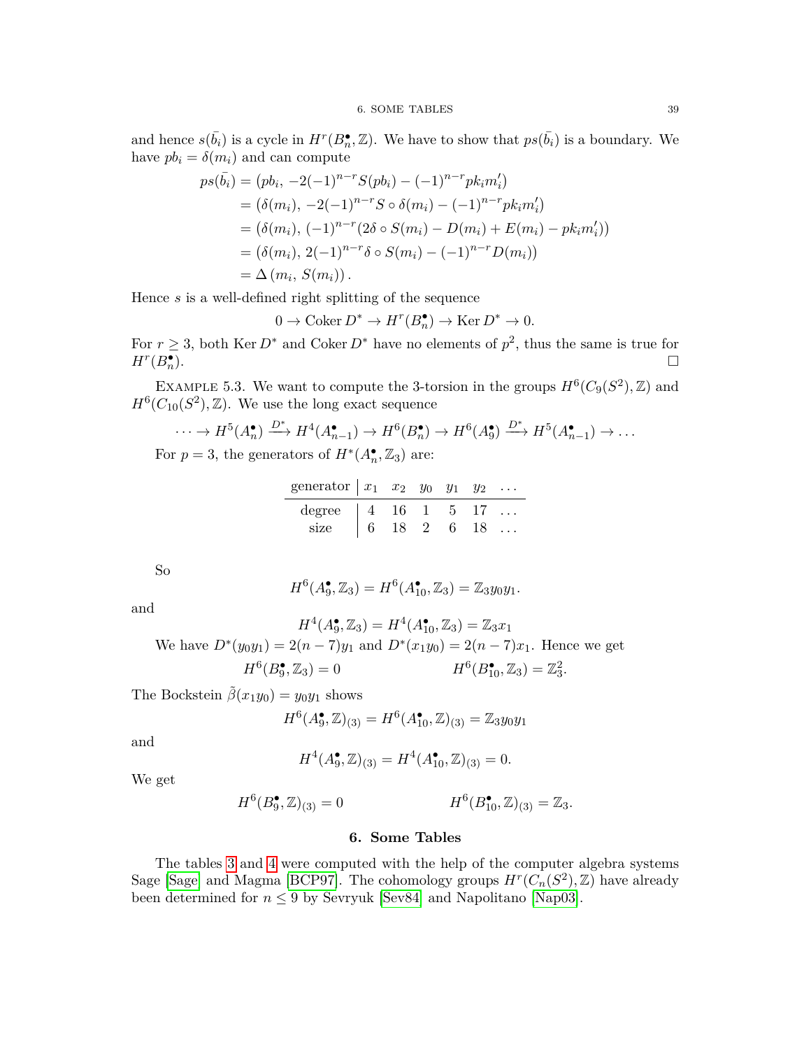and hence $s(\bar{b_i})$ is a cycle in $H^r(B_n^\bullet, \mathbb{Z})$. We have to show that $ps(\bar{b_i})$ is a boundary. We have $pb_i = \delta(m_i)$ and can compute

$$
\begin{aligned}
ps(\bar{b_i}) &= \left(pb_i,\, -2(-1)^{n-r} S(pb_i) - (-1)^{n-r} pk_i m_i'\right) \\
&= \left(\delta(m_i),\, -2(-1)^{n-r} S \circ \delta(m_i) - (-1)^{n-r} pk_i m_i'\right) \\
&= \left(\delta(m_i),\, (-1)^{n-r}(2\delta \circ S(m_i) - D(m_i) + E(m_i) - pk_i m_i')\right) \\
&= \left(\delta(m_i),\, 2(-1)^{n-r}\delta \circ S(m_i) - (-1)^{n-r} D(m_i)\right) \\
&= \Delta\left(m_i,\, S(m_i)\right).
\end{aligned}
$$

Hence $s$ is a well-defined right splitting of the sequence

$$0 \to \operatorname{Coker} D^* \to H^r(B_n^\bullet) \to \operatorname{Ker} D^* \to 0.$$

For $r \geq 3$, both $\operatorname{Ker} D^*$ and $\operatorname{Coker} D^*$ have no elements of $p^2$, thus the same is true for $H^r(B_n^\bullet)$. $\square$

Example 5.3. We want to compute the 3-torsion in the groups $H^6(C_9(S^2), \mathbb{Z})$ and $H^6(C_{10}(S^2), \mathbb{Z})$. We use the long exact sequence

$$\cdots \to H^5(A_n^\bullet) \xrightarrow{D^*} H^4(A_{n-1}^\bullet) \to H^6(B_n^\bullet) \to H^6(A_9^\bullet) \xrightarrow{D^*} H^5(A_{n-1}^\bullet) \to \ldots$$

For $p = 3$, the generators of $H^*(A_n^\bullet, \mathbb{Z}_3)$ are:

| generator | $x_1$ | $x_2$ | $y_0$ | $y_1$ | $y_2$ | $\ldots$ |
|---|---|---|---|---|---|---|
| degree | 4 | 16 | 1 | 5 | 17 | $\ldots$ |
| size | 6 | 18 | 2 | 6 | 18 | $\ldots$ |

So

$$H^6(A_9^\bullet, \mathbb{Z}_3) = H^6(A_{10}^\bullet, \mathbb{Z}_3) = \mathbb{Z}_3 y_0 y_1.$$

and

$$H^4(A_9^\bullet, \mathbb{Z}_3) = H^4(A_{10}^\bullet, \mathbb{Z}_3) = \mathbb{Z}_3 x_1$$

We have $D^*(y_0 y_1) = 2(n-7)y_1$ and $D^*(x_1 y_0) = 2(n-7)x_1$. Hence we get

$$H^6(B_9^\bullet, \mathbb{Z}_3) = 0 \qquad\qquad H^6(B_{10}^\bullet, \mathbb{Z}_3) = \mathbb{Z}_3^2.$$

The Bockstein $\tilde{\beta}(x_1 y_0) = y_0 y_1$ shows

$$H^6(A_9^\bullet, \mathbb{Z})_{(3)} = H^6(A_{10}^\bullet, \mathbb{Z})_{(3)} = \mathbb{Z}_3 y_0 y_1$$

and

$$H^4(A_9^\bullet, \mathbb{Z})_{(3)} = H^4(A_{10}^\bullet, \mathbb{Z})_{(3)} = 0.$$

We get

$$H^6(B_9^\bullet, \mathbb{Z})_{(3)} = 0 \qquad\qquad H^6(B_{10}^\bullet, \mathbb{Z})_{(3)} = \mathbb{Z}_3.$$

## 6. Some Tables

The tables 3 and 4 were computed with the help of the computer algebra systems Sage [Sage] and Magma [BCP97]. The cohomology groups $H^r(C_n(S^2), \mathbb{Z})$ have already been determined for $n \leq 9$ by Sevryuk [Sev84] and Napolitano [Nap03].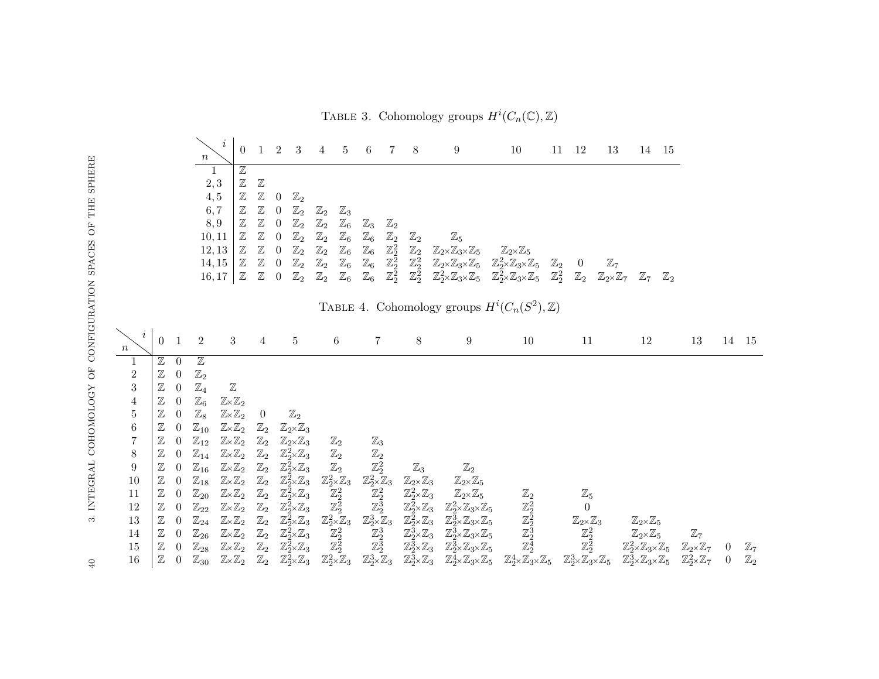TABLE 3. Cohomology groups $H^i(C_n(\mathbb{C}), \mathbb{Z})$

| $n \backslash i$ | 0 | 1 | 2 | 3 | 4 | 5 | 6 | 7 | 8 | 9 | 10 | 11 | 12 | 13 | 14 | 15 |
|---|---|---|---|---|---|---|---|---|---|---|---|---|---|---|---|---|
| 1 | $\mathbb{Z}$ | | | | | | | | | | | | | | | |
| 2, 3 | $\mathbb{Z}$ | $\mathbb{Z}$ | | | | | | | | | | | | | | |
| 4, 5 | $\mathbb{Z}$ | $\mathbb{Z}$ | 0 | $\mathbb{Z}_2$ | | | | | | | | | | | | |
| 6, 7 | $\mathbb{Z}$ | $\mathbb{Z}$ | 0 | $\mathbb{Z}_2$ | $\mathbb{Z}_2$ | $\mathbb{Z}_3$ | | | | | | | | | | |
| 8, 9 | $\mathbb{Z}$ | $\mathbb{Z}$ | 0 | $\mathbb{Z}_2$ | $\mathbb{Z}_2$ | $\mathbb{Z}_6$ | $\mathbb{Z}_3$ | $\mathbb{Z}_2$ | | | | | | | | |
| 10, 11 | $\mathbb{Z}$ | $\mathbb{Z}$ | 0 | $\mathbb{Z}_2$ | $\mathbb{Z}_2$ | $\mathbb{Z}_6$ | $\mathbb{Z}_6$ | $\mathbb{Z}_2$ | $\mathbb{Z}_2$ | $\mathbb{Z}_5$ | | | | | | |
| 12, 13 | $\mathbb{Z}$ | $\mathbb{Z}$ | 0 | $\mathbb{Z}_2$ | $\mathbb{Z}_2$ | $\mathbb{Z}_6$ | $\mathbb{Z}_6$ | $\mathbb{Z}_2^2$ | $\mathbb{Z}_2$ | $\mathbb{Z}_2\times\mathbb{Z}_3\times\mathbb{Z}_5$ | $\mathbb{Z}_2\times\mathbb{Z}_5$ | | | | | |
| 14, 15 | $\mathbb{Z}$ | $\mathbb{Z}$ | 0 | $\mathbb{Z}_2$ | $\mathbb{Z}_2$ | $\mathbb{Z}_6$ | $\mathbb{Z}_6$ | $\mathbb{Z}_2^2$ | $\mathbb{Z}_2^2$ | $\mathbb{Z}_2\times\mathbb{Z}_3\times\mathbb{Z}_5$ | $\mathbb{Z}_2^2\times\mathbb{Z}_3\times\mathbb{Z}_5$ | $\mathbb{Z}_2$ | 0 | $\mathbb{Z}_7$ | | |
| 16, 17 | $\mathbb{Z}$ | $\mathbb{Z}$ | 0 | $\mathbb{Z}_2$ | $\mathbb{Z}_2$ | $\mathbb{Z}_6$ | $\mathbb{Z}_6$ | $\mathbb{Z}_2^2$ | $\mathbb{Z}_2^2$ | $\mathbb{Z}_2^2\times\mathbb{Z}_3\times\mathbb{Z}_5$ | $\mathbb{Z}_2^2\times\mathbb{Z}_3\times\mathbb{Z}_5$ | $\mathbb{Z}_2^2$ | $\mathbb{Z}_2$ | $\mathbb{Z}_2\times\mathbb{Z}_7$ | $\mathbb{Z}_7$ | $\mathbb{Z}_2$ |

TABLE 4. Cohomology groups $H^i(C_n(S^2), \mathbb{Z})$

| $n \backslash i$ | 0 | 1 | 2 | 3 | 4 | 5 | 6 | 7 | 8 | 9 | 10 | 11 | 12 | 13 | 14 | 15 |
|---|---|---|---|---|---|---|---|---|---|---|---|---|---|---|---|---|
| 1 | $\mathbb{Z}$ | 0 | $\mathbb{Z}$ | | | | | | | | | | | | | |
| 2 | $\mathbb{Z}$ | 0 | $\mathbb{Z}_2$ | | | | | | | | | | | | | |
| 3 | $\mathbb{Z}$ | 0 | $\mathbb{Z}_4$ | $\mathbb{Z}$ | | | | | | | | | | | | |
| 4 | $\mathbb{Z}$ | 0 | $\mathbb{Z}_6$ | $\mathbb{Z}\times\mathbb{Z}_2$ | | | | | | | | | | | | |
| 5 | $\mathbb{Z}$ | 0 | $\mathbb{Z}_8$ | $\mathbb{Z}\times\mathbb{Z}_2$ | 0 | $\mathbb{Z}_2$ | | | | | | | | | | |
| 6 | $\mathbb{Z}$ | 0 | $\mathbb{Z}_{10}$ | $\mathbb{Z}\times\mathbb{Z}_2$ | $\mathbb{Z}_2$ | $\mathbb{Z}_2\times\mathbb{Z}_3$ | | | | | | | | | | |
| 7 | $\mathbb{Z}$ | 0 | $\mathbb{Z}_{12}$ | $\mathbb{Z}\times\mathbb{Z}_2$ | $\mathbb{Z}_2$ | $\mathbb{Z}_2\times\mathbb{Z}_3$ | $\mathbb{Z}_2$ | $\mathbb{Z}_3$ | | | | | | | | |
| 8 | $\mathbb{Z}$ | 0 | $\mathbb{Z}_{14}$ | $\mathbb{Z}\times\mathbb{Z}_2$ | $\mathbb{Z}_2$ | $\mathbb{Z}_2^2\times\mathbb{Z}_3$ | $\mathbb{Z}_2$ | $\mathbb{Z}_2$ | | | | | | | | |
| 9 | $\mathbb{Z}$ | 0 | $\mathbb{Z}_{16}$ | $\mathbb{Z}\times\mathbb{Z}_2$ | $\mathbb{Z}_2$ | $\mathbb{Z}_2^2\times\mathbb{Z}_3$ | $\mathbb{Z}_2$ | $\mathbb{Z}_2^2$ | $\mathbb{Z}_3$ | $\mathbb{Z}_2$ | | | | | | |
| 10 | $\mathbb{Z}$ | 0 | $\mathbb{Z}_{18}$ | $\mathbb{Z}\times\mathbb{Z}_2$ | $\mathbb{Z}_2$ | $\mathbb{Z}_2^2\times\mathbb{Z}_3$ | $\mathbb{Z}_2^2\times\mathbb{Z}_3$ | $\mathbb{Z}_2^2\times\mathbb{Z}_3$ | $\mathbb{Z}_2\times\mathbb{Z}_3$ | $\mathbb{Z}_2\times\mathbb{Z}_5$ | | | | | | |
| 11 | $\mathbb{Z}$ | 0 | $\mathbb{Z}_{20}$ | $\mathbb{Z}\times\mathbb{Z}_2$ | $\mathbb{Z}_2$ | $\mathbb{Z}_2^2\times\mathbb{Z}_3$ | $\mathbb{Z}_2^2$ | $\mathbb{Z}_2^2$ | $\mathbb{Z}_2^2\times\mathbb{Z}_3$ | $\mathbb{Z}_2\times\mathbb{Z}_5$ | $\mathbb{Z}_2$ | $\mathbb{Z}_5$ | | | | |
| 12 | $\mathbb{Z}$ | 0 | $\mathbb{Z}_{22}$ | $\mathbb{Z}\times\mathbb{Z}_2$ | $\mathbb{Z}_2$ | $\mathbb{Z}_2^2\times\mathbb{Z}_3$ | $\mathbb{Z}_2^2$ | $\mathbb{Z}_2^3$ | $\mathbb{Z}_2^2\times\mathbb{Z}_3$ | $\mathbb{Z}_2^2\times\mathbb{Z}_3\times\mathbb{Z}_5$ | $\mathbb{Z}_2^2$ | 0 | | | | |
| 13 | $\mathbb{Z}$ | 0 | $\mathbb{Z}_{24}$ | $\mathbb{Z}\times\mathbb{Z}_2$ | $\mathbb{Z}_2$ | $\mathbb{Z}_2^2\times\mathbb{Z}_3$ | $\mathbb{Z}_2^2\times\mathbb{Z}_3$ | $\mathbb{Z}_2^3\times\mathbb{Z}_3$ | $\mathbb{Z}_2^2\times\mathbb{Z}_3$ | $\mathbb{Z}_2^3\times\mathbb{Z}_3\times\mathbb{Z}_5$ | $\mathbb{Z}_2^2$ | $\mathbb{Z}_2\times\mathbb{Z}_3$ | $\mathbb{Z}_2\times\mathbb{Z}_5$ | | | |
| 14 | $\mathbb{Z}$ | 0 | $\mathbb{Z}_{26}$ | $\mathbb{Z}\times\mathbb{Z}_2$ | $\mathbb{Z}_2$ | $\mathbb{Z}_2^2\times\mathbb{Z}_3$ | $\mathbb{Z}_2^2$ | $\mathbb{Z}_2^3$ | $\mathbb{Z}_2^3\times\mathbb{Z}_3$ | $\mathbb{Z}_2^3\times\mathbb{Z}_3\times\mathbb{Z}_5$ | $\mathbb{Z}_2^3$ | $\mathbb{Z}_2^2$ | $\mathbb{Z}_2\times\mathbb{Z}_5$ | $\mathbb{Z}_7$ | | |
| 15 | $\mathbb{Z}$ | 0 | $\mathbb{Z}_{28}$ | $\mathbb{Z}\times\mathbb{Z}_2$ | $\mathbb{Z}_2$ | $\mathbb{Z}_2^2\times\mathbb{Z}_3$ | $\mathbb{Z}_2^2$ | $\mathbb{Z}_2^3$ | $\mathbb{Z}_2^3\times\mathbb{Z}_3$ | $\mathbb{Z}_2^3\times\mathbb{Z}_3\times\mathbb{Z}_5$ | $\mathbb{Z}_2^4$ | $\mathbb{Z}_2^2$ | $\mathbb{Z}_2^2\times\mathbb{Z}_3\times\mathbb{Z}_5$ | $\mathbb{Z}_2\times\mathbb{Z}_7$ | 0 | $\mathbb{Z}_7$ |
| 16 | $\mathbb{Z}$ | 0 | $\mathbb{Z}_{30}$ | $\mathbb{Z}\times\mathbb{Z}_2$ | $\mathbb{Z}_2$ | $\mathbb{Z}_2^2\times\mathbb{Z}_3$ | $\mathbb{Z}_2^2\times\mathbb{Z}_3$ | $\mathbb{Z}_2^3\times\mathbb{Z}_3$ | $\mathbb{Z}_2^3\times\mathbb{Z}_3$ | $\mathbb{Z}_2^4\times\mathbb{Z}_3\times\mathbb{Z}_5$ | $\mathbb{Z}_2^4\times\mathbb{Z}_3\times\mathbb{Z}_5$ | $\mathbb{Z}_2^3\times\mathbb{Z}_3\times\mathbb{Z}_5$ | $\mathbb{Z}_2^3\times\mathbb{Z}_3\times\mathbb{Z}_5$ | $\mathbb{Z}_2^2\times\mathbb{Z}_7$ | 0 | $\mathbb{Z}_2$ |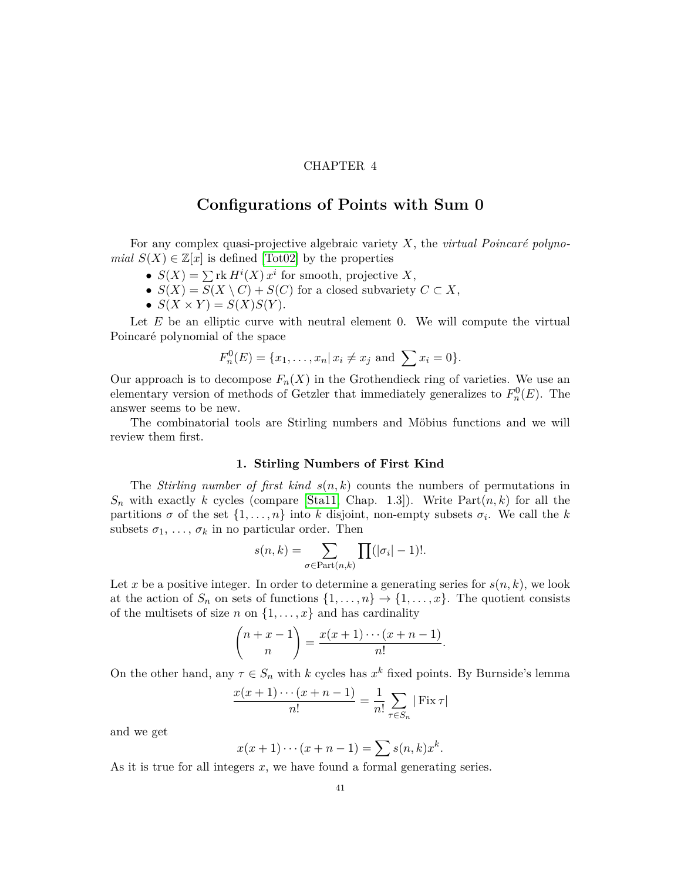CHAPTER 4

# Configurations of Points with Sum 0

For any complex quasi-projective algebraic variety $X$, the *virtual Poincaré polynomial* $S(X) \in \mathbb{Z}[x]$ is defined [Tot02] by the properties

- $S(X) = \sum \operatorname{rk} H^i(X)\, x^i$ for smooth, projective $X$,
- $S(X) = S(X \setminus C) + S(C)$ for a closed subvariety $C \subset X$,
- $S(X \times Y) = S(X)S(Y)$.

Let $E$ be an elliptic curve with neutral element 0. We will compute the virtual Poincaré polynomial of the space

$$F_n^0(E) = \{x_1, \ldots, x_n | \, x_i \neq x_j \text{ and } \sum x_i = 0\}.$$

Our approach is to decompose $F_n(X)$ in the Grothendieck ring of varieties. We use an elementary version of methods of Getzler that immediately generalizes to $F_n^0(E)$. The answer seems to be new.

The combinatorial tools are Stirling numbers and Möbius functions and we will review them first.

## 1. Stirling Numbers of First Kind

The *Stirling number of first kind* $s(n, k)$ counts the numbers of permutations in $S_n$ with exactly $k$ cycles (compare [Sta11, Chap. 1.3]). Write $\operatorname{Part}(n, k)$ for all the partitions $\sigma$ of the set $\{1, \ldots, n\}$ into $k$ disjoint, non-empty subsets $\sigma_i$. We call the $k$ subsets $\sigma_1, \ldots, \sigma_k$ in no particular order. Then

$$s(n, k) = \sum_{\sigma \in \operatorname{Part}(n,k)} \prod (|\sigma_i| - 1)!.$$

Let $x$ be a positive integer. In order to determine a generating series for $s(n, k)$, we look at the action of $S_n$ on sets of functions $\{1, \ldots, n\} \to \{1, \ldots, x\}$. The quotient consists of the multisets of size $n$ on $\{1, \ldots, x\}$ and has cardinality

$$\binom{n + x - 1}{n} = \frac{x(x + 1) \cdots (x + n - 1)}{n!}.$$

On the other hand, any $\tau \in S_n$ with $k$ cycles has $x^k$ fixed points. By Burnside's lemma

$$\frac{x(x + 1) \cdots (x + n - 1)}{n!} = \frac{1}{n!} \sum_{\tau \in S_n} |\operatorname{Fix} \tau|$$

and we get

$$x(x + 1) \cdots (x + n - 1) = \sum s(n, k)x^k.$$

As it is true for all integers $x$, we have found a formal generating series.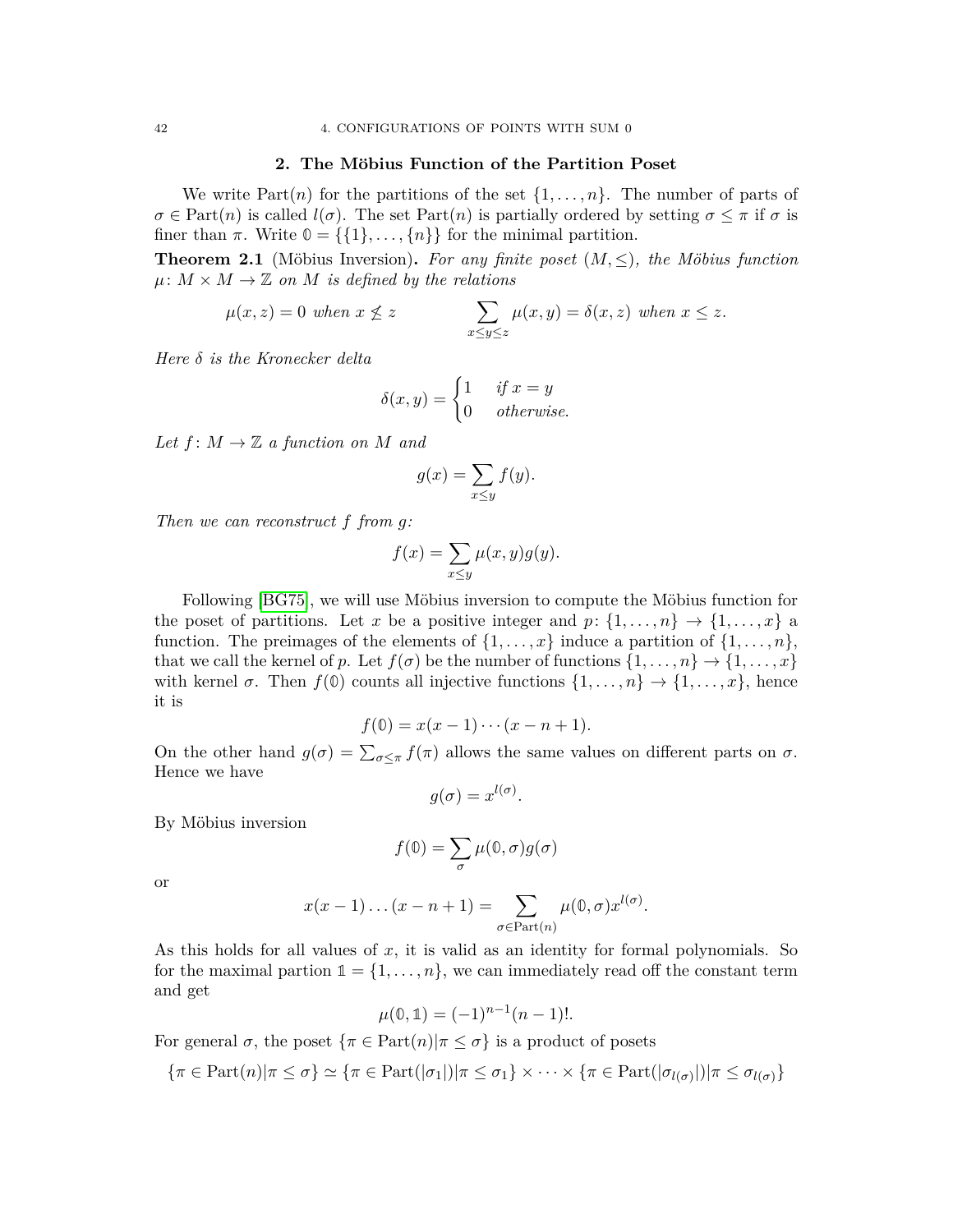## 2. The Möbius Function of the Partition Poset

We write $\mathrm{Part}(n)$ for the partitions of the set $\{1, \dots, n\}$. The number of parts of $\sigma \in \mathrm{Part}(n)$ is called $l(\sigma)$. The set $\mathrm{Part}(n)$ is partially ordered by setting $\sigma \leq \pi$ if $\sigma$ is finer than $\pi$. Write $\mathbb{0} = \{\{1\}, \dots, \{n\}\}$ for the minimal partition.

**Theorem 2.1** (Möbius Inversion)**.** *For any finite poset $(M, \leq)$, the Möbius function $\mu \colon M \times M \to \mathbb{Z}$ on $M$ is defined by the relations*

$$\mu(x, z) = 0 \text{ when } x \not\leq z \qquad\qquad \sum_{x \leq y \leq z} \mu(x, y) = \delta(x, z) \text{ when } x \leq z.$$

*Here $\delta$ is the Kronecker delta*

$$\delta(x, y) = \begin{cases} 1 & \text{if } x = y \\ 0 & \text{otherwise.} \end{cases}$$

*Let $f \colon M \to \mathbb{Z}$ a function on $M$ and*

$$g(x) = \sum_{x \leq y} f(y).$$

*Then we can reconstruct $f$ from $g$:*

$$f(x) = \sum_{x \leq y} \mu(x, y) g(y).$$

Following [BG75], we will use Möbius inversion to compute the Möbius function for the poset of partitions. Let $x$ be a positive integer and $p \colon \{1, \dots, n\} \to \{1, \dots, x\}$ a function. The preimages of the elements of $\{1, \dots, x\}$ induce a partition of $\{1, \dots, n\}$, that we call the kernel of $p$. Let $f(\sigma)$ be the number of functions $\{1, \dots, n\} \to \{1, \dots, x\}$ with kernel $\sigma$. Then $f(\mathbb{0})$ counts all injective functions $\{1, \dots, n\} \to \{1, \dots, x\}$, hence it is

$$f(\mathbb{0}) = x(x-1)\cdots(x-n+1).$$

On the other hand $g(\sigma) = \sum_{\sigma \leq \pi} f(\pi)$ allows the same values on different parts on $\sigma$. Hence we have

$$g(\sigma) = x^{l(\sigma)}.$$

By Möbius inversion

$$f(\mathbb{0}) = \sum_{\sigma} \mu(\mathbb{0}, \sigma) g(\sigma)$$

or

$$x(x-1)\dots(x-n+1) = \sum_{\sigma \in \mathrm{Part}(n)} \mu(\mathbb{0}, \sigma) x^{l(\sigma)}.$$

As this holds for all values of $x$, it is valid as an identity for formal polynomials. So for the maximal partion $\mathbb{1} = \{1, \dots, n\}$, we can immediately read off the constant term and get

$$\mu(\mathbb{0}, \mathbb{1}) = (-1)^{n-1}(n-1)!.$$

For general $\sigma$, the poset $\{\pi \in \mathrm{Part}(n) | \pi \leq \sigma\}$ is a product of posets

$$\{\pi \in \mathrm{Part}(n) | \pi \leq \sigma\} \simeq \{\pi \in \mathrm{Part}(|\sigma_1|) | \pi \leq \sigma_1\} \times \dots \times \{\pi \in \mathrm{Part}(|\sigma_{l(\sigma)}|) | \pi \leq \sigma_{l(\sigma)}\}$$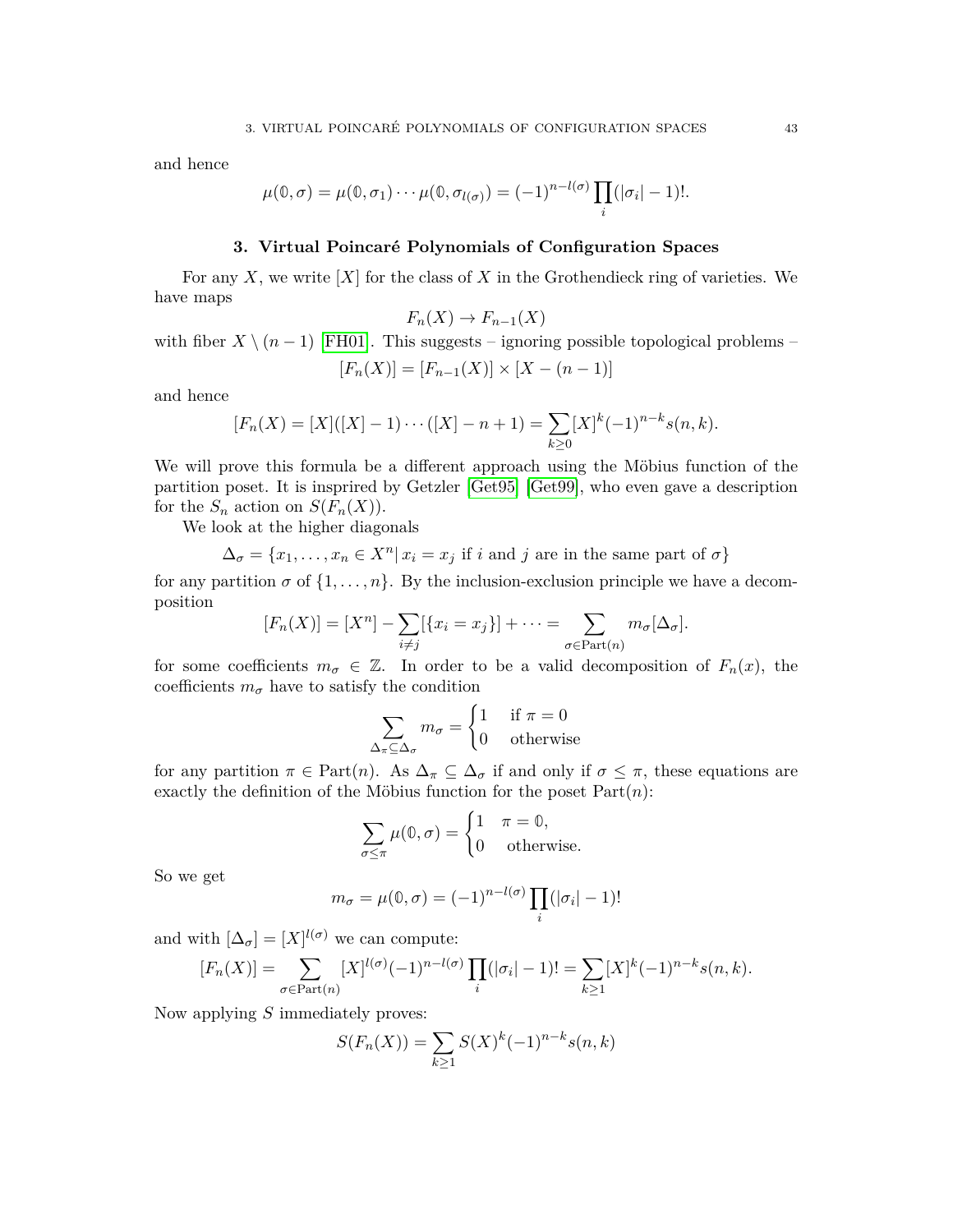and hence

$$\mu(\mathbb{0}, \sigma) = \mu(\mathbb{0}, \sigma_1) \cdots \mu(\mathbb{0}, \sigma_{l(\sigma)}) = (-1)^{n-l(\sigma)} \prod_i (|\sigma_i| - 1)!.$$

### 3. Virtual Poincaré Polynomials of Configuration Spaces

For any $X$, we write $[X]$ for the class of $X$ in the Grothendieck ring of varieties. We have maps

$$F_n(X) \to F_{n-1}(X)$$

with fiber $X \setminus (n-1)$ [FH01]. This suggests – ignoring possible topological problems –

$$[F_n(X)] = [F_{n-1}(X)] \times [X - (n-1)]$$

and hence

$$[F_n(X) = [X]([X]-1)\cdots([X]-n+1) = \sum_{k \geq 0} [X]^k (-1)^{n-k} s(n,k).$$

We will prove this formula be a different approach using the Möbius function of the partition poset. It is insprired by Getzler [Get95] [Get99], who even gave a description for the $S_n$ action on $S(F_n(X))$.

We look at the higher diagonals

$$\Delta_\sigma = \{x_1, \ldots, x_n \in X^n |\, x_i = x_j \text{ if } i \text{ and } j \text{ are in the same part of } \sigma\}$$

for any partition $\sigma$ of $\{1, \ldots, n\}$. By the inclusion-exclusion principle we have a decomposition

$$[F_n(X)] = [X^n] - \sum_{i \neq j} [\{x_i = x_j\}] + \cdots = \sum_{\sigma \in \mathrm{Part}(n)} m_\sigma [\Delta_\sigma].$$

for some coefficients $m_\sigma \in \mathbb{Z}$. In order to be a valid decomposition of $F_n(x)$, the coefficients $m_\sigma$ have to satisfy the condition

$$\sum_{\Delta_\pi \subseteq \Delta_\sigma} m_\sigma = \begin{cases} 1 & \text{if } \pi = 0 \\ 0 & \text{otherwise} \end{cases}$$

for any partition $\pi \in \mathrm{Part}(n)$. As $\Delta_\pi \subseteq \Delta_\sigma$ if and only if $\sigma \leq \pi$, these equations are exactly the definition of the Möbius function for the poset $\mathrm{Part}(n)$:

$$\sum_{\sigma \leq \pi} \mu(\mathbb{0}, \sigma) = \begin{cases} 1 & \pi = \mathbb{0}, \\ 0 & \text{otherwise.} \end{cases}$$

So we get

$$m_\sigma = \mu(\mathbb{0}, \sigma) = (-1)^{n-l(\sigma)} \prod_i (|\sigma_i| - 1)!$$

and with $[\Delta_\sigma] = [X]^{l(\sigma)}$ we can compute:

$$[F_n(X)] = \sum_{\sigma \in \mathrm{Part}(n)} [X]^{l(\sigma)} (-1)^{n-l(\sigma)} \prod_i (|\sigma_i| - 1)! = \sum_{k \geq 1} [X]^k (-1)^{n-k} s(n,k).$$

Now applying $S$ immediately proves:

$$S(F_n(X)) = \sum_{k \geq 1} S(X)^k (-1)^{n-k} s(n,k)$$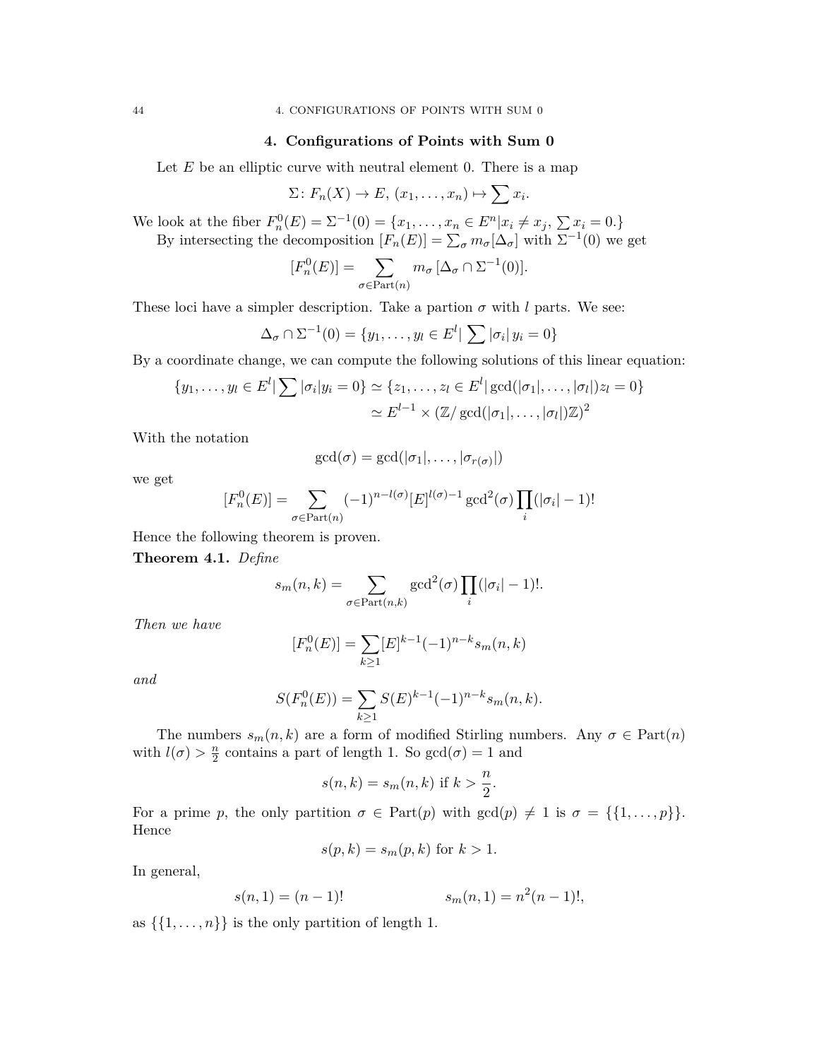## 4. Configurations of Points with Sum 0

Let $E$ be an elliptic curve with neutral element 0. There is a map

$$\Sigma\colon F_n(X) \to E,\ (x_1, \ldots, x_n) \mapsto \sum x_i.$$

We look at the fiber $F_n^0(E) = \Sigma^{-1}(0) = \{x_1, \ldots, x_n \in E^n | x_i \neq x_j,\ \sum x_i = 0.\}$

By intersecting the decomposition $[F_n(E)] = \sum_\sigma m_\sigma [\Delta_\sigma]$ with $\Sigma^{-1}(0)$ we get

$$[F_n^0(E)] = \sum_{\sigma \in \mathrm{Part}(n)} m_\sigma\, [\Delta_\sigma \cap \Sigma^{-1}(0)].$$

These loci have a simpler description. Take a partion $\sigma$ with $l$ parts. We see:

$$\Delta_\sigma \cap \Sigma^{-1}(0) = \{y_1, \ldots, y_l \in E^l | \sum |\sigma_i|\, y_i = 0\}$$

By a coordinate change, we can compute the following solutions of this linear equation:

$$\begin{aligned}\{y_1, \ldots, y_l \in E^l | \sum |\sigma_i| y_i = 0\} &\simeq \{z_1, \ldots, z_l \in E^l | \gcd(|\sigma_1|, \ldots, |\sigma_l|) z_l = 0\} \\ &\simeq E^{l-1} \times (\mathbb{Z}/\gcd(|\sigma_1|, \ldots, |\sigma_l|)\mathbb{Z})^2\end{aligned}$$

With the notation

$$\gcd(\sigma) = \gcd(|\sigma_1|, \ldots, |\sigma_{r(\sigma)}|)$$

we get

$$[F_n^0(E)] = \sum_{\sigma \in \mathrm{Part}(n)} (-1)^{n - l(\sigma)} [E]^{l(\sigma)-1} \gcd^2(\sigma) \prod_i (|\sigma_i| - 1)!$$

Hence the following theorem is proven.

**Theorem 4.1.** *Define*

$$s_m(n,k) = \sum_{\sigma \in \mathrm{Part}(n,k)} \gcd^2(\sigma) \prod_i (|\sigma_i| - 1)!.$$

*Then we have*

$$[F_n^0(E)] = \sum_{k \geq 1} [E]^{k-1} (-1)^{n-k} s_m(n,k)$$

*and*

$$S(F_n^0(E)) = \sum_{k \geq 1} S(E)^{k-1} (-1)^{n-k} s_m(n,k).$$

The numbers $s_m(n,k)$ are a form of modified Stirling numbers. Any $\sigma \in \mathrm{Part}(n)$ with $l(\sigma) > \frac{n}{2}$ contains a part of length 1. So $\gcd(\sigma) = 1$ and

$$s(n,k) = s_m(n,k) \text{ if } k > \frac{n}{2}.$$

For a prime $p$, the only partition $\sigma \in \mathrm{Part}(p)$ with $\gcd(p) \neq 1$ is $\sigma = \{\{1, \ldots, p\}\}$. Hence

$$s(p,k) = s_m(p,k) \text{ for } k > 1.$$

In general,

$$s(n,1) = (n-1)! \qquad\qquad s_m(n,1) = n^2(n-1)!,$$

as $\{\{1, \ldots, n\}\}$ is the only partition of length 1.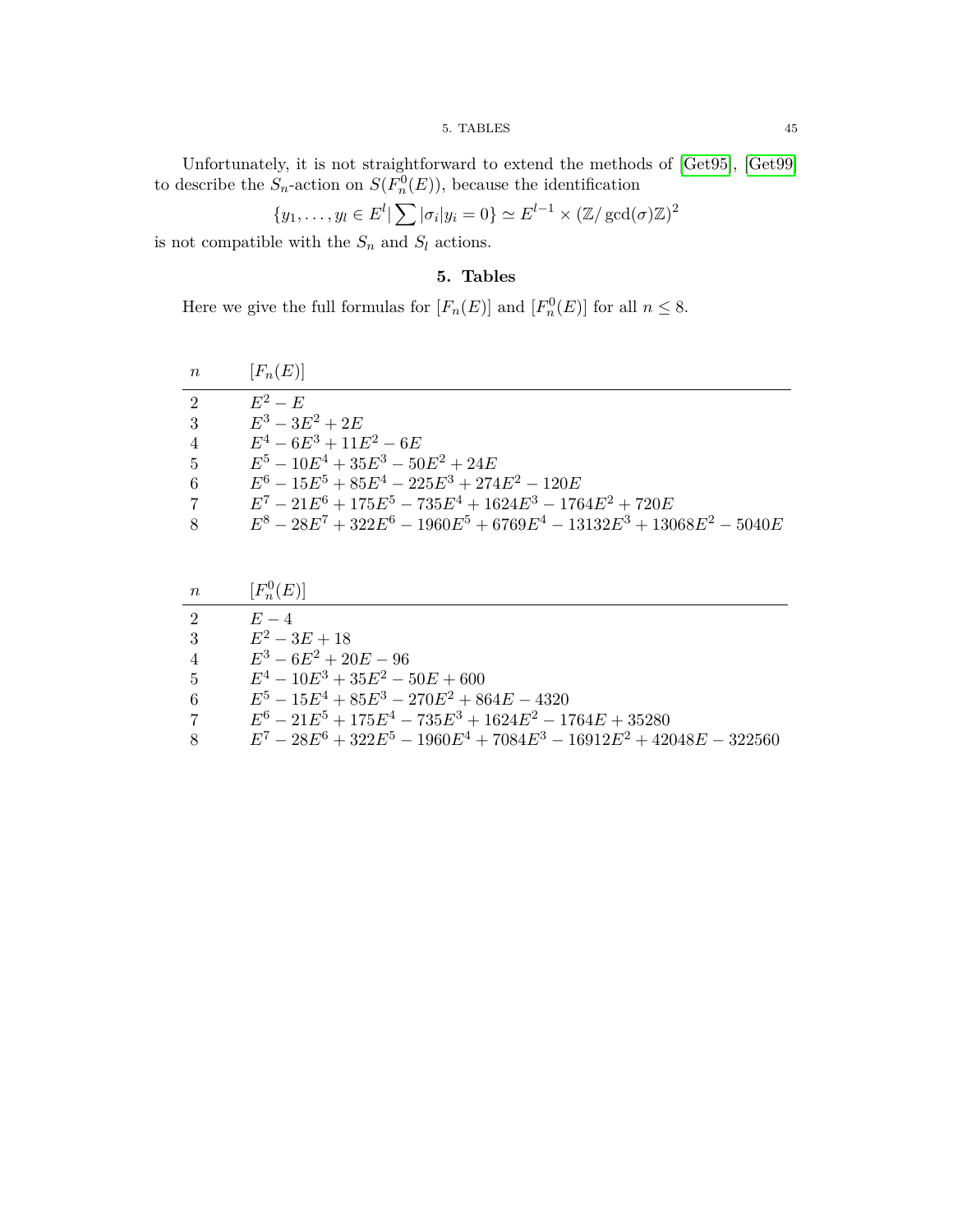Unfortunately, it is not straightforward to extend the methods of [Get95], [Get99] to describe the $S_n$-action on $S(F_n^0(E))$, because the identification

$$\{y_1, \ldots, y_l \in E^l | \sum |\sigma_i| y_i = 0\} \simeq E^{l-1} \times (\mathbb{Z}/\gcd(\sigma)\mathbb{Z})^2$$

is not compatible with the $S_n$ and $S_l$ actions.

## 5. Tables

Here we give the full formulas for $[F_n(E)]$ and $[F_n^0(E)]$ for all $n \leq 8$.

| $n$ | $[F_n(E)]$ |
|---|---|
| 2 | $E^2 - E$ |
| 3 | $E^3 - 3E^2 + 2E$ |
| 4 | $E^4 - 6E^3 + 11E^2 - 6E$ |
| 5 | $E^5 - 10E^4 + 35E^3 - 50E^2 + 24E$ |
| 6 | $E^6 - 15E^5 + 85E^4 - 225E^3 + 274E^2 - 120E$ |
| 7 | $E^7 - 21E^6 + 175E^5 - 735E^4 + 1624E^3 - 1764E^2 + 720E$ |
| 8 | $E^8 - 28E^7 + 322E^6 - 1960E^5 + 6769E^4 - 13132E^3 + 13068E^2 - 5040E$ |

| $n$ | $[F_n^0(E)]$ |
|---|---|
| 2 | $E - 4$ |
| 3 | $E^2 - 3E + 18$ |
| 4 | $E^3 - 6E^2 + 20E - 96$ |
| 5 | $E^4 - 10E^3 + 35E^2 - 50E + 600$ |
| 6 | $E^5 - 15E^4 + 85E^3 - 270E^2 + 864E - 4320$ |
| 7 | $E^6 - 21E^5 + 175E^4 - 735E^3 + 1624E^2 - 1764E + 35280$ |
| 8 | $E^7 - 28E^6 + 322E^5 - 1960E^4 + 7084E^3 - 16912E^2 + 42048E - 322560$ |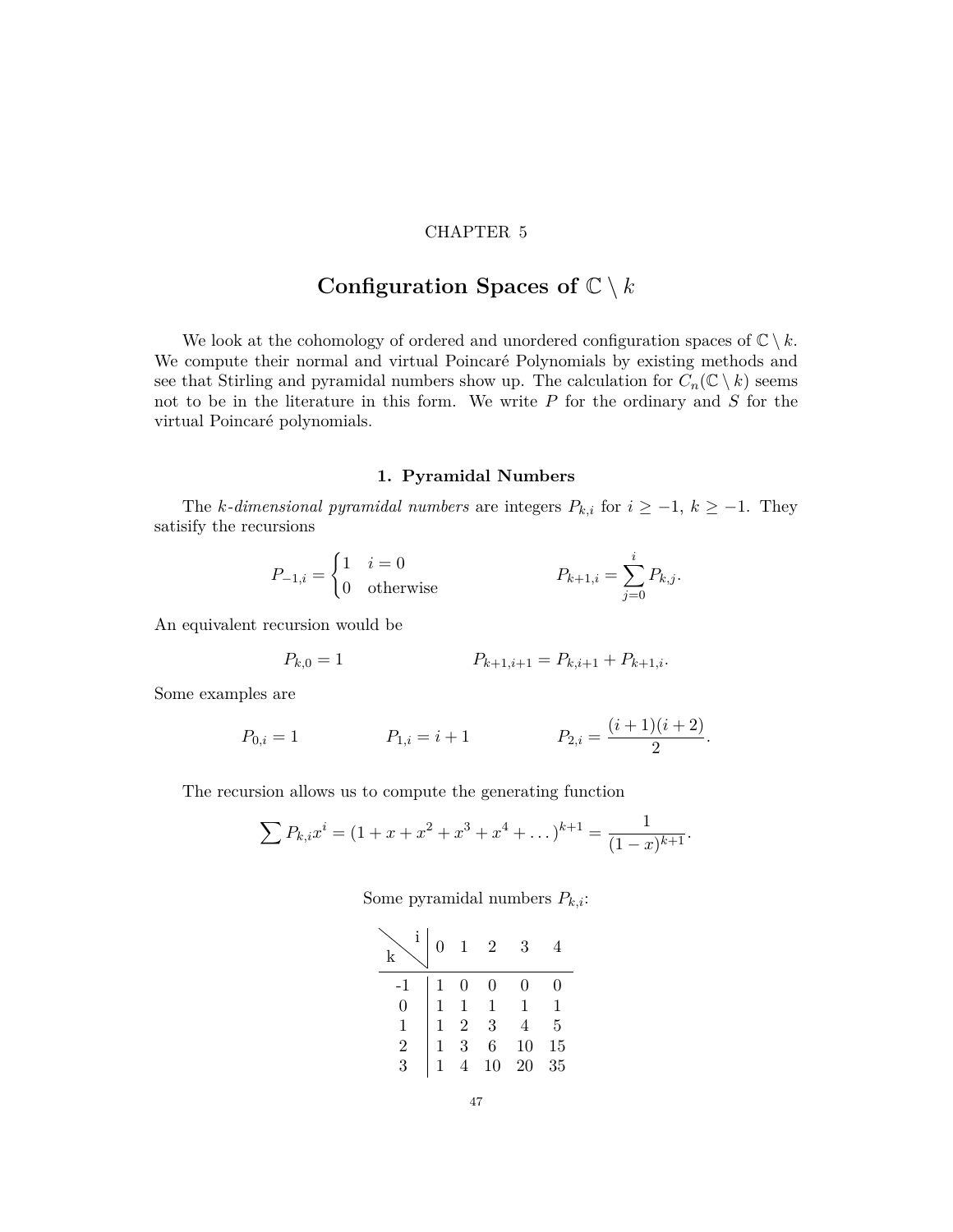CHAPTER 5

# Configuration Spaces of $\mathbb{C} \setminus k$

We look at the cohomology of ordered and unordered configuration spaces of $\mathbb{C} \setminus k$. We compute their normal and virtual Poincaré Polynomials by existing methods and see that Stirling and pyramidal numbers show up. The calculation for $C_n(\mathbb{C} \setminus k)$ seems not to be in the literature in this form. We write $P$ for the ordinary and $S$ for the virtual Poincaré polynomials.

## 1. Pyramidal Numbers

The *k-dimensional pyramidal numbers* are integers $P_{k,i}$ for $i \geq -1$, $k \geq -1$. They satisify the recursions

$$P_{-1,i} = \begin{cases} 1 & i = 0 \\ 0 & \text{otherwise} \end{cases} \qquad\qquad P_{k+1,i} = \sum_{j=0}^{i} P_{k,j}.$$

An equivalent recursion would be

$$P_{k,0} = 1 \qquad\qquad P_{k+1,i+1} = P_{k,i+1} + P_{k+1,i}.$$

Some examples are

$$P_{0,i} = 1 \qquad\qquad P_{1,i} = i + 1 \qquad\qquad P_{2,i} = \frac{(i+1)(i+2)}{2}.$$

The recursion allows us to compute the generating function

$$\sum P_{k,i} x^i = (1 + x + x^2 + x^3 + x^4 + \dots)^{k+1} = \frac{1}{(1-x)^{k+1}}.$$

Some pyramidal numbers $P_{k,i}$:

| k \ i | 0 | 1 | 2 | 3 | 4 |
|---|---|---|---|---|---|
| -1 | 1 | 0 | 0 | 0 | 0 |
| 0 | 1 | 1 | 1 | 1 | 1 |
| 1 | 1 | 2 | 3 | 4 | 5 |
| 2 | 1 | 3 | 6 | 10 | 15 |
| 3 | 1 | 4 | 10 | 20 | 35 |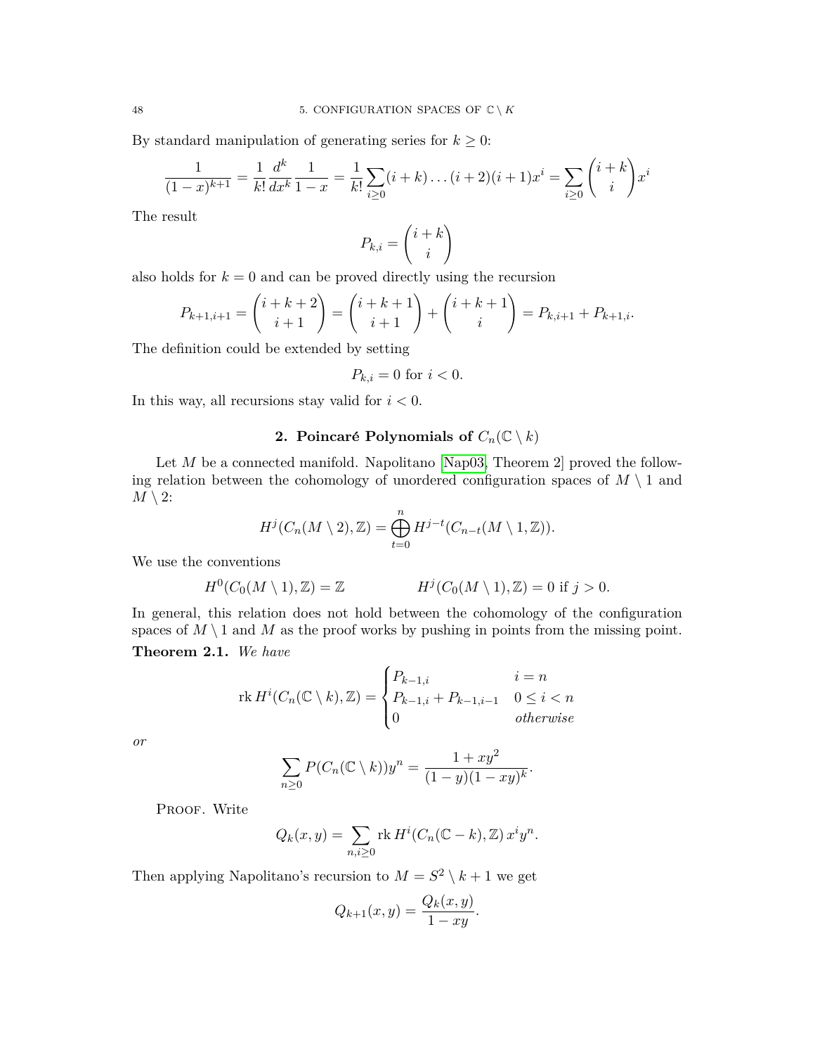By standard manipulation of generating series for $k \geq 0$:

$$\frac{1}{(1-x)^{k+1}} = \frac{1}{k!}\frac{d^k}{dx^k}\frac{1}{1-x} = \frac{1}{k!}\sum_{i\geq 0}(i+k)\dots(i+2)(i+1)x^i = \sum_{i\geq 0}\binom{i+k}{i}x^i$$

The result

$$P_{k,i} = \binom{i+k}{i}$$

also holds for $k = 0$ and can be proved directly using the recursion

$$P_{k+1,i+1} = \binom{i+k+2}{i+1} = \binom{i+k+1}{i+1} + \binom{i+k+1}{i} = P_{k,i+1} + P_{k+1,i}.$$

The definition could be extended by setting

$$P_{k,i} = 0 \text{ for } i < 0.$$

In this way, all recursions stay valid for $i < 0$.

## 2. Poincaré Polynomials of $C_n(\mathbb{C} \setminus k)$

Let $M$ be a connected manifold. Napolitano [Nap03, Theorem 2] proved the following relation between the cohomology of unordered configuration spaces of $M \setminus 1$ and $M \setminus 2$:

$$H^j(C_n(M \setminus 2), \mathbb{Z}) = \bigoplus_{t=0}^{n} H^{j-t}(C_{n-t}(M \setminus 1, \mathbb{Z})).$$

We use the conventions

$$H^0(C_0(M \setminus 1), \mathbb{Z}) = \mathbb{Z} \qquad\qquad H^j(C_0(M \setminus 1), \mathbb{Z}) = 0 \text{ if } j > 0.$$

In general, this relation does not hold between the cohomology of the configuration spaces of $M \setminus 1$ and $M$ as the proof works by pushing in points from the missing point.

**Theorem 2.1.** *We have*

$$\operatorname{rk} H^i(C_n(\mathbb{C} \setminus k), \mathbb{Z}) = \begin{cases} P_{k-1,i} & i = n \\ P_{k-1,i} + P_{k-1,i-1} & 0 \leq i < n \\ 0 & \textit{otherwise} \end{cases}$$

*or*

$$\sum_{n\geq 0} P(C_n(\mathbb{C} \setminus k))y^n = \frac{1+xy^2}{(1-y)(1-xy)^k}.$$

Proof. Write

$$Q_k(x,y) = \sum_{n,i\geq 0} \operatorname{rk} H^i(C_n(\mathbb{C} - k), \mathbb{Z})\, x^i y^n.$$

Then applying Napolitano's recursion to $M = S^2 \setminus k+1$ we get

$$Q_{k+1}(x,y) = \frac{Q_k(x,y)}{1-xy}.$$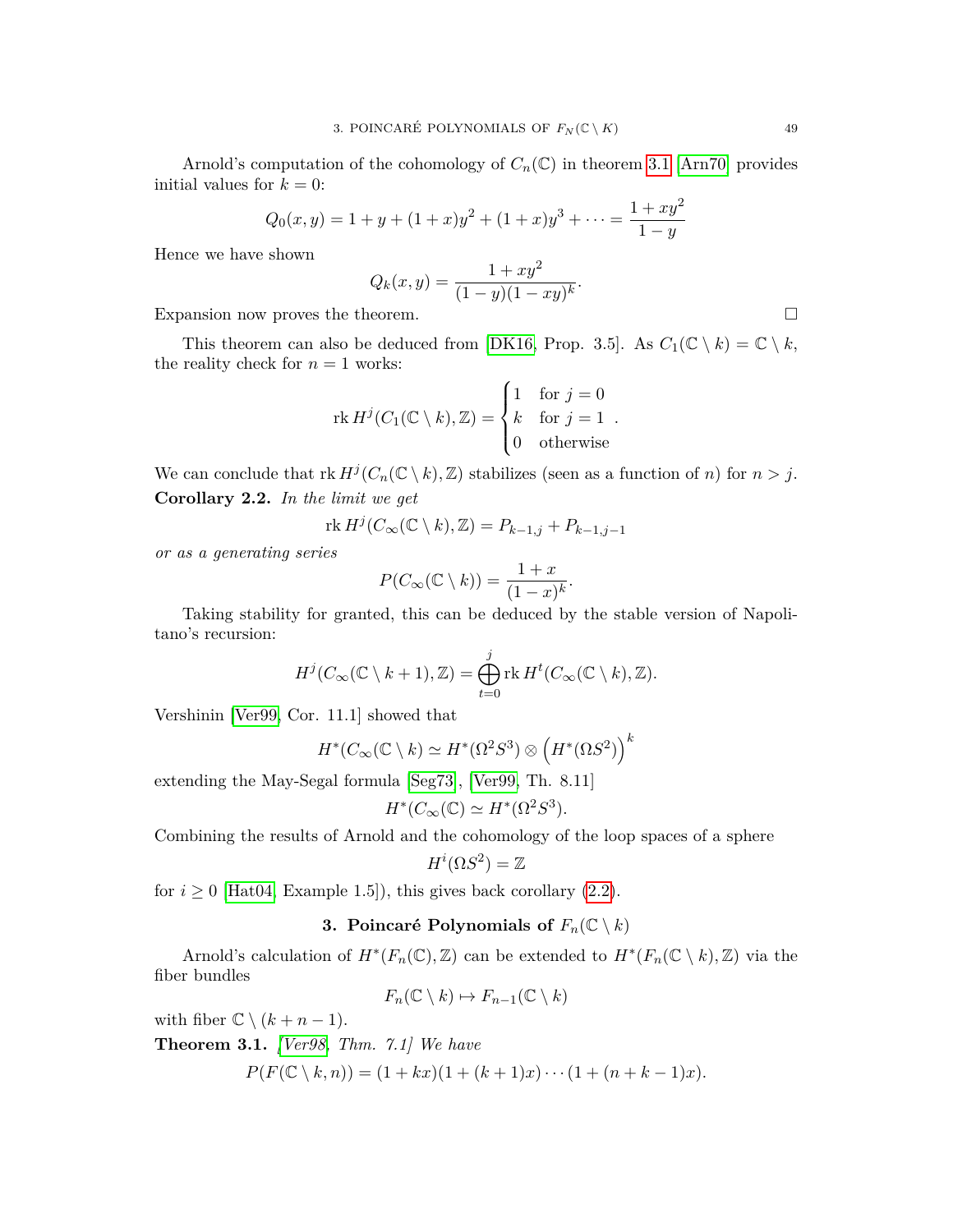Arnold's computation of the cohomology of $C_n(\mathbb{C})$ in theorem 3.1 [Arn70] provides initial values for $k = 0$:

$$Q_0(x, y) = 1 + y + (1 + x)y^2 + (1 + x)y^3 + \cdots = \frac{1 + xy^2}{1 - y}$$

Hence we have shown

$$Q_k(x, y) = \frac{1 + xy^2}{(1 - y)(1 - xy)^k}.$$

Expansion now proves the theorem. □

This theorem can also be deduced from [DK16, Prop. 3.5]. As $C_1(\mathbb{C} \setminus k) = \mathbb{C} \setminus k$, the reality check for $n = 1$ works:

$$\operatorname{rk} H^j(C_1(\mathbb{C} \setminus k), \mathbb{Z}) = \begin{cases} 1 & \text{for } j = 0 \\ k & \text{for } j = 1 \\ 0 & \text{otherwise} \end{cases}.$$

We can conclude that $\operatorname{rk} H^j(C_n(\mathbb{C} \setminus k), \mathbb{Z})$ stabilizes (seen as a function of $n$) for $n > j$.

**Corollary 2.2.** *In the limit we get*

$$\operatorname{rk} H^j(C_\infty(\mathbb{C} \setminus k), \mathbb{Z}) = P_{k-1,j} + P_{k-1,j-1}$$

*or as a generating series*

$$P(C_\infty(\mathbb{C} \setminus k)) = \frac{1 + x}{(1 - x)^k}.$$

Taking stability for granted, this can be deduced by the stable version of Napolitano's recursion:

$$H^j(C_\infty(\mathbb{C} \setminus k + 1), \mathbb{Z}) = \bigoplus_{t=0}^{j} \operatorname{rk} H^t(C_\infty(\mathbb{C} \setminus k), \mathbb{Z}).$$

Vershinin [Ver99, Cor. 11.1] showed that

$$H^*(C_\infty(\mathbb{C} \setminus k) \simeq H^*(\Omega^2 S^3) \otimes \left(H^*(\Omega S^2)\right)^k$$

extending the May-Segal formula [Seg73], [Ver99, Th. 8.11]

$$H^*(C_\infty(\mathbb{C}) \simeq H^*(\Omega^2 S^3).$$

Combining the results of Arnold and the cohomology of the loop spaces of a sphere

$$H^i(\Omega S^2) = \mathbb{Z}$$

for $i \geq 0$ [Hat04, Example 1.5]), this gives back corollary (2.2).

## 3. Poincaré Polynomials of $F_n(\mathbb{C} \setminus k)$

Arnold's calculation of $H^*(F_n(\mathbb{C}), \mathbb{Z})$ can be extended to $H^*(F_n(\mathbb{C} \setminus k), \mathbb{Z})$ via the fiber bundles

$$F_n(\mathbb{C} \setminus k) \mapsto F_{n-1}(\mathbb{C} \setminus k)$$

with fiber $\mathbb{C} \setminus (k + n - 1)$.

**Theorem 3.1.** *[Ver98, Thm. 7.1] We have*

$$P(F(\mathbb{C} \setminus k, n)) = (1 + kx)(1 + (k + 1)x) \cdots (1 + (n + k - 1)x).$$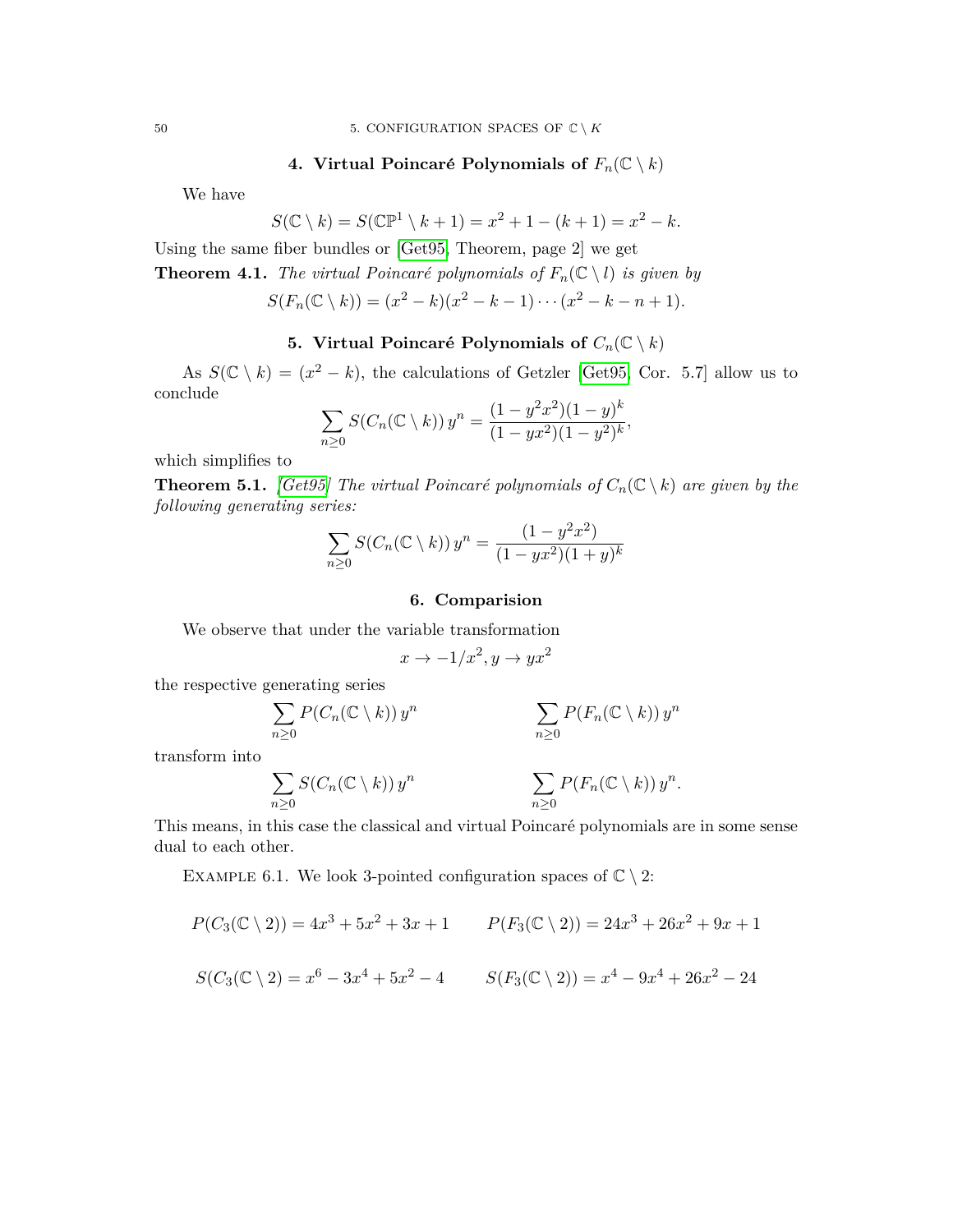## 4. Virtual Poincaré Polynomials of $F_n(\mathbb{C} \setminus k)$

We have

$$S(\mathbb{C} \setminus k) = S(\mathbb{CP}^1 \setminus k+1) = x^2 + 1 - (k+1) = x^2 - k.$$

Using the same fiber bundles or [Get95, Theorem, page 2] we get

**Theorem 4.1.** *The virtual Poincaré polynomials of $F_n(\mathbb{C} \setminus l)$ is given by*

$$S(F_n(\mathbb{C} \setminus k)) = (x^2 - k)(x^2 - k - 1) \cdots (x^2 - k - n + 1).$$

## 5. Virtual Poincaré Polynomials of $C_n(\mathbb{C} \setminus k)$

As $S(\mathbb{C} \setminus k) = (x^2 - k)$, the calculations of Getzler [Get95, Cor. 5.7] allow us to conclude

$$\sum_{n \geq 0} S(C_n(\mathbb{C} \setminus k))\, y^n = \frac{(1 - y^2 x^2)(1 - y)^k}{(1 - yx^2)(1 - y^2)^k},$$

which simplifies to

**Theorem 5.1.** *[Get95] The virtual Poincaré polynomials of $C_n(\mathbb{C} \setminus k)$ are given by the following generating series:*

$$\sum_{n \geq 0} S(C_n(\mathbb{C} \setminus k))\, y^n = \frac{(1 - y^2 x^2)}{(1 - yx^2)(1 + y)^k}$$

## 6. Comparision

We observe that under the variable transformation

$$x \to -1/x^2, y \to yx^2$$

the respective generating series

$$\sum_{n \geq 0} P(C_n(\mathbb{C} \setminus k))\, y^n \qquad\qquad \sum_{n \geq 0} P(F_n(\mathbb{C} \setminus k))\, y^n$$

transform into

$$\sum_{n \geq 0} S(C_n(\mathbb{C} \setminus k))\, y^n \qquad\qquad \sum_{n \geq 0} P(F_n(\mathbb{C} \setminus k))\, y^n.$$

This means, in this case the classical and virtual Poincaré polynomials are in some sense dual to each other.

Example 6.1. We look 3-pointed configuration spaces of $\mathbb{C} \setminus 2$:

$$P(C_3(\mathbb{C} \setminus 2)) = 4x^3 + 5x^2 + 3x + 1 \qquad P(F_3(\mathbb{C} \setminus 2)) = 24x^3 + 26x^2 + 9x + 1$$

$$S(C_3(\mathbb{C} \setminus 2) = x^6 - 3x^4 + 5x^2 - 4 \qquad S(F_3(\mathbb{C} \setminus 2)) = x^4 - 9x^4 + 26x^2 - 24$$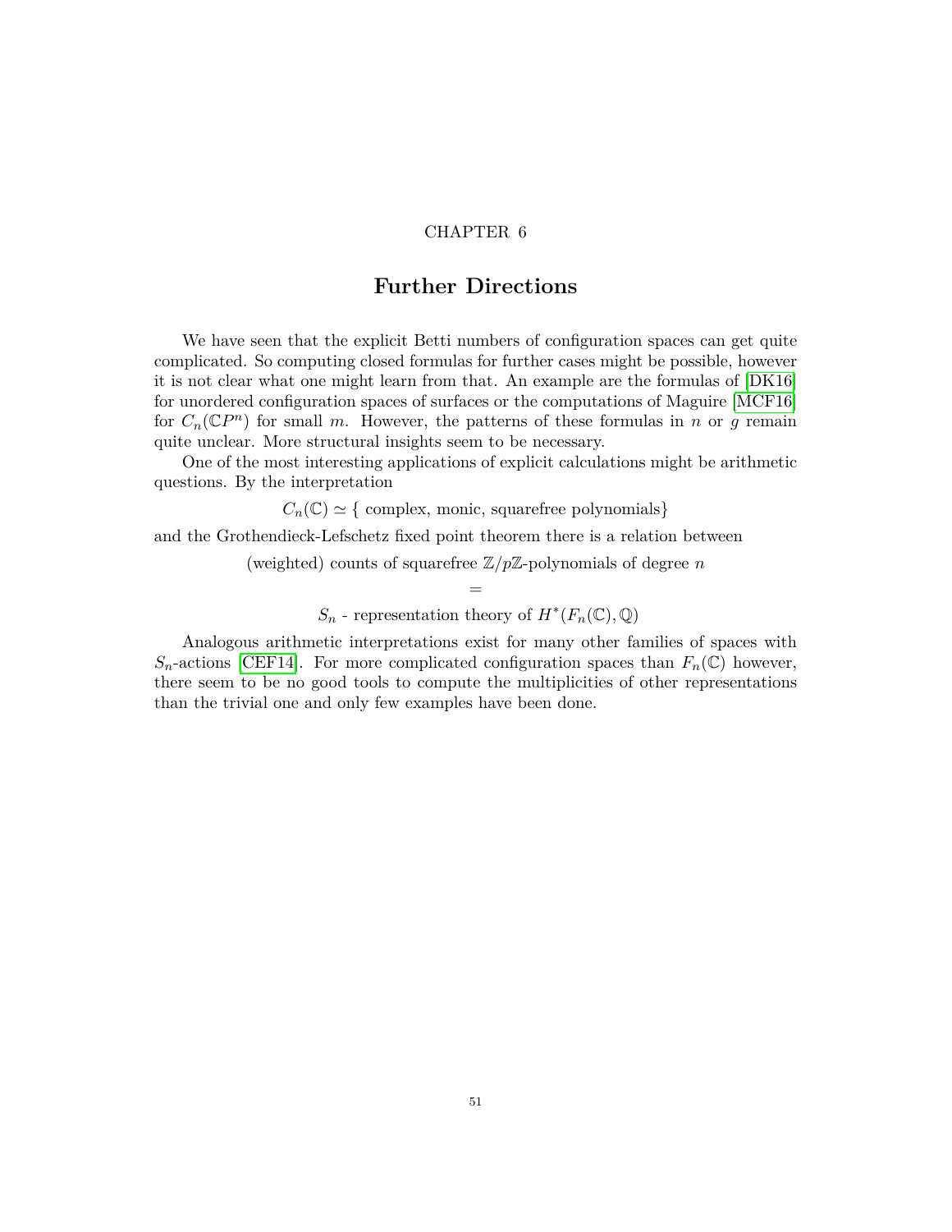CHAPTER 6

# Further Directions

We have seen that the explicit Betti numbers of configuration spaces can get quite complicated. So computing closed formulas for further cases might be possible, however it is not clear what one might learn from that. An example are the formulas of [DK16] for unordered configuration spaces of surfaces or the computations of Maguire [MCF16] for $C_n(\mathbb{C}P^n)$ for small $m$. However, the patterns of these formulas in $n$ or $g$ remain quite unclear. More structural insights seem to be necessary.

One of the most interesting applications of explicit calculations might be arithmetic questions. By the interpretation

$$C_n(\mathbb{C}) \simeq \{ \text{ complex, monic, squarefree polynomials}\}$$

and the Grothendieck-Lefschetz fixed point theorem there is a relation between

$$\text{(weighted) counts of squarefree } \mathbb{Z}/p\mathbb{Z}\text{-polynomials of degree } n$$

$$=$$

$$S_n \text{ - representation theory of } H^*(F_n(\mathbb{C}), \mathbb{Q})$$

Analogous arithmetic interpretations exist for many other families of spaces with $S_n$-actions [CEF14]. For more complicated configuration spaces than $F_n(\mathbb{C})$ however, there seem to be no good tools to compute the multiplicities of other representations than the trivial one and only few examples have been done.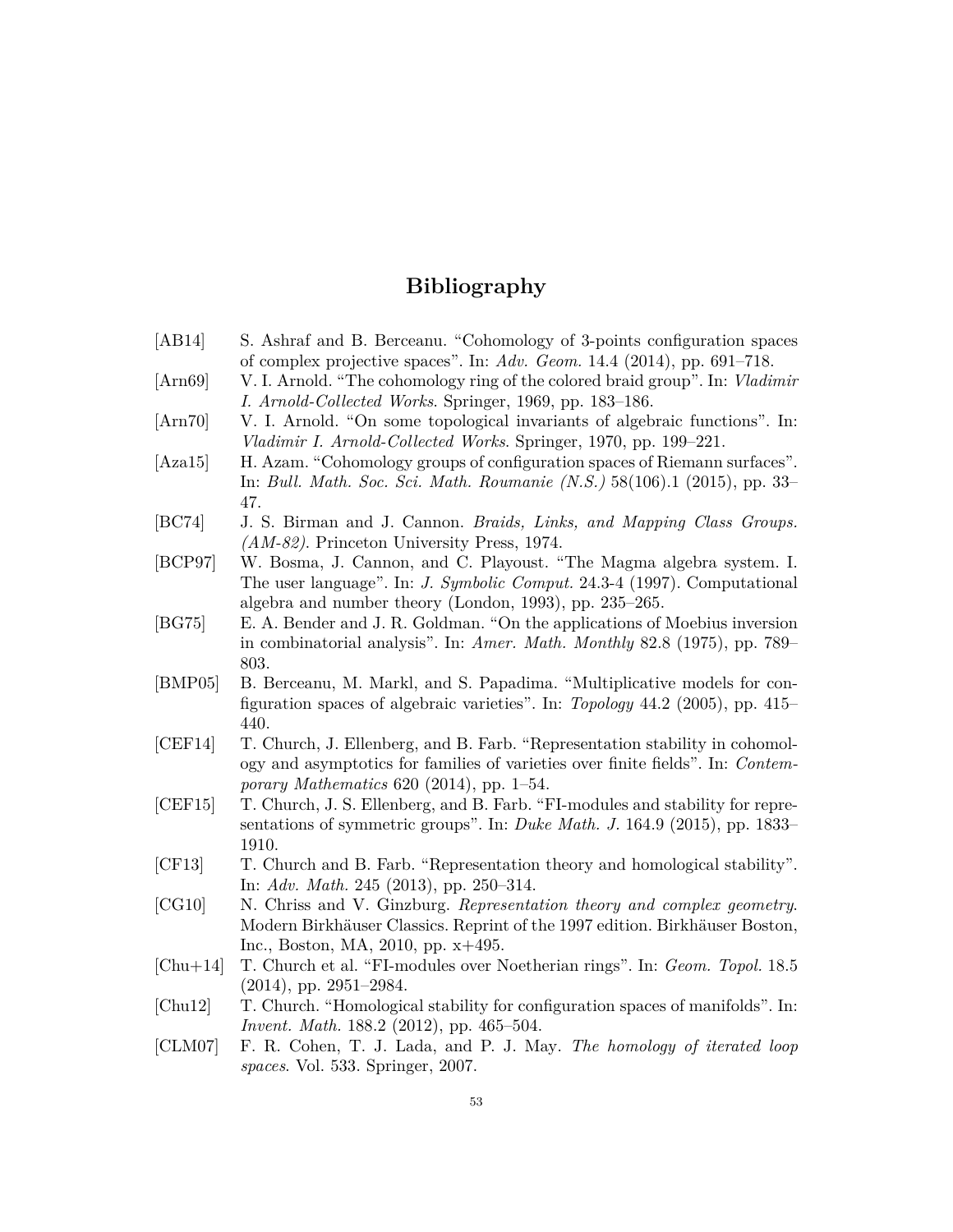# Bibliography

[AB14] S. Ashraf and B. Berceanu. "Cohomology of 3-points configuration spaces of complex projective spaces". In: *Adv. Geom.* 14.4 (2014), pp. 691–718.

[Arn69] V. I. Arnold. "The cohomology ring of the colored braid group". In: *Vladimir I. Arnold-Collected Works*. Springer, 1969, pp. 183–186.

[Arn70] V. I. Arnold. "On some topological invariants of algebraic functions". In: *Vladimir I. Arnold-Collected Works*. Springer, 1970, pp. 199–221.

[Aza15] H. Azam. "Cohomology groups of configuration spaces of Riemann surfaces". In: *Bull. Math. Soc. Sci. Math. Roumanie (N.S.)* 58(106).1 (2015), pp. 33–47.

[BC74] J. S. Birman and J. Cannon. *Braids, Links, and Mapping Class Groups. (AM-82)*. Princeton University Press, 1974.

[BCP97] W. Bosma, J. Cannon, and C. Playoust. "The Magma algebra system. I. The user language". In: *J. Symbolic Comput.* 24.3-4 (1997). Computational algebra and number theory (London, 1993), pp. 235–265.

[BG75] E. A. Bender and J. R. Goldman. "On the applications of Moebius inversion in combinatorial analysis". In: *Amer. Math. Monthly* 82.8 (1975), pp. 789–803.

[BMP05] B. Berceanu, M. Markl, and S. Papadima. "Multiplicative models for configuration spaces of algebraic varieties". In: *Topology* 44.2 (2005), pp. 415–440.

[CEF14] T. Church, J. Ellenberg, and B. Farb. "Representation stability in cohomology and asymptotics for families of varieties over finite fields". In: *Contemporary Mathematics* 620 (2014), pp. 1–54.

[CEF15] T. Church, J. S. Ellenberg, and B. Farb. "FI-modules and stability for representations of symmetric groups". In: *Duke Math. J.* 164.9 (2015), pp. 1833–1910.

[CF13] T. Church and B. Farb. "Representation theory and homological stability". In: *Adv. Math.* 245 (2013), pp. 250–314.

[CG10] N. Chriss and V. Ginzburg. *Representation theory and complex geometry*. Modern Birkhäuser Classics. Reprint of the 1997 edition. Birkhäuser Boston, Inc., Boston, MA, 2010, pp. x+495.

[Chu+14] T. Church et al. "FI-modules over Noetherian rings". In: *Geom. Topol.* 18.5 (2014), pp. 2951–2984.

[Chu12] T. Church. "Homological stability for configuration spaces of manifolds". In: *Invent. Math.* 188.2 (2012), pp. 465–504.

[CLM07] F. R. Cohen, T. J. Lada, and P. J. May. *The homology of iterated loop spaces*. Vol. 533. Springer, 2007.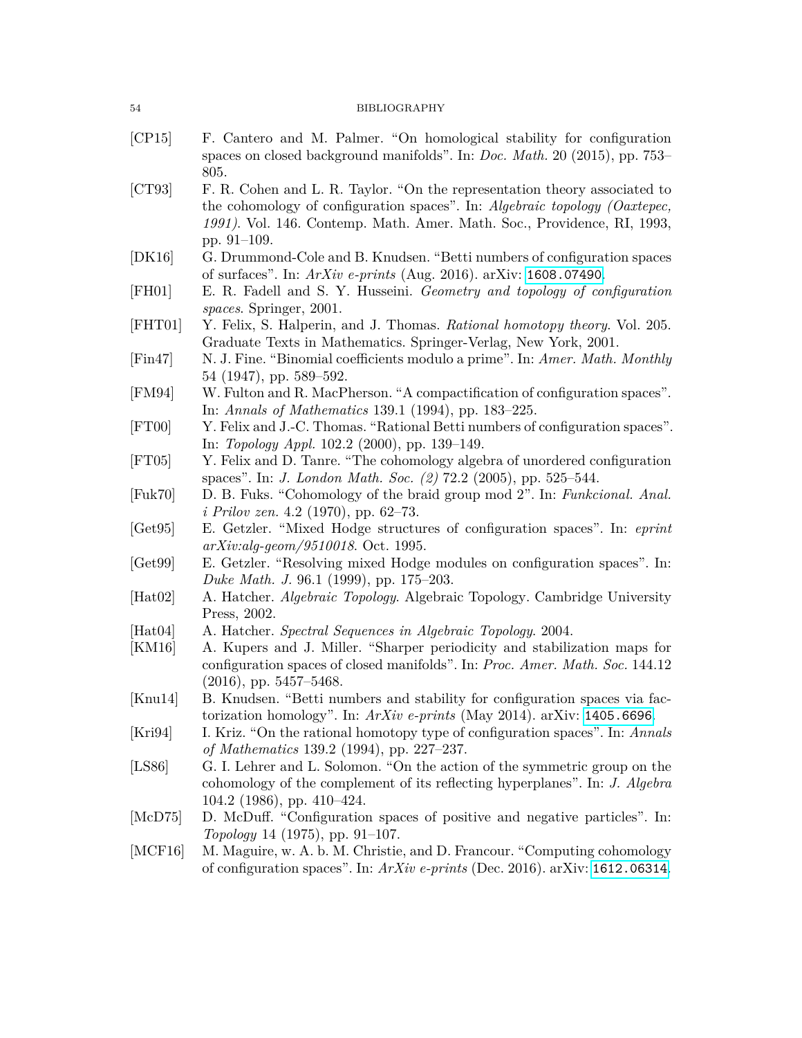- [CP15] F. Cantero and M. Palmer. “On homological stability for configuration spaces on closed background manifolds”. In: *Doc. Math.* 20 (2015), pp. 753–805.
- [CT93] F. R. Cohen and L. R. Taylor. “On the representation theory associated to the cohomology of configuration spaces”. In: *Algebraic topology (Oaxtepec, 1991)*. Vol. 146. Contemp. Math. Amer. Math. Soc., Providence, RI, 1993, pp. 91–109.
- [DK16] G. Drummond-Cole and B. Knudsen. “Betti numbers of configuration spaces of surfaces”. In: *ArXiv e-prints* (Aug. 2016). arXiv: 1608.07490.
- [FH01] E. R. Fadell and S. Y. Husseini. *Geometry and topology of configuration spaces*. Springer, 2001.
- [FHT01] Y. Felix, S. Halperin, and J. Thomas. *Rational homotopy theory*. Vol. 205. Graduate Texts in Mathematics. Springer-Verlag, New York, 2001.
- [Fin47] N. J. Fine. “Binomial coefficients modulo a prime”. In: *Amer. Math. Monthly* 54 (1947), pp. 589–592.
- [FM94] W. Fulton and R. MacPherson. “A compactification of configuration spaces”. In: *Annals of Mathematics* 139.1 (1994), pp. 183–225.
- [FT00] Y. Felix and J.-C. Thomas. “Rational Betti numbers of configuration spaces”. In: *Topology Appl.* 102.2 (2000), pp. 139–149.
- [FT05] Y. Felix and D. Tanre. “The cohomology algebra of unordered configuration spaces”. In: *J. London Math. Soc. (2)* 72.2 (2005), pp. 525–544.
- [Fuk70] D. B. Fuks. “Cohomology of the braid group mod 2”. In: *Funkcional. Anal. i Prilov zen.* 4.2 (1970), pp. 62–73.
- [Get95] E. Getzler. “Mixed Hodge structures of configuration spaces”. In: *eprint arXiv:alg-geom/9510018*. Oct. 1995.
- [Get99] E. Getzler. “Resolving mixed Hodge modules on configuration spaces”. In: *Duke Math. J.* 96.1 (1999), pp. 175–203.
- [Hat02] A. Hatcher. *Algebraic Topology*. Algebraic Topology. Cambridge University Press, 2002.
- [Hat04] A. Hatcher. *Spectral Sequences in Algebraic Topology*. 2004.
- [KM16] A. Kupers and J. Miller. “Sharper periodicity and stabilization maps for configuration spaces of closed manifolds”. In: *Proc. Amer. Math. Soc.* 144.12 (2016), pp. 5457–5468.
- [Knu14] B. Knudsen. “Betti numbers and stability for configuration spaces via factorization homology”. In: *ArXiv e-prints* (May 2014). arXiv: 1405.6696.
- [Kri94] I. Kriz. “On the rational homotopy type of configuration spaces”. In: *Annals of Mathematics* 139.2 (1994), pp. 227–237.
- [LS86] G. I. Lehrer and L. Solomon. “On the action of the symmetric group on the cohomology of the complement of its reflecting hyperplanes”. In: *J. Algebra* 104.2 (1986), pp. 410–424.
- [McD75] D. McDuff. “Configuration spaces of positive and negative particles”. In: *Topology* 14 (1975), pp. 91–107.
- [MCF16] M. Maguire, w. A. b. M. Christie, and D. Francour. “Computing cohomology of configuration spaces”. In: *ArXiv e-prints* (Dec. 2016). arXiv: 1612.06314.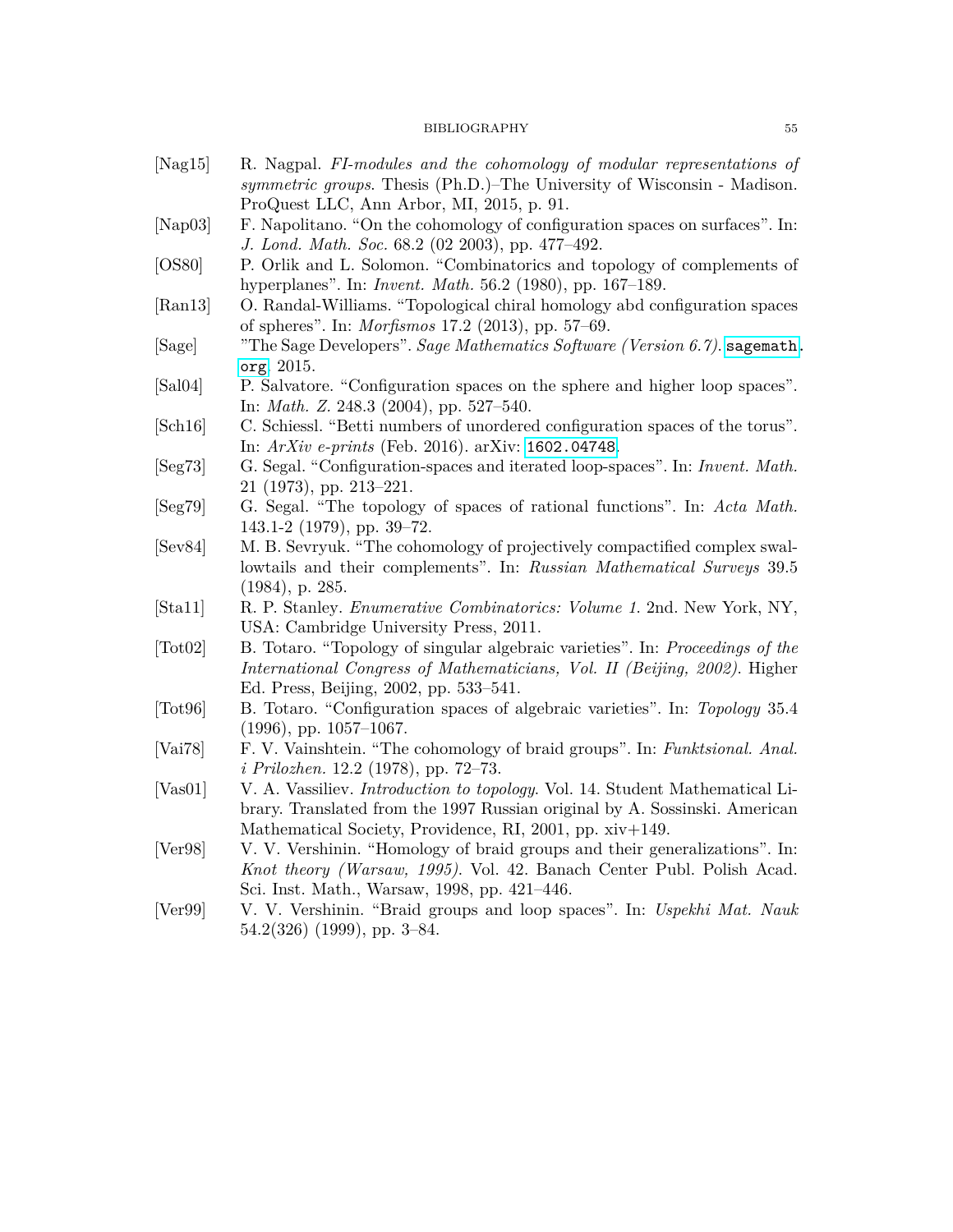- [Nag15] R. Nagpal. *FI-modules and the cohomology of modular representations of symmetric groups*. Thesis (Ph.D.)–The University of Wisconsin - Madison. ProQuest LLC, Ann Arbor, MI, 2015, p. 91.
- [Nap03] F. Napolitano. "On the cohomology of configuration spaces on surfaces". In: *J. Lond. Math. Soc.* 68.2 (02 2003), pp. 477–492.
- [OS80] P. Orlik and L. Solomon. "Combinatorics and topology of complements of hyperplanes". In: *Invent. Math.* 56.2 (1980), pp. 167–189.
- [Ran13] O. Randal-Williams. "Topological chiral homology abd configuration spaces of spheres". In: *Morfismos* 17.2 (2013), pp. 57–69.
- [Sage] "The Sage Developers". *Sage Mathematics Software (Version 6.7)*. `sagemath.org`. 2015.
- [Sal04] P. Salvatore. "Configuration spaces on the sphere and higher loop spaces". In: *Math. Z.* 248.3 (2004), pp. 527–540.
- [Sch16] C. Schiessl. "Betti numbers of unordered configuration spaces of the torus". In: *ArXiv e-prints* (Feb. 2016). arXiv: `1602.04748`.
- [Seg73] G. Segal. "Configuration-spaces and iterated loop-spaces". In: *Invent. Math.* 21 (1973), pp. 213–221.
- [Seg79] G. Segal. "The topology of spaces of rational functions". In: *Acta Math.* 143.1-2 (1979), pp. 39–72.
- [Sev84] M. B. Sevryuk. "The cohomology of projectively compactified complex swallowtails and their complements". In: *Russian Mathematical Surveys* 39.5 (1984), p. 285.
- [Sta11] R. P. Stanley. *Enumerative Combinatorics: Volume 1*. 2nd. New York, NY, USA: Cambridge University Press, 2011.
- [Tot02] B. Totaro. "Topology of singular algebraic varieties". In: *Proceedings of the International Congress of Mathematicians, Vol. II (Beijing, 2002)*. Higher Ed. Press, Beijing, 2002, pp. 533–541.
- [Tot96] B. Totaro. "Configuration spaces of algebraic varieties". In: *Topology* 35.4 (1996), pp. 1057–1067.
- [Vai78] F. V. Vainshtein. "The cohomology of braid groups". In: *Funktsional. Anal. i Prilozhen.* 12.2 (1978), pp. 72–73.
- [Vas01] V. A. Vassiliev. *Introduction to topology*. Vol. 14. Student Mathematical Library. Translated from the 1997 Russian original by A. Sossinski. American Mathematical Society, Providence, RI, 2001, pp. xiv+149.
- [Ver98] V. V. Vershinin. "Homology of braid groups and their generalizations". In: *Knot theory (Warsaw, 1995)*. Vol. 42. Banach Center Publ. Polish Acad. Sci. Inst. Math., Warsaw, 1998, pp. 421–446.
- [Ver99] V. V. Vershinin. "Braid groups and loop spaces". In: *Uspekhi Mat. Nauk* 54.2(326) (1999), pp. 3–84.